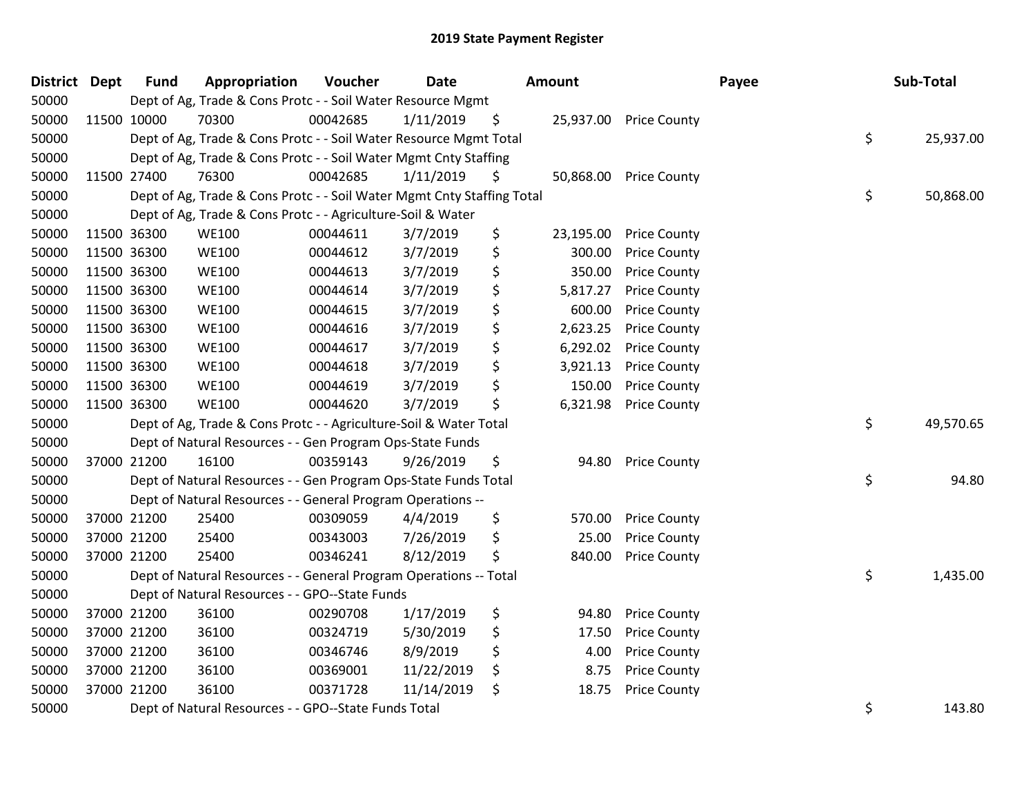## 2019 State Payment Register

| District | Dept | Fund | Appropriation | Voucher | Date | Amount | | Payee | Sub-Total |
|---|---|---|---|---|---|---|---|---|---|
| 50000 | | Dept of Ag, Trade & Cons Protc - - Soil Water Resource Mgmt | | | | | | | |
| 50000 | 11500 | 10000 | 70300 | 00042685 | 1/11/2019 | $ | 25,937.00 | Price County | |
| 50000 | | Dept of Ag, Trade & Cons Protc - - Soil Water Resource Mgmt Total | | | | | | | $ 25,937.00 |
| 50000 | | Dept of Ag, Trade & Cons Protc - - Soil Water Mgmt Cnty Staffing | | | | | | | |
| 50000 | 11500 | 27400 | 76300 | 00042685 | 1/11/2019 | $ | 50,868.00 | Price County | |
| 50000 | | Dept of Ag, Trade & Cons Protc - - Soil Water Mgmt Cnty Staffing Total | | | | | | | $ 50,868.00 |
| 50000 | | Dept of Ag, Trade & Cons Protc - - Agriculture-Soil & Water | | | | | | | |
| 50000 | 11500 | 36300 | WE100 | 00044611 | 3/7/2019 | $ | 23,195.00 | Price County | |
| 50000 | 11500 | 36300 | WE100 | 00044612 | 3/7/2019 | $ | 300.00 | Price County | |
| 50000 | 11500 | 36300 | WE100 | 00044613 | 3/7/2019 | $ | 350.00 | Price County | |
| 50000 | 11500 | 36300 | WE100 | 00044614 | 3/7/2019 | $ | 5,817.27 | Price County | |
| 50000 | 11500 | 36300 | WE100 | 00044615 | 3/7/2019 | $ | 600.00 | Price County | |
| 50000 | 11500 | 36300 | WE100 | 00044616 | 3/7/2019 | $ | 2,623.25 | Price County | |
| 50000 | 11500 | 36300 | WE100 | 00044617 | 3/7/2019 | $ | 6,292.02 | Price County | |
| 50000 | 11500 | 36300 | WE100 | 00044618 | 3/7/2019 | $ | 3,921.13 | Price County | |
| 50000 | 11500 | 36300 | WE100 | 00044619 | 3/7/2019 | $ | 150.00 | Price County | |
| 50000 | 11500 | 36300 | WE100 | 00044620 | 3/7/2019 | $ | 6,321.98 | Price County | |
| 50000 | | Dept of Ag, Trade & Cons Protc - - Agriculture-Soil & Water Total | | | | | | | $ 49,570.65 |
| 50000 | | Dept of Natural Resources - - Gen Program Ops-State Funds | | | | | | | |
| 50000 | 37000 | 21200 | 16100 | 00359143 | 9/26/2019 | $ | 94.80 | Price County | |
| 50000 | | Dept of Natural Resources - - Gen Program Ops-State Funds Total | | | | | | | $ 94.80 |
| 50000 | | Dept of Natural Resources - - General Program Operations -- | | | | | | | |
| 50000 | 37000 | 21200 | 25400 | 00309059 | 4/4/2019 | $ | 570.00 | Price County | |
| 50000 | 37000 | 21200 | 25400 | 00343003 | 7/26/2019 | $ | 25.00 | Price County | |
| 50000 | 37000 | 21200 | 25400 | 00346241 | 8/12/2019 | $ | 840.00 | Price County | |
| 50000 | | Dept of Natural Resources - - General Program Operations -- Total | | | | | | | $ 1,435.00 |
| 50000 | | Dept of Natural Resources - - GPO--State Funds | | | | | | | |
| 50000 | 37000 | 21200 | 36100 | 00290708 | 1/17/2019 | $ | 94.80 | Price County | |
| 50000 | 37000 | 21200 | 36100 | 00324719 | 5/30/2019 | $ | 17.50 | Price County | |
| 50000 | 37000 | 21200 | 36100 | 00346746 | 8/9/2019 | $ | 4.00 | Price County | |
| 50000 | 37000 | 21200 | 36100 | 00369001 | 11/22/2019 | $ | 8.75 | Price County | |
| 50000 | 37000 | 21200 | 36100 | 00371728 | 11/14/2019 | $ | 18.75 | Price County | |
| 50000 | | Dept of Natural Resources - - GPO--State Funds Total | | | | | | | $ 143.80 |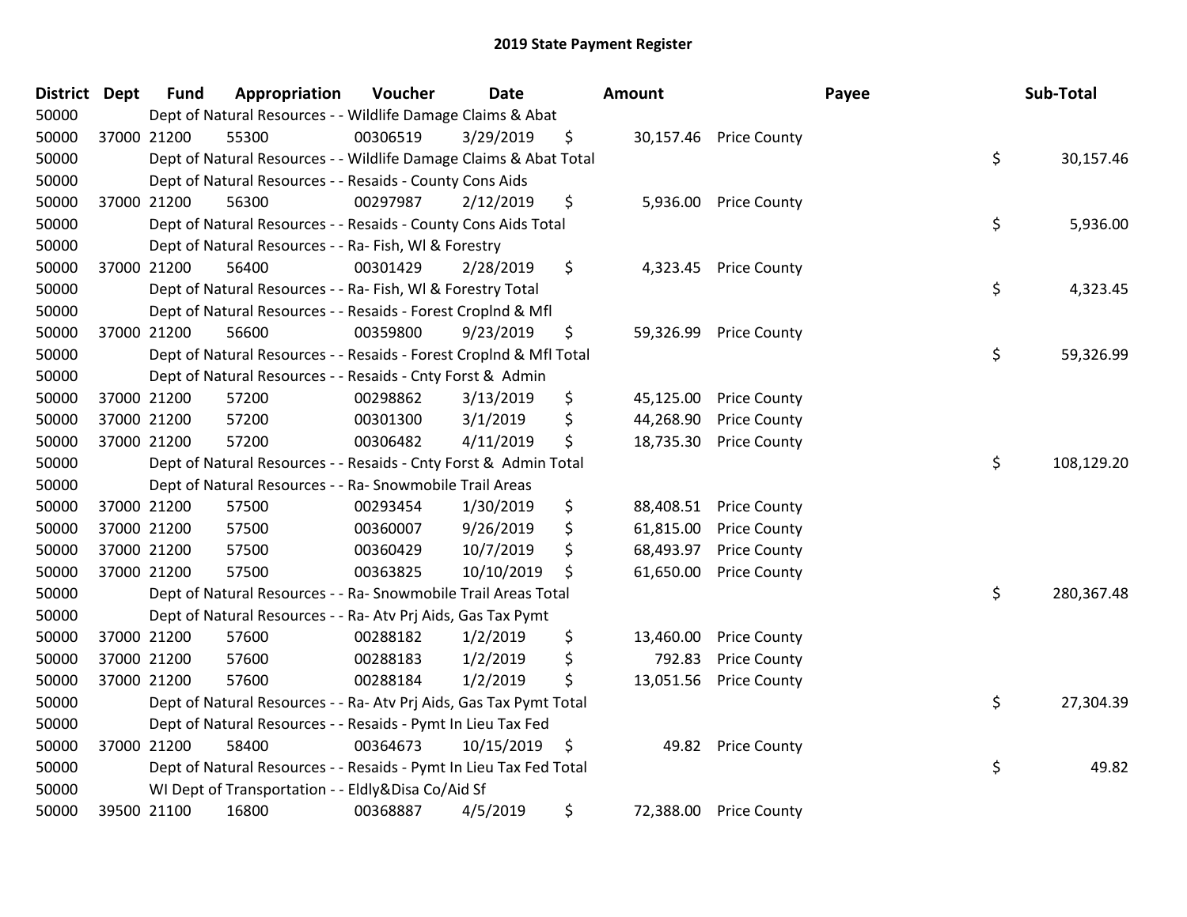## 2019 State Payment Register

| District | Dept | Fund | Appropriation | Voucher | Date | Amount | Payee | Sub-Total |
|---|---|---|---|---|---|---|---|---|
| 50000 | | Dept of Natural Resources - - Wildlife Damage Claims & Abat | | | | | | |
| 50000 | 37000 | 21200 | 55300 | 00306519 | 3/29/2019 | $ 30,157.46 | Price County | |
| 50000 | | Dept of Natural Resources - - Wildlife Damage Claims & Abat Total | | | | | | $ 30,157.46 |
| 50000 | | Dept of Natural Resources - - Resaids - County Cons Aids | | | | | | |
| 50000 | 37000 | 21200 | 56300 | 00297987 | 2/12/2019 | $ 5,936.00 | Price County | |
| 50000 | | Dept of Natural Resources - - Resaids - County Cons Aids Total | | | | | | $ 5,936.00 |
| 50000 | | Dept of Natural Resources - - Ra- Fish, Wl & Forestry | | | | | | |
| 50000 | 37000 | 21200 | 56400 | 00301429 | 2/28/2019 | $ 4,323.45 | Price County | |
| 50000 | | Dept of Natural Resources - - Ra- Fish, Wl & Forestry Total | | | | | | $ 4,323.45 |
| 50000 | | Dept of Natural Resources - - Resaids - Forest Croplnd & Mfl | | | | | | |
| 50000 | 37000 | 21200 | 56600 | 00359800 | 9/23/2019 | $ 59,326.99 | Price County | |
| 50000 | | Dept of Natural Resources - - Resaids - Forest Croplnd & Mfl Total | | | | | | $ 59,326.99 |
| 50000 | | Dept of Natural Resources - - Resaids - Cnty Forst & Admin | | | | | | |
| 50000 | 37000 | 21200 | 57200 | 00298862 | 3/13/2019 | $ 45,125.00 | Price County | |
| 50000 | 37000 | 21200 | 57200 | 00301300 | 3/1/2019 | $ 44,268.90 | Price County | |
| 50000 | 37000 | 21200 | 57200 | 00306482 | 4/11/2019 | $ 18,735.30 | Price County | |
| 50000 | | Dept of Natural Resources - - Resaids - Cnty Forst & Admin Total | | | | | | $ 108,129.20 |
| 50000 | | Dept of Natural Resources - - Ra- Snowmobile Trail Areas | | | | | | |
| 50000 | 37000 | 21200 | 57500 | 00293454 | 1/30/2019 | $ 88,408.51 | Price County | |
| 50000 | 37000 | 21200 | 57500 | 00360007 | 9/26/2019 | $ 61,815.00 | Price County | |
| 50000 | 37000 | 21200 | 57500 | 00360429 | 10/7/2019 | $ 68,493.97 | Price County | |
| 50000 | 37000 | 21200 | 57500 | 00363825 | 10/10/2019 | $ 61,650.00 | Price County | |
| 50000 | | Dept of Natural Resources - - Ra- Snowmobile Trail Areas Total | | | | | | $ 280,367.48 |
| 50000 | | Dept of Natural Resources - - Ra- Atv Prj Aids, Gas Tax Pymt | | | | | | |
| 50000 | 37000 | 21200 | 57600 | 00288182 | 1/2/2019 | $ 13,460.00 | Price County | |
| 50000 | 37000 | 21200 | 57600 | 00288183 | 1/2/2019 | $ 792.83 | Price County | |
| 50000 | 37000 | 21200 | 57600 | 00288184 | 1/2/2019 | $ 13,051.56 | Price County | |
| 50000 | | Dept of Natural Resources - - Ra- Atv Prj Aids, Gas Tax Pymt Total | | | | | | $ 27,304.39 |
| 50000 | | Dept of Natural Resources - - Resaids - Pymt In Lieu Tax Fed | | | | | | |
| 50000 | 37000 | 21200 | 58400 | 00364673 | 10/15/2019 | $ 49.82 | Price County | |
| 50000 | | Dept of Natural Resources - - Resaids - Pymt In Lieu Tax Fed Total | | | | | | $ 49.82 |
| 50000 | | WI Dept of Transportation - - Eldly&Disa Co/Aid Sf | | | | | | |
| 50000 | 39500 | 21100 | 16800 | 00368887 | 4/5/2019 | $ 72,388.00 | Price County | |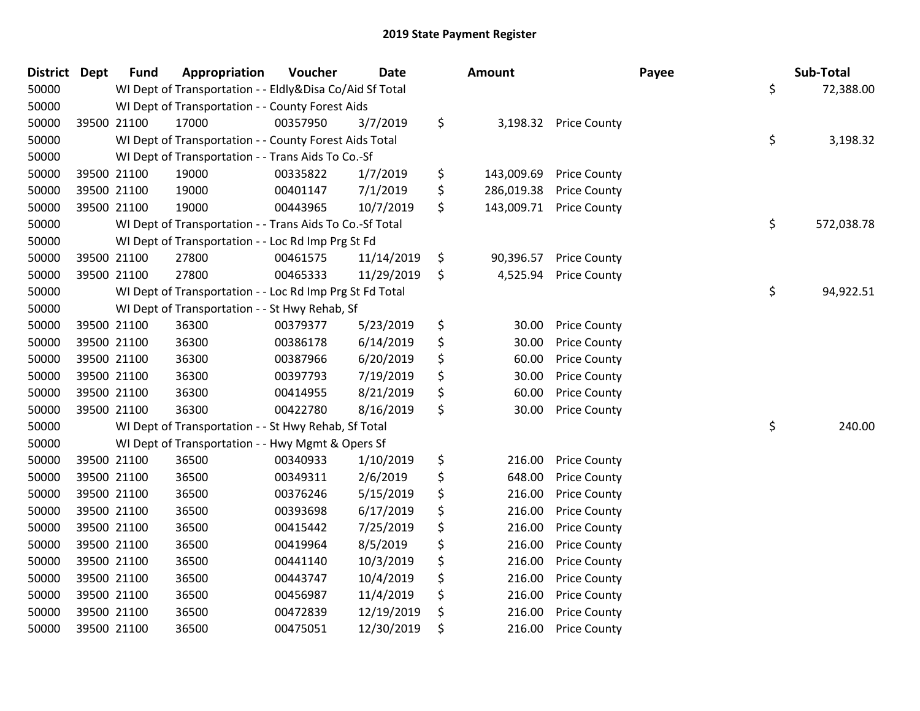## 2019 State Payment Register

| District | Dept | Fund | Appropriation | Voucher | Date | Amount | Payee | Sub-Total |
|---|---|---|---|---|---|---|---|---|
| 50000 | | WI Dept of Transportation - - Eldly&Disa Co/Aid Sf Total | | | | | | $ 72,388.00 |
| 50000 | | WI Dept of Transportation - - County Forest Aids | | | | | | |
| 50000 | 39500 | 21100 | 17000 | 00357950 | 3/7/2019 | $ 3,198.32 | Price County | |
| 50000 | | WI Dept of Transportation - - County Forest Aids Total | | | | | | $ 3,198.32 |
| 50000 | | WI Dept of Transportation - - Trans Aids To Co.-Sf | | | | | | |
| 50000 | 39500 | 21100 | 19000 | 00335822 | 1/7/2019 | $ 143,009.69 | Price County | |
| 50000 | 39500 | 21100 | 19000 | 00401147 | 7/1/2019 | $ 286,019.38 | Price County | |
| 50000 | 39500 | 21100 | 19000 | 00443965 | 10/7/2019 | $ 143,009.71 | Price County | |
| 50000 | | WI Dept of Transportation - - Trans Aids To Co.-Sf Total | | | | | | $ 572,038.78 |
| 50000 | | WI Dept of Transportation - - Loc Rd Imp Prg St Fd | | | | | | |
| 50000 | 39500 | 21100 | 27800 | 00461575 | 11/14/2019 | $ 90,396.57 | Price County | |
| 50000 | 39500 | 21100 | 27800 | 00465333 | 11/29/2019 | $ 4,525.94 | Price County | |
| 50000 | | WI Dept of Transportation - - Loc Rd Imp Prg St Fd Total | | | | | | $ 94,922.51 |
| 50000 | | WI Dept of Transportation - - St Hwy Rehab, Sf | | | | | | |
| 50000 | 39500 | 21100 | 36300 | 00379377 | 5/23/2019 | $ 30.00 | Price County | |
| 50000 | 39500 | 21100 | 36300 | 00386178 | 6/14/2019 | $ 30.00 | Price County | |
| 50000 | 39500 | 21100 | 36300 | 00387966 | 6/20/2019 | $ 60.00 | Price County | |
| 50000 | 39500 | 21100 | 36300 | 00397793 | 7/19/2019 | $ 30.00 | Price County | |
| 50000 | 39500 | 21100 | 36300 | 00414955 | 8/21/2019 | $ 60.00 | Price County | |
| 50000 | 39500 | 21100 | 36300 | 00422780 | 8/16/2019 | $ 30.00 | Price County | |
| 50000 | | WI Dept of Transportation - - St Hwy Rehab, Sf Total | | | | | | $ 240.00 |
| 50000 | | WI Dept of Transportation - - Hwy Mgmt & Opers Sf | | | | | | |
| 50000 | 39500 | 21100 | 36500 | 00340933 | 1/10/2019 | $ 216.00 | Price County | |
| 50000 | 39500 | 21100 | 36500 | 00349311 | 2/6/2019 | $ 648.00 | Price County | |
| 50000 | 39500 | 21100 | 36500 | 00376246 | 5/15/2019 | $ 216.00 | Price County | |
| 50000 | 39500 | 21100 | 36500 | 00393698 | 6/17/2019 | $ 216.00 | Price County | |
| 50000 | 39500 | 21100 | 36500 | 00415442 | 7/25/2019 | $ 216.00 | Price County | |
| 50000 | 39500 | 21100 | 36500 | 00419964 | 8/5/2019 | $ 216.00 | Price County | |
| 50000 | 39500 | 21100 | 36500 | 00441140 | 10/3/2019 | $ 216.00 | Price County | |
| 50000 | 39500 | 21100 | 36500 | 00443747 | 10/4/2019 | $ 216.00 | Price County | |
| 50000 | 39500 | 21100 | 36500 | 00456987 | 11/4/2019 | $ 216.00 | Price County | |
| 50000 | 39500 | 21100 | 36500 | 00472839 | 12/19/2019 | $ 216.00 | Price County | |
| 50000 | 39500 | 21100 | 36500 | 00475051 | 12/30/2019 | $ 216.00 | Price County | |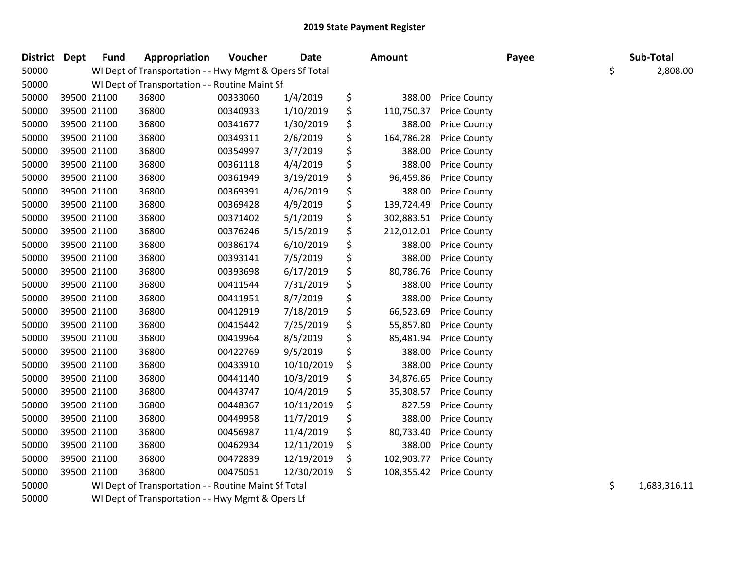## 2019 State Payment Register

| District | Dept | Fund | Appropriation | Voucher | Date | Amount | Payee | Sub-Total |
|---|---|---|---|---|---|---|---|---|
| 50000 | | WI Dept of Transportation - - Hwy Mgmt & Opers Sf Total | | | | | | $ 2,808.00 |
| 50000 | | WI Dept of Transportation - - Routine Maint Sf | | | | | | |
| 50000 | 39500 | 21100 | 36800 | 00333060 | 1/4/2019 | $ 388.00 | Price County | |
| 50000 | 39500 | 21100 | 36800 | 00340933 | 1/10/2019 | $ 110,750.37 | Price County | |
| 50000 | 39500 | 21100 | 36800 | 00341677 | 1/30/2019 | $ 388.00 | Price County | |
| 50000 | 39500 | 21100 | 36800 | 00349311 | 2/6/2019 | $ 164,786.28 | Price County | |
| 50000 | 39500 | 21100 | 36800 | 00354997 | 3/7/2019 | $ 388.00 | Price County | |
| 50000 | 39500 | 21100 | 36800 | 00361118 | 4/4/2019 | $ 388.00 | Price County | |
| 50000 | 39500 | 21100 | 36800 | 00361949 | 3/19/2019 | $ 96,459.86 | Price County | |
| 50000 | 39500 | 21100 | 36800 | 00369391 | 4/26/2019 | $ 388.00 | Price County | |
| 50000 | 39500 | 21100 | 36800 | 00369428 | 4/9/2019 | $ 139,724.49 | Price County | |
| 50000 | 39500 | 21100 | 36800 | 00371402 | 5/1/2019 | $ 302,883.51 | Price County | |
| 50000 | 39500 | 21100 | 36800 | 00376246 | 5/15/2019 | $ 212,012.01 | Price County | |
| 50000 | 39500 | 21100 | 36800 | 00386174 | 6/10/2019 | $ 388.00 | Price County | |
| 50000 | 39500 | 21100 | 36800 | 00393141 | 7/5/2019 | $ 388.00 | Price County | |
| 50000 | 39500 | 21100 | 36800 | 00393698 | 6/17/2019 | $ 80,786.76 | Price County | |
| 50000 | 39500 | 21100 | 36800 | 00411544 | 7/31/2019 | $ 388.00 | Price County | |
| 50000 | 39500 | 21100 | 36800 | 00411951 | 8/7/2019 | $ 388.00 | Price County | |
| 50000 | 39500 | 21100 | 36800 | 00412919 | 7/18/2019 | $ 66,523.69 | Price County | |
| 50000 | 39500 | 21100 | 36800 | 00415442 | 7/25/2019 | $ 55,857.80 | Price County | |
| 50000 | 39500 | 21100 | 36800 | 00419964 | 8/5/2019 | $ 85,481.94 | Price County | |
| 50000 | 39500 | 21100 | 36800 | 00422769 | 9/5/2019 | $ 388.00 | Price County | |
| 50000 | 39500 | 21100 | 36800 | 00433910 | 10/10/2019 | $ 388.00 | Price County | |
| 50000 | 39500 | 21100 | 36800 | 00441140 | 10/3/2019 | $ 34,876.65 | Price County | |
| 50000 | 39500 | 21100 | 36800 | 00443747 | 10/4/2019 | $ 35,308.57 | Price County | |
| 50000 | 39500 | 21100 | 36800 | 00448367 | 10/11/2019 | $ 827.59 | Price County | |
| 50000 | 39500 | 21100 | 36800 | 00449958 | 11/7/2019 | $ 388.00 | Price County | |
| 50000 | 39500 | 21100 | 36800 | 00456987 | 11/4/2019 | $ 80,733.40 | Price County | |
| 50000 | 39500 | 21100 | 36800 | 00462934 | 12/11/2019 | $ 388.00 | Price County | |
| 50000 | 39500 | 21100 | 36800 | 00472839 | 12/19/2019 | $ 102,903.77 | Price County | |
| 50000 | 39500 | 21100 | 36800 | 00475051 | 12/30/2019 | $ 108,355.42 | Price County | |
| 50000 | | WI Dept of Transportation - - Routine Maint Sf Total | | | | | | $ 1,683,316.11 |
| 50000 | | WI Dept of Transportation - - Hwy Mgmt & Opers Lf | | | | | | |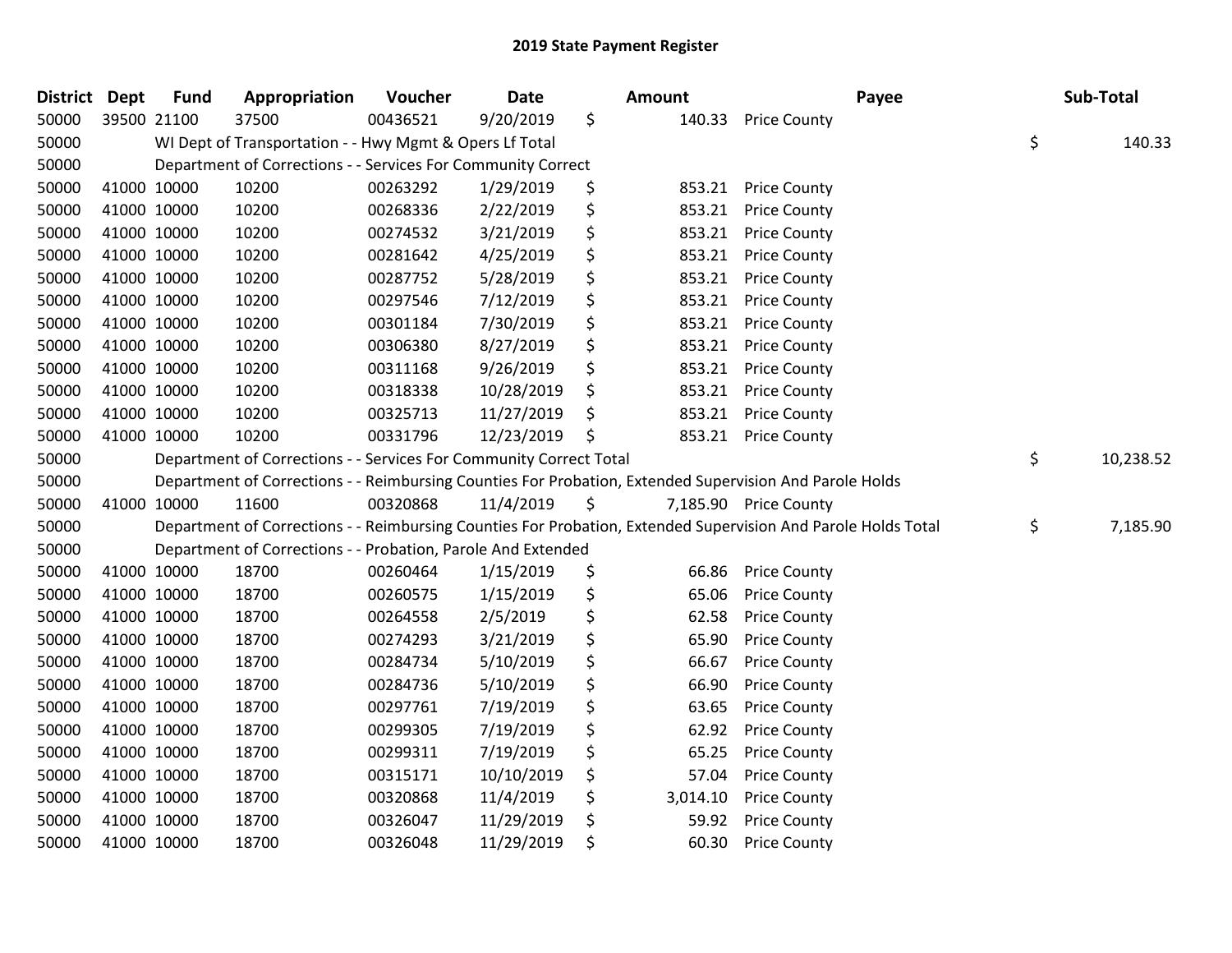## 2019 State Payment Register

| District | Dept | Fund | Appropriation | Voucher | Date | | Amount | Payee | | Sub-Total |
|---|---|---|---|---|---|---|---|---|---|---|
| 50000 | 39500 | 21100 | 37500 | 00436521 | 9/20/2019 | $ | 140.33 | Price County | | |
| 50000 | | WI Dept of Transportation - - Hwy Mgmt & Opers Lf Total | | | | | | | $ | 140.33 |
| 50000 | | Department of Corrections - - Services For Community Correct | | | | | | | | |
| 50000 | 41000 | 10000 | 10200 | 00263292 | 1/29/2019 | $ | 853.21 | Price County | | |
| 50000 | 41000 | 10000 | 10200 | 00268336 | 2/22/2019 | $ | 853.21 | Price County | | |
| 50000 | 41000 | 10000 | 10200 | 00274532 | 3/21/2019 | $ | 853.21 | Price County | | |
| 50000 | 41000 | 10000 | 10200 | 00281642 | 4/25/2019 | $ | 853.21 | Price County | | |
| 50000 | 41000 | 10000 | 10200 | 00287752 | 5/28/2019 | $ | 853.21 | Price County | | |
| 50000 | 41000 | 10000 | 10200 | 00297546 | 7/12/2019 | $ | 853.21 | Price County | | |
| 50000 | 41000 | 10000 | 10200 | 00301184 | 7/30/2019 | $ | 853.21 | Price County | | |
| 50000 | 41000 | 10000 | 10200 | 00306380 | 8/27/2019 | $ | 853.21 | Price County | | |
| 50000 | 41000 | 10000 | 10200 | 00311168 | 9/26/2019 | $ | 853.21 | Price County | | |
| 50000 | 41000 | 10000 | 10200 | 00318338 | 10/28/2019 | $ | 853.21 | Price County | | |
| 50000 | 41000 | 10000 | 10200 | 00325713 | 11/27/2019 | $ | 853.21 | Price County | | |
| 50000 | 41000 | 10000 | 10200 | 00331796 | 12/23/2019 | $ | 853.21 | Price County | | |
| 50000 | | Department of Corrections - - Services For Community Correct Total | | | | | | | $ | 10,238.52 |
| 50000 | | Department of Corrections - - Reimbursing Counties For Probation, Extended Supervision And Parole Holds | | | | | | | | |
| 50000 | 41000 | 10000 | 11600 | 00320868 | 11/4/2019 | $ | 7,185.90 | Price County | | |
| 50000 | | Department of Corrections - - Reimbursing Counties For Probation, Extended Supervision And Parole Holds Total | | | | | | | $ | 7,185.90 |
| 50000 | | Department of Corrections - - Probation, Parole And Extended | | | | | | | | |
| 50000 | 41000 | 10000 | 18700 | 00260464 | 1/15/2019 | $ | 66.86 | Price County | | |
| 50000 | 41000 | 10000 | 18700 | 00260575 | 1/15/2019 | $ | 65.06 | Price County | | |
| 50000 | 41000 | 10000 | 18700 | 00264558 | 2/5/2019 | $ | 62.58 | Price County | | |
| 50000 | 41000 | 10000 | 18700 | 00274293 | 3/21/2019 | $ | 65.90 | Price County | | |
| 50000 | 41000 | 10000 | 18700 | 00284734 | 5/10/2019 | $ | 66.67 | Price County | | |
| 50000 | 41000 | 10000 | 18700 | 00284736 | 5/10/2019 | $ | 66.90 | Price County | | |
| 50000 | 41000 | 10000 | 18700 | 00297761 | 7/19/2019 | $ | 63.65 | Price County | | |
| 50000 | 41000 | 10000 | 18700 | 00299305 | 7/19/2019 | $ | 62.92 | Price County | | |
| 50000 | 41000 | 10000 | 18700 | 00299311 | 7/19/2019 | $ | 65.25 | Price County | | |
| 50000 | 41000 | 10000 | 18700 | 00315171 | 10/10/2019 | $ | 57.04 | Price County | | |
| 50000 | 41000 | 10000 | 18700 | 00320868 | 11/4/2019 | $ | 3,014.10 | Price County | | |
| 50000 | 41000 | 10000 | 18700 | 00326047 | 11/29/2019 | $ | 59.92 | Price County | | |
| 50000 | 41000 | 10000 | 18700 | 00326048 | 11/29/2019 | $ | 60.30 | Price County | | |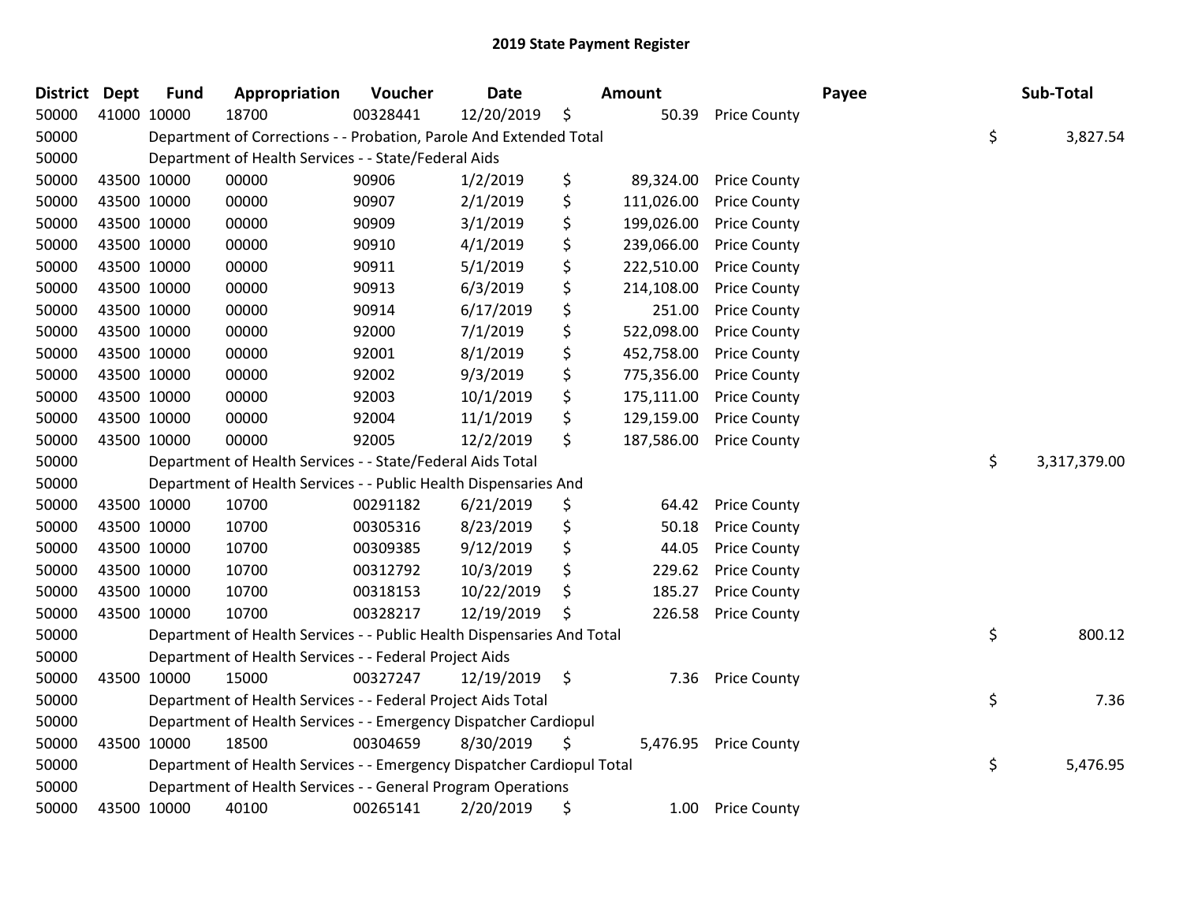# 2019 State Payment Register

| District | Dept | Fund | Appropriation | Voucher | Date | Amount | Payee | Sub-Total |
|---|---|---|---|---|---|---|---|---|
| 50000 | 41000 | 10000 | 18700 | 00328441 | 12/20/2019 | $ 50.39 | Price County | |
| 50000 | | Department of Corrections - - Probation, Parole And Extended Total | | | | | | $ 3,827.54 |
| 50000 | | Department of Health Services - - State/Federal Aids | | | | | | |
| 50000 | 43500 | 10000 | 00000 | 90906 | 1/2/2019 | $ 89,324.00 | Price County | |
| 50000 | 43500 | 10000 | 00000 | 90907 | 2/1/2019 | $ 111,026.00 | Price County | |
| 50000 | 43500 | 10000 | 00000 | 90909 | 3/1/2019 | $ 199,026.00 | Price County | |
| 50000 | 43500 | 10000 | 00000 | 90910 | 4/1/2019 | $ 239,066.00 | Price County | |
| 50000 | 43500 | 10000 | 00000 | 90911 | 5/1/2019 | $ 222,510.00 | Price County | |
| 50000 | 43500 | 10000 | 00000 | 90913 | 6/3/2019 | $ 214,108.00 | Price County | |
| 50000 | 43500 | 10000 | 00000 | 90914 | 6/17/2019 | $ 251.00 | Price County | |
| 50000 | 43500 | 10000 | 00000 | 92000 | 7/1/2019 | $ 522,098.00 | Price County | |
| 50000 | 43500 | 10000 | 00000 | 92001 | 8/1/2019 | $ 452,758.00 | Price County | |
| 50000 | 43500 | 10000 | 00000 | 92002 | 9/3/2019 | $ 775,356.00 | Price County | |
| 50000 | 43500 | 10000 | 00000 | 92003 | 10/1/2019 | $ 175,111.00 | Price County | |
| 50000 | 43500 | 10000 | 00000 | 92004 | 11/1/2019 | $ 129,159.00 | Price County | |
| 50000 | 43500 | 10000 | 00000 | 92005 | 12/2/2019 | $ 187,586.00 | Price County | |
| 50000 | | Department of Health Services - - State/Federal Aids Total | | | | | | $ 3,317,379.00 |
| 50000 | | Department of Health Services - - Public Health Dispensaries And | | | | | | |
| 50000 | 43500 | 10000 | 10700 | 00291182 | 6/21/2019 | $ 64.42 | Price County | |
| 50000 | 43500 | 10000 | 10700 | 00305316 | 8/23/2019 | $ 50.18 | Price County | |
| 50000 | 43500 | 10000 | 10700 | 00309385 | 9/12/2019 | $ 44.05 | Price County | |
| 50000 | 43500 | 10000 | 10700 | 00312792 | 10/3/2019 | $ 229.62 | Price County | |
| 50000 | 43500 | 10000 | 10700 | 00318153 | 10/22/2019 | $ 185.27 | Price County | |
| 50000 | 43500 | 10000 | 10700 | 00328217 | 12/19/2019 | $ 226.58 | Price County | |
| 50000 | | Department of Health Services - - Public Health Dispensaries And Total | | | | | | $ 800.12 |
| 50000 | | Department of Health Services - - Federal Project Aids | | | | | | |
| 50000 | 43500 | 10000 | 15000 | 00327247 | 12/19/2019 | $ 7.36 | Price County | |
| 50000 | | Department of Health Services - - Federal Project Aids Total | | | | | | $ 7.36 |
| 50000 | | Department of Health Services - - Emergency Dispatcher Cardiopul | | | | | | |
| 50000 | 43500 | 10000 | 18500 | 00304659 | 8/30/2019 | $ 5,476.95 | Price County | |
| 50000 | | Department of Health Services - - Emergency Dispatcher Cardiopul Total | | | | | | $ 5,476.95 |
| 50000 | | Department of Health Services - - General Program Operations | | | | | | |
| 50000 | 43500 | 10000 | 40100 | 00265141 | 2/20/2019 | $ 1.00 | Price County | |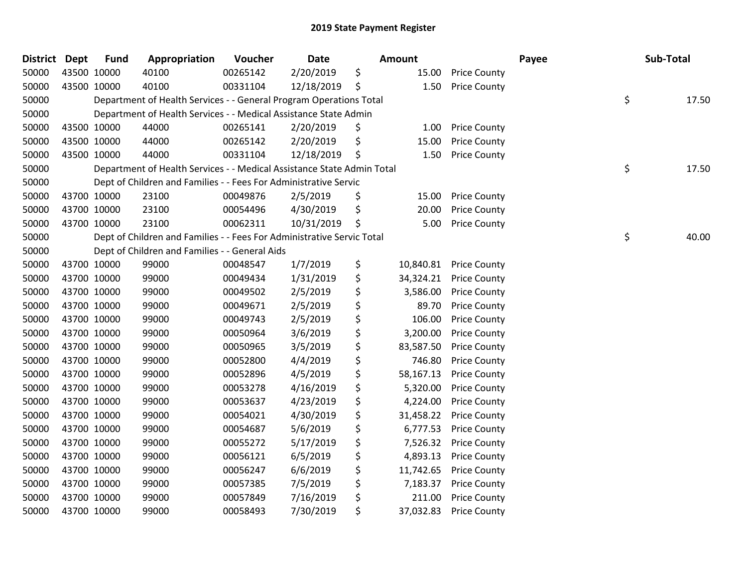# 2019 State Payment Register

| District | Dept | Fund | Appropriation | Voucher | Date | Amount | Payee | Sub-Total |
|---|---|---|---|---|---|---|---|---|
| 50000 | 43500 | 10000 | 40100 | 00265142 | 2/20/2019 | $ 15.00 | Price County | |
| 50000 | 43500 | 10000 | 40100 | 00331104 | 12/18/2019 | $ 1.50 | Price County | |
| 50000 | | | Department of Health Services - - General Program Operations Total | | | | | $ 17.50 |
| 50000 | | | Department of Health Services - - Medical Assistance State Admin | | | | | |
| 50000 | 43500 | 10000 | 44000 | 00265141 | 2/20/2019 | $ 1.00 | Price County | |
| 50000 | 43500 | 10000 | 44000 | 00265142 | 2/20/2019 | $ 15.00 | Price County | |
| 50000 | 43500 | 10000 | 44000 | 00331104 | 12/18/2019 | $ 1.50 | Price County | |
| 50000 | | | Department of Health Services - - Medical Assistance State Admin Total | | | | | $ 17.50 |
| 50000 | | | Dept of Children and Families - - Fees For Administrative Servic | | | | | |
| 50000 | 43700 | 10000 | 23100 | 00049876 | 2/5/2019 | $ 15.00 | Price County | |
| 50000 | 43700 | 10000 | 23100 | 00054496 | 4/30/2019 | $ 20.00 | Price County | |
| 50000 | 43700 | 10000 | 23100 | 00062311 | 10/31/2019 | $ 5.00 | Price County | |
| 50000 | | | Dept of Children and Families - - Fees For Administrative Servic Total | | | | | $ 40.00 |
| 50000 | | | Dept of Children and Families - - General Aids | | | | | |
| 50000 | 43700 | 10000 | 99000 | 00048547 | 1/7/2019 | $ 10,840.81 | Price County | |
| 50000 | 43700 | 10000 | 99000 | 00049434 | 1/31/2019 | $ 34,324.21 | Price County | |
| 50000 | 43700 | 10000 | 99000 | 00049502 | 2/5/2019 | $ 3,586.00 | Price County | |
| 50000 | 43700 | 10000 | 99000 | 00049671 | 2/5/2019 | $ 89.70 | Price County | |
| 50000 | 43700 | 10000 | 99000 | 00049743 | 2/5/2019 | $ 106.00 | Price County | |
| 50000 | 43700 | 10000 | 99000 | 00050964 | 3/6/2019 | $ 3,200.00 | Price County | |
| 50000 | 43700 | 10000 | 99000 | 00050965 | 3/5/2019 | $ 83,587.50 | Price County | |
| 50000 | 43700 | 10000 | 99000 | 00052800 | 4/4/2019 | $ 746.80 | Price County | |
| 50000 | 43700 | 10000 | 99000 | 00052896 | 4/5/2019 | $ 58,167.13 | Price County | |
| 50000 | 43700 | 10000 | 99000 | 00053278 | 4/16/2019 | $ 5,320.00 | Price County | |
| 50000 | 43700 | 10000 | 99000 | 00053637 | 4/23/2019 | $ 4,224.00 | Price County | |
| 50000 | 43700 | 10000 | 99000 | 00054021 | 4/30/2019 | $ 31,458.22 | Price County | |
| 50000 | 43700 | 10000 | 99000 | 00054687 | 5/6/2019 | $ 6,777.53 | Price County | |
| 50000 | 43700 | 10000 | 99000 | 00055272 | 5/17/2019 | $ 7,526.32 | Price County | |
| 50000 | 43700 | 10000 | 99000 | 00056121 | 6/5/2019 | $ 4,893.13 | Price County | |
| 50000 | 43700 | 10000 | 99000 | 00056247 | 6/6/2019 | $ 11,742.65 | Price County | |
| 50000 | 43700 | 10000 | 99000 | 00057385 | 7/5/2019 | $ 7,183.37 | Price County | |
| 50000 | 43700 | 10000 | 99000 | 00057849 | 7/16/2019 | $ 211.00 | Price County | |
| 50000 | 43700 | 10000 | 99000 | 00058493 | 7/30/2019 | $ 37,032.83 | Price County | |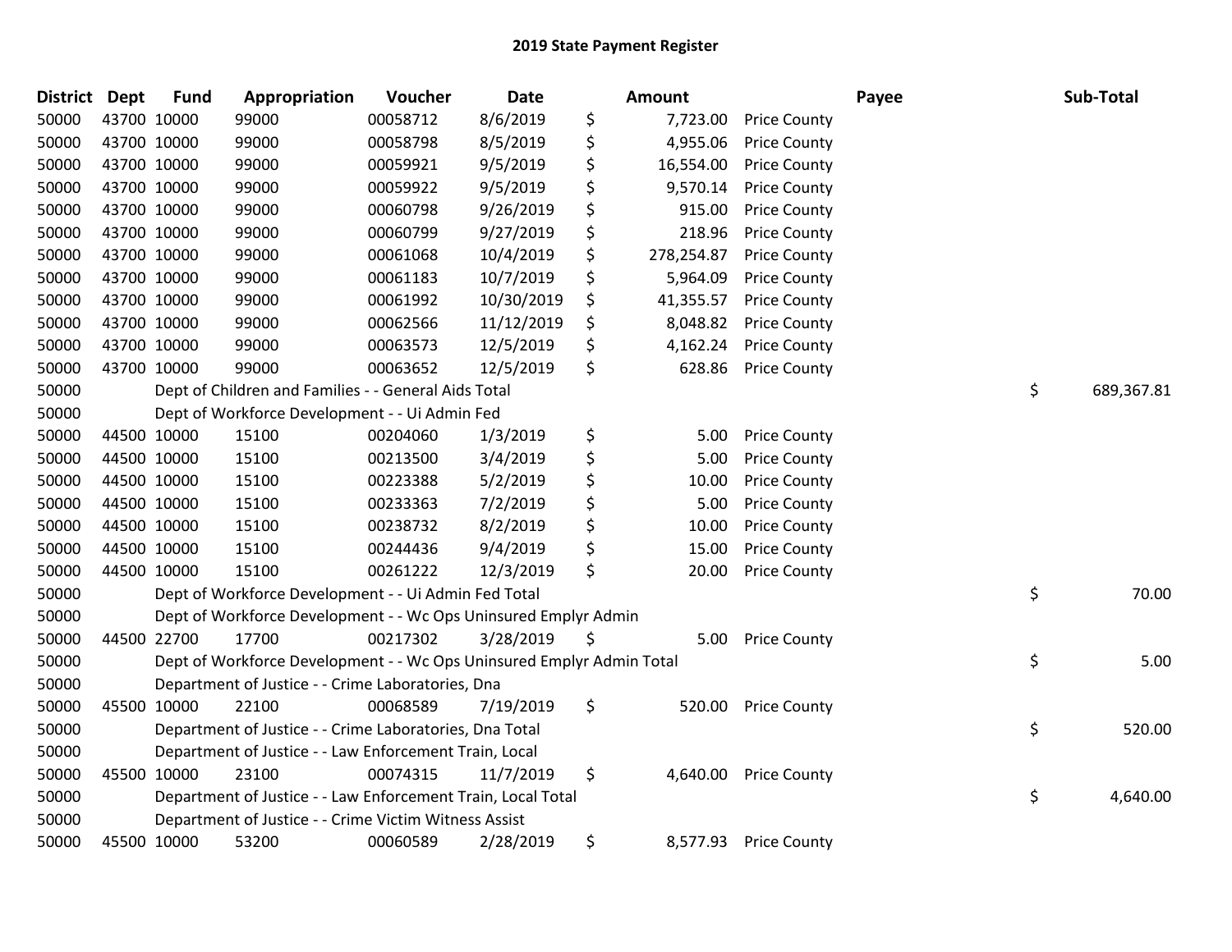# 2019 State Payment Register

| District | Dept | Fund | Appropriation | Voucher | Date | | Amount | Payee | | Sub-Total |
|---|---|---|---|---|---|---|---|---|---|---|
| 50000 | 43700 | 10000 | 99000 | 00058712 | 8/6/2019 | $ | 7,723.00 | Price County | | |
| 50000 | 43700 | 10000 | 99000 | 00058798 | 8/5/2019 | $ | 4,955.06 | Price County | | |
| 50000 | 43700 | 10000 | 99000 | 00059921 | 9/5/2019 | $ | 16,554.00 | Price County | | |
| 50000 | 43700 | 10000 | 99000 | 00059922 | 9/5/2019 | $ | 9,570.14 | Price County | | |
| 50000 | 43700 | 10000 | 99000 | 00060798 | 9/26/2019 | $ | 915.00 | Price County | | |
| 50000 | 43700 | 10000 | 99000 | 00060799 | 9/27/2019 | $ | 218.96 | Price County | | |
| 50000 | 43700 | 10000 | 99000 | 00061068 | 10/4/2019 | $ | 278,254.87 | Price County | | |
| 50000 | 43700 | 10000 | 99000 | 00061183 | 10/7/2019 | $ | 5,964.09 | Price County | | |
| 50000 | 43700 | 10000 | 99000 | 00061992 | 10/30/2019 | $ | 41,355.57 | Price County | | |
| 50000 | 43700 | 10000 | 99000 | 00062566 | 11/12/2019 | $ | 8,048.82 | Price County | | |
| 50000 | 43700 | 10000 | 99000 | 00063573 | 12/5/2019 | $ | 4,162.24 | Price County | | |
| 50000 | 43700 | 10000 | 99000 | 00063652 | 12/5/2019 | $ | 628.86 | Price County | | |
| 50000 | | | Dept of Children and Families - - General Aids Total | | | | | | $ | 689,367.81 |
| 50000 | | | Dept of Workforce Development - - Ui Admin Fed | | | | | | | |
| 50000 | 44500 | 10000 | 15100 | 00204060 | 1/3/2019 | $ | 5.00 | Price County | | |
| 50000 | 44500 | 10000 | 15100 | 00213500 | 3/4/2019 | $ | 5.00 | Price County | | |
| 50000 | 44500 | 10000 | 15100 | 00223388 | 5/2/2019 | $ | 10.00 | Price County | | |
| 50000 | 44500 | 10000 | 15100 | 00233363 | 7/2/2019 | $ | 5.00 | Price County | | |
| 50000 | 44500 | 10000 | 15100 | 00238732 | 8/2/2019 | $ | 10.00 | Price County | | |
| 50000 | 44500 | 10000 | 15100 | 00244436 | 9/4/2019 | $ | 15.00 | Price County | | |
| 50000 | 44500 | 10000 | 15100 | 00261222 | 12/3/2019 | $ | 20.00 | Price County | | |
| 50000 | | | Dept of Workforce Development - - Ui Admin Fed Total | | | | | | $ | 70.00 |
| 50000 | | | Dept of Workforce Development - - Wc Ops Uninsured Emplyr Admin | | | | | | | |
| 50000 | 44500 | 22700 | 17700 | 00217302 | 3/28/2019 | $ | 5.00 | Price County | | |
| 50000 | | | Dept of Workforce Development - - Wc Ops Uninsured Emplyr Admin Total | | | | | | $ | 5.00 |
| 50000 | | | Department of Justice - - Crime Laboratories, Dna | | | | | | | |
| 50000 | 45500 | 10000 | 22100 | 00068589 | 7/19/2019 | $ | 520.00 | Price County | | |
| 50000 | | | Department of Justice - - Crime Laboratories, Dna Total | | | | | | $ | 520.00 |
| 50000 | | | Department of Justice - - Law Enforcement Train, Local | | | | | | | |
| 50000 | 45500 | 10000 | 23100 | 00074315 | 11/7/2019 | $ | 4,640.00 | Price County | | |
| 50000 | | | Department of Justice - - Law Enforcement Train, Local Total | | | | | | $ | 4,640.00 |
| 50000 | | | Department of Justice - - Crime Victim Witness Assist | | | | | | | |
| 50000 | 45500 | 10000 | 53200 | 00060589 | 2/28/2019 | $ | 8,577.93 | Price County | | |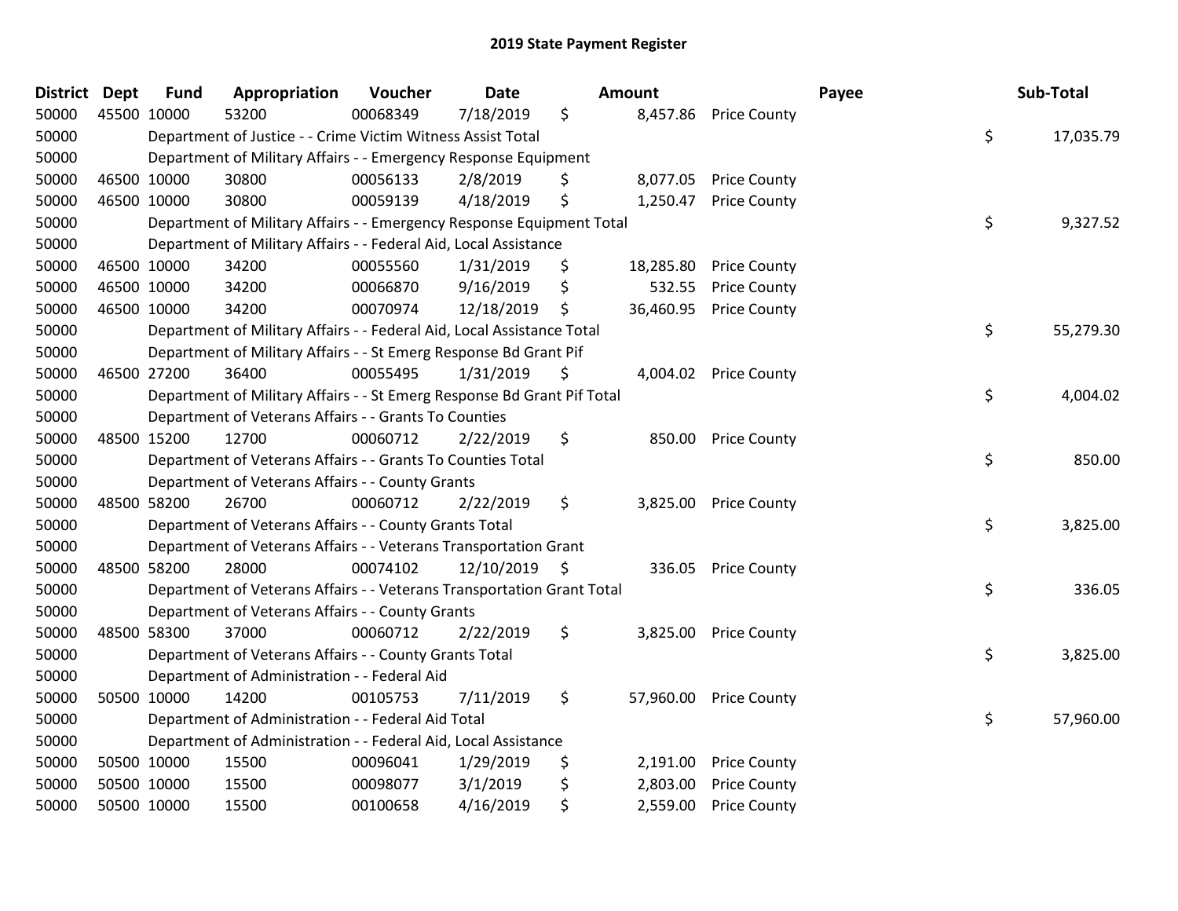## 2019 State Payment Register

| District | Dept | Fund | Appropriation | Voucher | Date | Amount | Payee | Sub-Total |
|---|---|---|---|---|---|---|---|---|
| 50000 | 45500 | 10000 | 53200 | 00068349 | 7/18/2019 | $ 8,457.86 | Price County | |
| 50000 | | Department of Justice - - Crime Victim Witness Assist Total | | | | | | $ 17,035.79 |
| 50000 | | Department of Military Affairs - - Emergency Response Equipment | | | | | | |
| 50000 | 46500 | 10000 | 30800 | 00056133 | 2/8/2019 | $ 8,077.05 | Price County | |
| 50000 | 46500 | 10000 | 30800 | 00059139 | 4/18/2019 | $ 1,250.47 | Price County | |
| 50000 | | Department of Military Affairs - - Emergency Response Equipment Total | | | | | | $ 9,327.52 |
| 50000 | | Department of Military Affairs - - Federal Aid, Local Assistance | | | | | | |
| 50000 | 46500 | 10000 | 34200 | 00055560 | 1/31/2019 | $ 18,285.80 | Price County | |
| 50000 | 46500 | 10000 | 34200 | 00066870 | 9/16/2019 | $ 532.55 | Price County | |
| 50000 | 46500 | 10000 | 34200 | 00070974 | 12/18/2019 | $ 36,460.95 | Price County | |
| 50000 | | Department of Military Affairs - - Federal Aid, Local Assistance Total | | | | | | $ 55,279.30 |
| 50000 | | Department of Military Affairs - - St Emerg Response Bd Grant Pif | | | | | | |
| 50000 | 46500 | 27200 | 36400 | 00055495 | 1/31/2019 | $ 4,004.02 | Price County | |
| 50000 | | Department of Military Affairs - - St Emerg Response Bd Grant Pif Total | | | | | | $ 4,004.02 |
| 50000 | | Department of Veterans Affairs - - Grants To Counties | | | | | | |
| 50000 | 48500 | 15200 | 12700 | 00060712 | 2/22/2019 | $ 850.00 | Price County | |
| 50000 | | Department of Veterans Affairs - - Grants To Counties Total | | | | | | $ 850.00 |
| 50000 | | Department of Veterans Affairs - - County Grants | | | | | | |
| 50000 | 48500 | 58200 | 26700 | 00060712 | 2/22/2019 | $ 3,825.00 | Price County | |
| 50000 | | Department of Veterans Affairs - - County Grants Total | | | | | | $ 3,825.00 |
| 50000 | | Department of Veterans Affairs - - Veterans Transportation Grant | | | | | | |
| 50000 | 48500 | 58200 | 28000 | 00074102 | 12/10/2019 | $ 336.05 | Price County | |
| 50000 | | Department of Veterans Affairs - - Veterans Transportation Grant Total | | | | | | $ 336.05 |
| 50000 | | Department of Veterans Affairs - - County Grants | | | | | | |
| 50000 | 48500 | 58300 | 37000 | 00060712 | 2/22/2019 | $ 3,825.00 | Price County | |
| 50000 | | Department of Veterans Affairs - - County Grants Total | | | | | | $ 3,825.00 |
| 50000 | | Department of Administration - - Federal Aid | | | | | | |
| 50000 | 50500 | 10000 | 14200 | 00105753 | 7/11/2019 | $ 57,960.00 | Price County | |
| 50000 | | Department of Administration - - Federal Aid Total | | | | | | $ 57,960.00 |
| 50000 | | Department of Administration - - Federal Aid, Local Assistance | | | | | | |
| 50000 | 50500 | 10000 | 15500 | 00096041 | 1/29/2019 | $ 2,191.00 | Price County | |
| 50000 | 50500 | 10000 | 15500 | 00098077 | 3/1/2019 | $ 2,803.00 | Price County | |
| 50000 | 50500 | 10000 | 15500 | 00100658 | 4/16/2019 | $ 2,559.00 | Price County | |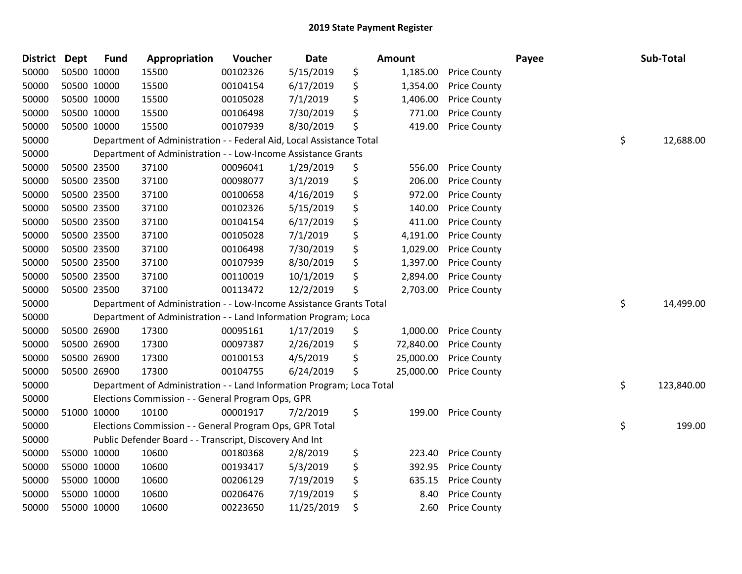# 2019 State Payment Register

| District | Dept | Fund | Appropriation | Voucher | Date | Amount | Payee | Sub-Total |
|---|---|---|---|---|---|---|---|---|
| 50000 | 50500 | 10000 | 15500 | 00102326 | 5/15/2019 | $ 1,185.00 | Price County | |
| 50000 | 50500 | 10000 | 15500 | 00104154 | 6/17/2019 | $ 1,354.00 | Price County | |
| 50000 | 50500 | 10000 | 15500 | 00105028 | 7/1/2019 | $ 1,406.00 | Price County | |
| 50000 | 50500 | 10000 | 15500 | 00106498 | 7/30/2019 | $ 771.00 | Price County | |
| 50000 | 50500 | 10000 | 15500 | 00107939 | 8/30/2019 | $ 419.00 | Price County | |
| 50000 | Department of Administration - - Federal Aid, Local Assistance Total | | | | | | | $ 12,688.00 |
| 50000 | Department of Administration - - Low-Income Assistance Grants | | | | | | | |
| 50000 | 50500 | 23500 | 37100 | 00096041 | 1/29/2019 | $ 556.00 | Price County | |
| 50000 | 50500 | 23500 | 37100 | 00098077 | 3/1/2019 | $ 206.00 | Price County | |
| 50000 | 50500 | 23500 | 37100 | 00100658 | 4/16/2019 | $ 972.00 | Price County | |
| 50000 | 50500 | 23500 | 37100 | 00102326 | 5/15/2019 | $ 140.00 | Price County | |
| 50000 | 50500 | 23500 | 37100 | 00104154 | 6/17/2019 | $ 411.00 | Price County | |
| 50000 | 50500 | 23500 | 37100 | 00105028 | 7/1/2019 | $ 4,191.00 | Price County | |
| 50000 | 50500 | 23500 | 37100 | 00106498 | 7/30/2019 | $ 1,029.00 | Price County | |
| 50000 | 50500 | 23500 | 37100 | 00107939 | 8/30/2019 | $ 1,397.00 | Price County | |
| 50000 | 50500 | 23500 | 37100 | 00110019 | 10/1/2019 | $ 2,894.00 | Price County | |
| 50000 | 50500 | 23500 | 37100 | 00113472 | 12/2/2019 | $ 2,703.00 | Price County | |
| 50000 | Department of Administration - - Low-Income Assistance Grants Total | | | | | | | $ 14,499.00 |
| 50000 | Department of Administration - - Land Information Program; Loca | | | | | | | |
| 50000 | 50500 | 26900 | 17300 | 00095161 | 1/17/2019 | $ 1,000.00 | Price County | |
| 50000 | 50500 | 26900 | 17300 | 00097387 | 2/26/2019 | $ 72,840.00 | Price County | |
| 50000 | 50500 | 26900 | 17300 | 00100153 | 4/5/2019 | $ 25,000.00 | Price County | |
| 50000 | 50500 | 26900 | 17300 | 00104755 | 6/24/2019 | $ 25,000.00 | Price County | |
| 50000 | Department of Administration - - Land Information Program; Loca Total | | | | | | | $ 123,840.00 |
| 50000 | Elections Commission - - General Program Ops, GPR | | | | | | | |
| 50000 | 51000 | 10000 | 10100 | 00001917 | 7/2/2019 | $ 199.00 | Price County | |
| 50000 | Elections Commission - - General Program Ops, GPR Total | | | | | | | $ 199.00 |
| 50000 | Public Defender Board - - Transcript, Discovery And Int | | | | | | | |
| 50000 | 55000 | 10000 | 10600 | 00180368 | 2/8/2019 | $ 223.40 | Price County | |
| 50000 | 55000 | 10000 | 10600 | 00193417 | 5/3/2019 | $ 392.95 | Price County | |
| 50000 | 55000 | 10000 | 10600 | 00206129 | 7/19/2019 | $ 635.15 | Price County | |
| 50000 | 55000 | 10000 | 10600 | 00206476 | 7/19/2019 | $ 8.40 | Price County | |
| 50000 | 55000 | 10000 | 10600 | 00223650 | 11/25/2019 | $ 2.60 | Price County | |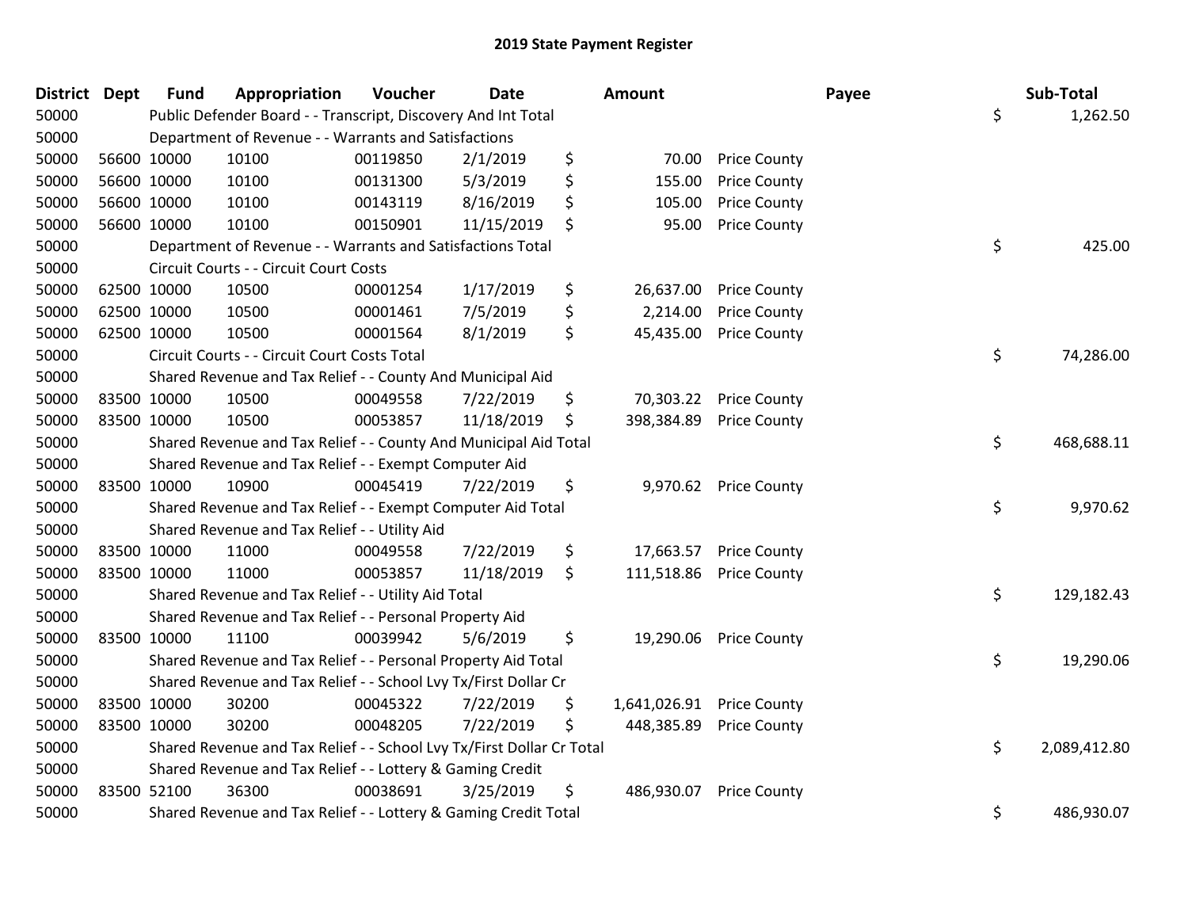# 2019 State Payment Register

| District | Dept | Fund | Appropriation | Voucher | Date | Amount | Payee | Sub-Total |
|---|---|---|---|---|---|---|---|---|
| 50000 | | Public Defender Board - - Transcript, Discovery And Int Total | | | | | | $ 1,262.50 |
| 50000 | | Department of Revenue - - Warrants and Satisfactions | | | | | | |
| 50000 | 56600 | 10000 | 10100 | 00119850 | 2/1/2019 | $ 70.00 | Price County | |
| 50000 | 56600 | 10000 | 10100 | 00131300 | 5/3/2019 | $ 155.00 | Price County | |
| 50000 | 56600 | 10000 | 10100 | 00143119 | 8/16/2019 | $ 105.00 | Price County | |
| 50000 | 56600 | 10000 | 10100 | 00150901 | 11/15/2019 | $ 95.00 | Price County | |
| 50000 | | Department of Revenue - - Warrants and Satisfactions Total | | | | | | $ 425.00 |
| 50000 | | Circuit Courts - - Circuit Court Costs | | | | | | |
| 50000 | 62500 | 10000 | 10500 | 00001254 | 1/17/2019 | $ 26,637.00 | Price County | |
| 50000 | 62500 | 10000 | 10500 | 00001461 | 7/5/2019 | $ 2,214.00 | Price County | |
| 50000 | 62500 | 10000 | 10500 | 00001564 | 8/1/2019 | $ 45,435.00 | Price County | |
| 50000 | | Circuit Courts - - Circuit Court Costs Total | | | | | | $ 74,286.00 |
| 50000 | | Shared Revenue and Tax Relief - - County And Municipal Aid | | | | | | |
| 50000 | 83500 | 10000 | 10500 | 00049558 | 7/22/2019 | $ 70,303.22 | Price County | |
| 50000 | 83500 | 10000 | 10500 | 00053857 | 11/18/2019 | $ 398,384.89 | Price County | |
| 50000 | | Shared Revenue and Tax Relief - - County And Municipal Aid Total | | | | | | $ 468,688.11 |
| 50000 | | Shared Revenue and Tax Relief - - Exempt Computer Aid | | | | | | |
| 50000 | 83500 | 10000 | 10900 | 00045419 | 7/22/2019 | $ 9,970.62 | Price County | |
| 50000 | | Shared Revenue and Tax Relief - - Exempt Computer Aid Total | | | | | | $ 9,970.62 |
| 50000 | | Shared Revenue and Tax Relief - - Utility Aid | | | | | | |
| 50000 | 83500 | 10000 | 11000 | 00049558 | 7/22/2019 | $ 17,663.57 | Price County | |
| 50000 | 83500 | 10000 | 11000 | 00053857 | 11/18/2019 | $ 111,518.86 | Price County | |
| 50000 | | Shared Revenue and Tax Relief - - Utility Aid Total | | | | | | $ 129,182.43 |
| 50000 | | Shared Revenue and Tax Relief - - Personal Property Aid | | | | | | |
| 50000 | 83500 | 10000 | 11100 | 00039942 | 5/6/2019 | $ 19,290.06 | Price County | |
| 50000 | | Shared Revenue and Tax Relief - - Personal Property Aid Total | | | | | | $ 19,290.06 |
| 50000 | | Shared Revenue and Tax Relief - - School Lvy Tx/First Dollar Cr | | | | | | |
| 50000 | 83500 | 10000 | 30200 | 00045322 | 7/22/2019 | $ 1,641,026.91 | Price County | |
| 50000 | 83500 | 10000 | 30200 | 00048205 | 7/22/2019 | $ 448,385.89 | Price County | |
| 50000 | | Shared Revenue and Tax Relief - - School Lvy Tx/First Dollar Cr Total | | | | | | $ 2,089,412.80 |
| 50000 | | Shared Revenue and Tax Relief - - Lottery & Gaming Credit | | | | | | |
| 50000 | 83500 | 52100 | 36300 | 00038691 | 3/25/2019 | $ 486,930.07 | Price County | |
| 50000 | | Shared Revenue and Tax Relief - - Lottery & Gaming Credit Total | | | | | | $ 486,930.07 |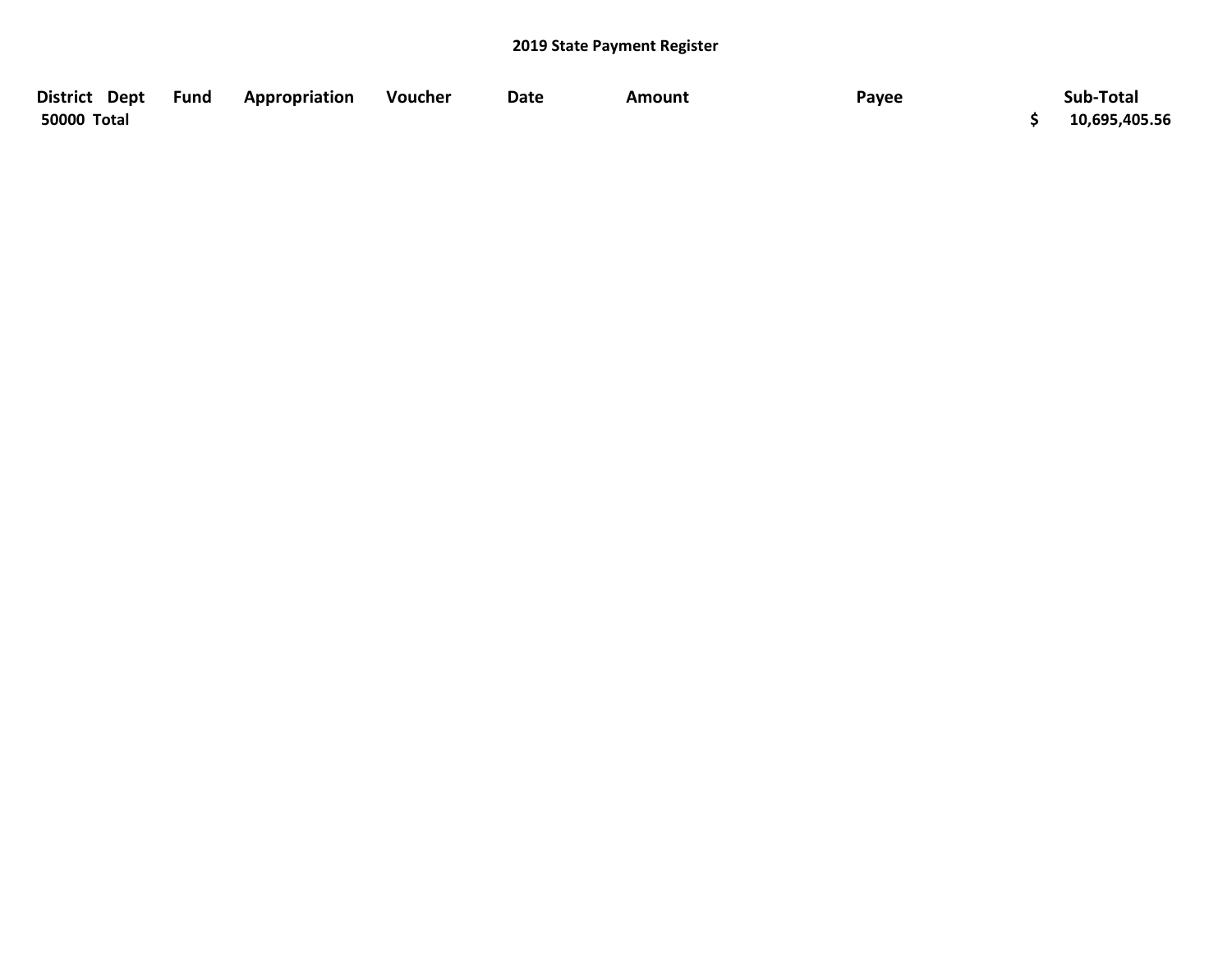**2019 State Payment Register**

| District | Dept | Fund | Appropriation | Voucher | Date | Amount | Payee | Sub-Total |
|---|---|---|---|---|---|---|---|---|
| 50000 Total | | | | | | | | $ 10,695,405.56 |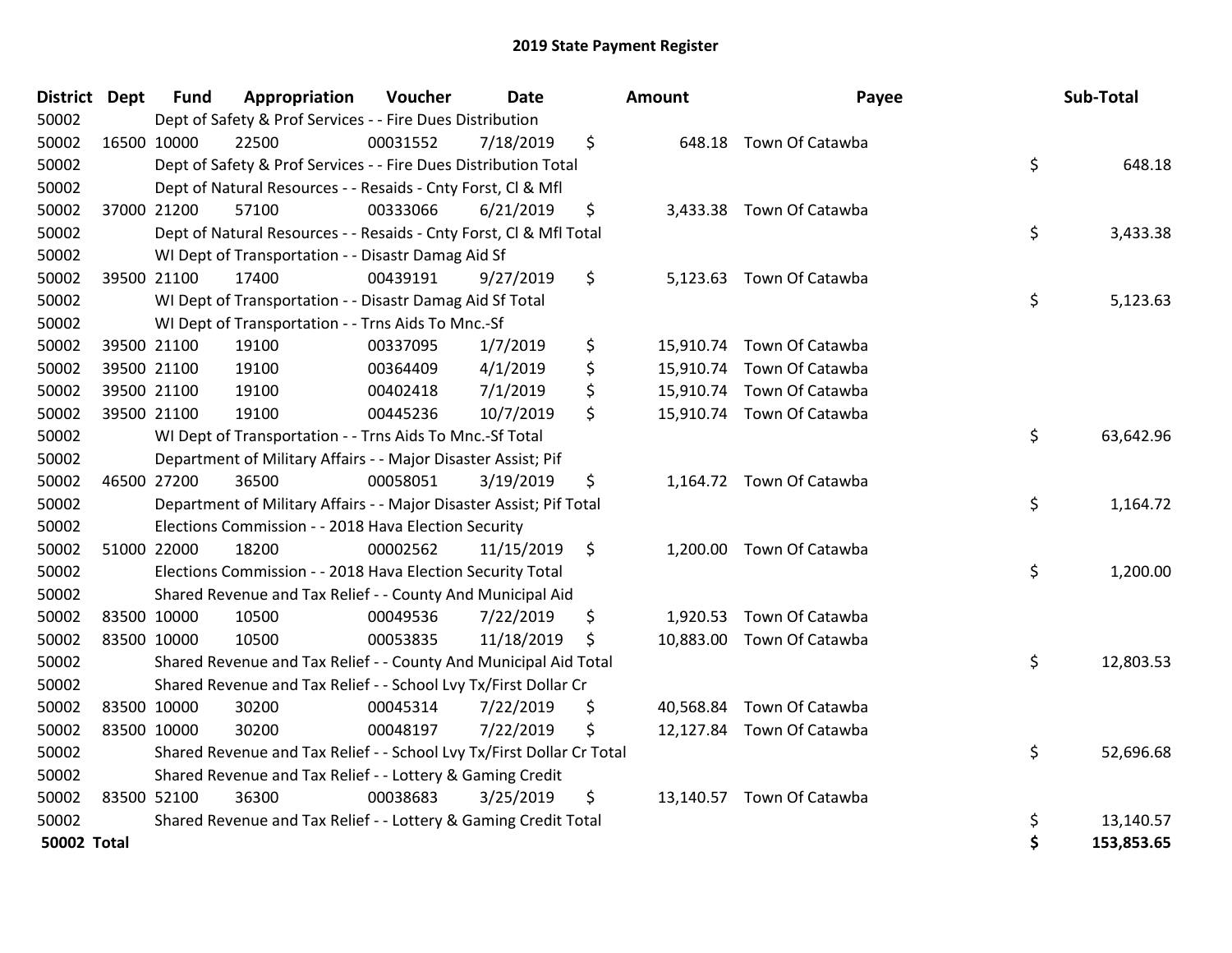## 2019 State Payment Register

| District | Dept | Fund | Appropriation | Voucher | Date | Amount | Payee | Sub-Total |
|---|---|---|---|---|---|---|---|---|
| 50002 | | Dept of Safety & Prof Services - - Fire Dues Distribution | | | | | | |
| 50002 | 16500 | 10000 | 22500 | 00031552 | 7/18/2019 | $ 648.18 | Town Of Catawba | |
| 50002 | | Dept of Safety & Prof Services - - Fire Dues Distribution Total | | | | | | $ 648.18 |
| 50002 | | Dept of Natural Resources - - Resaids - Cnty Forst, Cl & Mfl | | | | | | |
| 50002 | 37000 | 21200 | 57100 | 00333066 | 6/21/2019 | $ 3,433.38 | Town Of Catawba | |
| 50002 | | Dept of Natural Resources - - Resaids - Cnty Forst, Cl & Mfl Total | | | | | | $ 3,433.38 |
| 50002 | | WI Dept of Transportation - - Disastr Damag Aid Sf | | | | | | |
| 50002 | 39500 | 21100 | 17400 | 00439191 | 9/27/2019 | $ 5,123.63 | Town Of Catawba | |
| 50002 | | WI Dept of Transportation - - Disastr Damag Aid Sf Total | | | | | | $ 5,123.63 |
| 50002 | | WI Dept of Transportation - - Trns Aids To Mnc.-Sf | | | | | | |
| 50002 | 39500 | 21100 | 19100 | 00337095 | 1/7/2019 | $ 15,910.74 | Town Of Catawba | |
| 50002 | 39500 | 21100 | 19100 | 00364409 | 4/1/2019 | $ 15,910.74 | Town Of Catawba | |
| 50002 | 39500 | 21100 | 19100 | 00402418 | 7/1/2019 | $ 15,910.74 | Town Of Catawba | |
| 50002 | 39500 | 21100 | 19100 | 00445236 | 10/7/2019 | $ 15,910.74 | Town Of Catawba | |
| 50002 | | WI Dept of Transportation - - Trns Aids To Mnc.-Sf Total | | | | | | $ 63,642.96 |
| 50002 | | Department of Military Affairs - - Major Disaster Assist; Pif | | | | | | |
| 50002 | 46500 | 27200 | 36500 | 00058051 | 3/19/2019 | $ 1,164.72 | Town Of Catawba | |
| 50002 | | Department of Military Affairs - - Major Disaster Assist; Pif Total | | | | | | $ 1,164.72 |
| 50002 | | Elections Commission - - 2018 Hava Election Security | | | | | | |
| 50002 | 51000 | 22000 | 18200 | 00002562 | 11/15/2019 | $ 1,200.00 | Town Of Catawba | |
| 50002 | | Elections Commission - - 2018 Hava Election Security Total | | | | | | $ 1,200.00 |
| 50002 | | Shared Revenue and Tax Relief - - County And Municipal Aid | | | | | | |
| 50002 | 83500 | 10000 | 10500 | 00049536 | 7/22/2019 | $ 1,920.53 | Town Of Catawba | |
| 50002 | 83500 | 10000 | 10500 | 00053835 | 11/18/2019 | $ 10,883.00 | Town Of Catawba | |
| 50002 | | Shared Revenue and Tax Relief - - County And Municipal Aid Total | | | | | | $ 12,803.53 |
| 50002 | | Shared Revenue and Tax Relief - - School Lvy Tx/First Dollar Cr | | | | | | |
| 50002 | 83500 | 10000 | 30200 | 00045314 | 7/22/2019 | $ 40,568.84 | Town Of Catawba | |
| 50002 | 83500 | 10000 | 30200 | 00048197 | 7/22/2019 | $ 12,127.84 | Town Of Catawba | |
| 50002 | | Shared Revenue and Tax Relief - - School Lvy Tx/First Dollar Cr Total | | | | | | $ 52,696.68 |
| 50002 | | Shared Revenue and Tax Relief - - Lottery & Gaming Credit | | | | | | |
| 50002 | 83500 | 52100 | 36300 | 00038683 | 3/25/2019 | $ 13,140.57 | Town Of Catawba | |
| 50002 | | Shared Revenue and Tax Relief - - Lottery & Gaming Credit Total | | | | | | $ 13,140.57 |
| **50002 Total** | | | | | | | | **$ 153,853.65** |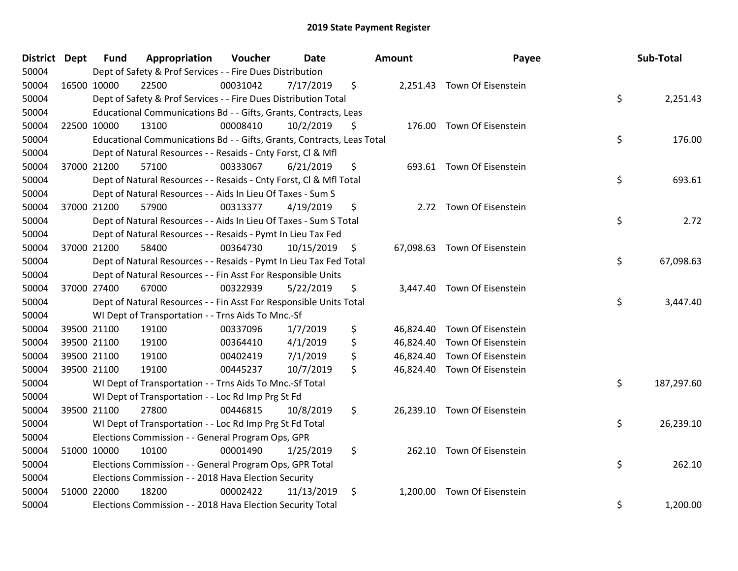# 2019 State Payment Register

| District | Dept | Fund | Appropriation | Voucher | Date | Amount | Payee | Sub-Total |
|---|---|---|---|---|---|---|---|---|
| 50004 | Dept of Safety & Prof Services - - Fire Dues Distribution | | | | | | | |
| 50004 | 16500 | 10000 | 22500 | 00031042 | 7/17/2019 | $ 2,251.43 | Town Of Eisenstein | |
| 50004 | Dept of Safety & Prof Services - - Fire Dues Distribution Total | | | | | | | $ 2,251.43 |
| 50004 | Educational Communications Bd - - Gifts, Grants, Contracts, Leas | | | | | | | |
| 50004 | 22500 | 10000 | 13100 | 00008410 | 10/2/2019 | $ 176.00 | Town Of Eisenstein | |
| 50004 | Educational Communications Bd - - Gifts, Grants, Contracts, Leas Total | | | | | | | $ 176.00 |
| 50004 | Dept of Natural Resources - - Resaids - Cnty Forst, Cl & Mfl | | | | | | | |
| 50004 | 37000 | 21200 | 57100 | 00333067 | 6/21/2019 | $ 693.61 | Town Of Eisenstein | |
| 50004 | Dept of Natural Resources - - Resaids - Cnty Forst, Cl & Mfl Total | | | | | | | $ 693.61 |
| 50004 | Dept of Natural Resources - - Aids In Lieu Of Taxes - Sum S | | | | | | | |
| 50004 | 37000 | 21200 | 57900 | 00313377 | 4/19/2019 | $ 2.72 | Town Of Eisenstein | |
| 50004 | Dept of Natural Resources - - Aids In Lieu Of Taxes - Sum S Total | | | | | | | $ 2.72 |
| 50004 | Dept of Natural Resources - - Resaids - Pymt In Lieu Tax Fed | | | | | | | |
| 50004 | 37000 | 21200 | 58400 | 00364730 | 10/15/2019 | $ 67,098.63 | Town Of Eisenstein | |
| 50004 | Dept of Natural Resources - - Resaids - Pymt In Lieu Tax Fed Total | | | | | | | $ 67,098.63 |
| 50004 | Dept of Natural Resources - - Fin Asst For Responsible Units | | | | | | | |
| 50004 | 37000 | 27400 | 67000 | 00322939 | 5/22/2019 | $ 3,447.40 | Town Of Eisenstein | |
| 50004 | Dept of Natural Resources - - Fin Asst For Responsible Units Total | | | | | | | $ 3,447.40 |
| 50004 | WI Dept of Transportation - - Trns Aids To Mnc.-Sf | | | | | | | |
| 50004 | 39500 | 21100 | 19100 | 00337096 | 1/7/2019 | $ 46,824.40 | Town Of Eisenstein | |
| 50004 | 39500 | 21100 | 19100 | 00364410 | 4/1/2019 | $ 46,824.40 | Town Of Eisenstein | |
| 50004 | 39500 | 21100 | 19100 | 00402419 | 7/1/2019 | $ 46,824.40 | Town Of Eisenstein | |
| 50004 | 39500 | 21100 | 19100 | 00445237 | 10/7/2019 | $ 46,824.40 | Town Of Eisenstein | |
| 50004 | WI Dept of Transportation - - Trns Aids To Mnc.-Sf Total | | | | | | | $ 187,297.60 |
| 50004 | WI Dept of Transportation - - Loc Rd Imp Prg St Fd | | | | | | | |
| 50004 | 39500 | 21100 | 27800 | 00446815 | 10/8/2019 | $ 26,239.10 | Town Of Eisenstein | |
| 50004 | WI Dept of Transportation - - Loc Rd Imp Prg St Fd Total | | | | | | | $ 26,239.10 |
| 50004 | Elections Commission - - General Program Ops, GPR | | | | | | | |
| 50004 | 51000 | 10000 | 10100 | 00001490 | 1/25/2019 | $ 262.10 | Town Of Eisenstein | |
| 50004 | Elections Commission - - General Program Ops, GPR Total | | | | | | | $ 262.10 |
| 50004 | Elections Commission - - 2018 Hava Election Security | | | | | | | |
| 50004 | 51000 | 22000 | 18200 | 00002422 | 11/13/2019 | $ 1,200.00 | Town Of Eisenstein | |
| 50004 | Elections Commission - - 2018 Hava Election Security Total | | | | | | | $ 1,200.00 |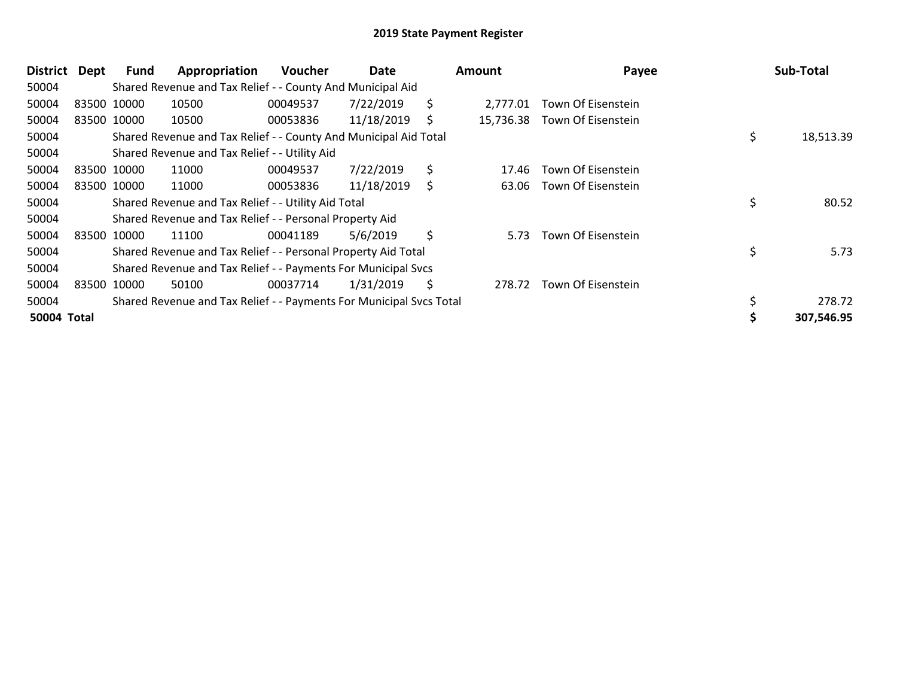## 2019 State Payment Register

| District | Dept | Fund | Appropriation | Voucher | Date | Amount | Payee | Sub-Total |
|---|---|---|---|---|---|---|---|---|
| 50004 | | Shared Revenue and Tax Relief - - County And Municipal Aid | | | | | | |
| 50004 | 83500 | 10000 | 10500 | 00049537 | 7/22/2019 | $ 2,777.01 | Town Of Eisenstein | |
| 50004 | 83500 | 10000 | 10500 | 00053836 | 11/18/2019 | $ 15,736.38 | Town Of Eisenstein | |
| 50004 | | Shared Revenue and Tax Relief - - County And Municipal Aid Total | | | | | | $ 18,513.39 |
| 50004 | | Shared Revenue and Tax Relief - - Utility Aid | | | | | | |
| 50004 | 83500 | 10000 | 11000 | 00049537 | 7/22/2019 | $ 17.46 | Town Of Eisenstein | |
| 50004 | 83500 | 10000 | 11000 | 00053836 | 11/18/2019 | $ 63.06 | Town Of Eisenstein | |
| 50004 | | Shared Revenue and Tax Relief - - Utility Aid Total | | | | | | $ 80.52 |
| 50004 | | Shared Revenue and Tax Relief - - Personal Property Aid | | | | | | |
| 50004 | 83500 | 10000 | 11100 | 00041189 | 5/6/2019 | $ 5.73 | Town Of Eisenstein | |
| 50004 | | Shared Revenue and Tax Relief - - Personal Property Aid Total | | | | | | $ 5.73 |
| 50004 | | Shared Revenue and Tax Relief - - Payments For Municipal Svcs | | | | | | |
| 50004 | 83500 | 10000 | 50100 | 00037714 | 1/31/2019 | $ 278.72 | Town Of Eisenstein | |
| 50004 | | Shared Revenue and Tax Relief - - Payments For Municipal Svcs Total | | | | | | $ 278.72 |
| **50004 Total** | | | | | | | | **$ 307,546.95** |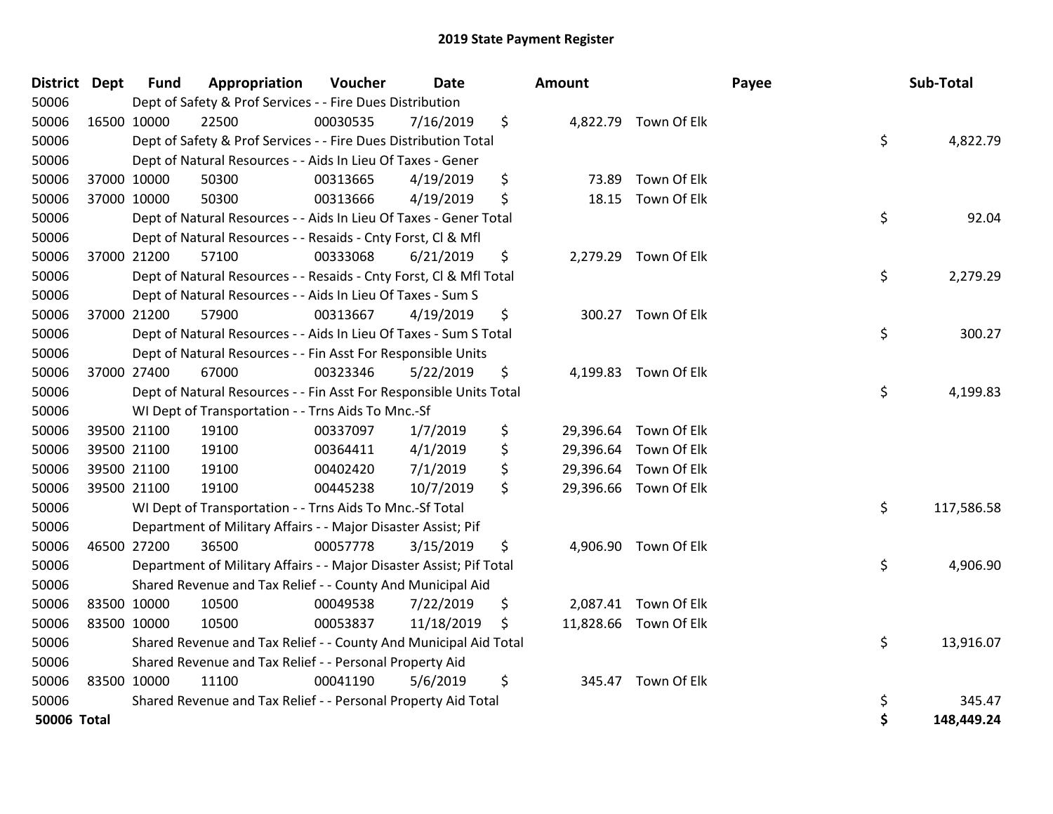# 2019 State Payment Register

| District | Dept | Fund | Appropriation | Voucher | Date | Amount | Payee | Sub-Total |
|---|---|---|---|---|---|---|---|---|
| 50006 | | Dept of Safety & Prof Services - - Fire Dues Distribution | | | | | | |
| 50006 | 16500 | 10000 | 22500 | 00030535 | 7/16/2019 | $ 4,822.79 | Town Of Elk | |
| 50006 | | Dept of Safety & Prof Services - - Fire Dues Distribution Total | | | | | | $ 4,822.79 |
| 50006 | | Dept of Natural Resources - - Aids In Lieu Of Taxes - Gener | | | | | | |
| 50006 | 37000 | 10000 | 50300 | 00313665 | 4/19/2019 | $ 73.89 | Town Of Elk | |
| 50006 | 37000 | 10000 | 50300 | 00313666 | 4/19/2019 | $ 18.15 | Town Of Elk | |
| 50006 | | Dept of Natural Resources - - Aids In Lieu Of Taxes - Gener Total | | | | | | $ 92.04 |
| 50006 | | Dept of Natural Resources - - Resaids - Cnty Forst, Cl & Mfl | | | | | | |
| 50006 | 37000 | 21200 | 57100 | 00333068 | 6/21/2019 | $ 2,279.29 | Town Of Elk | |
| 50006 | | Dept of Natural Resources - - Resaids - Cnty Forst, Cl & Mfl Total | | | | | | $ 2,279.29 |
| 50006 | | Dept of Natural Resources - - Aids In Lieu Of Taxes - Sum S | | | | | | |
| 50006 | 37000 | 21200 | 57900 | 00313667 | 4/19/2019 | $ 300.27 | Town Of Elk | |
| 50006 | | Dept of Natural Resources - - Aids In Lieu Of Taxes - Sum S Total | | | | | | $ 300.27 |
| 50006 | | Dept of Natural Resources - - Fin Asst For Responsible Units | | | | | | |
| 50006 | 37000 | 27400 | 67000 | 00323346 | 5/22/2019 | $ 4,199.83 | Town Of Elk | |
| 50006 | | Dept of Natural Resources - - Fin Asst For Responsible Units Total | | | | | | $ 4,199.83 |
| 50006 | | WI Dept of Transportation - - Trns Aids To Mnc.-Sf | | | | | | |
| 50006 | 39500 | 21100 | 19100 | 00337097 | 1/7/2019 | $ 29,396.64 | Town Of Elk | |
| 50006 | 39500 | 21100 | 19100 | 00364411 | 4/1/2019 | $ 29,396.64 | Town Of Elk | |
| 50006 | 39500 | 21100 | 19100 | 00402420 | 7/1/2019 | $ 29,396.64 | Town Of Elk | |
| 50006 | 39500 | 21100 | 19100 | 00445238 | 10/7/2019 | $ 29,396.66 | Town Of Elk | |
| 50006 | | WI Dept of Transportation - - Trns Aids To Mnc.-Sf Total | | | | | | $ 117,586.58 |
| 50006 | | Department of Military Affairs - - Major Disaster Assist; Pif | | | | | | |
| 50006 | 46500 | 27200 | 36500 | 00057778 | 3/15/2019 | $ 4,906.90 | Town Of Elk | |
| 50006 | | Department of Military Affairs - - Major Disaster Assist; Pif Total | | | | | | $ 4,906.90 |
| 50006 | | Shared Revenue and Tax Relief - - County And Municipal Aid | | | | | | |
| 50006 | 83500 | 10000 | 10500 | 00049538 | 7/22/2019 | $ 2,087.41 | Town Of Elk | |
| 50006 | 83500 | 10000 | 10500 | 00053837 | 11/18/2019 | $ 11,828.66 | Town Of Elk | |
| 50006 | | Shared Revenue and Tax Relief - - County And Municipal Aid Total | | | | | | $ 13,916.07 |
| 50006 | | Shared Revenue and Tax Relief - - Personal Property Aid | | | | | | |
| 50006 | 83500 | 10000 | 11100 | 00041190 | 5/6/2019 | $ 345.47 | Town Of Elk | |
| 50006 | | Shared Revenue and Tax Relief - - Personal Property Aid Total | | | | | | $ 345.47 |
| **50006 Total** | | | | | | | | **$ 148,449.24** |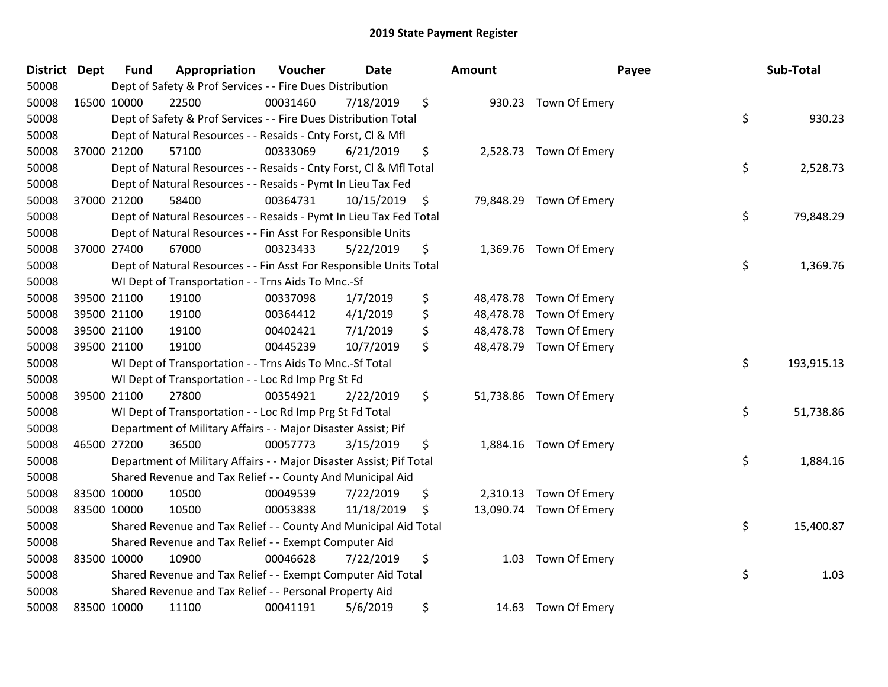# 2019 State Payment Register

| District | Dept | Fund | Appropriation | Voucher | Date | Amount | Payee | Sub-Total |
|---|---|---|---|---|---|---|---|---|
| 50008 | | Dept of Safety & Prof Services - - Fire Dues Distribution | | | | | | |
| 50008 | 16500 | 10000 | 22500 | 00031460 | 7/18/2019 | $ 930.23 | Town Of Emery | |
| 50008 | | Dept of Safety & Prof Services - - Fire Dues Distribution Total | | | | | | $ 930.23 |
| 50008 | | Dept of Natural Resources - - Resaids - Cnty Forst, Cl & Mfl | | | | | | |
| 50008 | 37000 | 21200 | 57100 | 00333069 | 6/21/2019 | $ 2,528.73 | Town Of Emery | |
| 50008 | | Dept of Natural Resources - - Resaids - Cnty Forst, Cl & Mfl Total | | | | | | $ 2,528.73 |
| 50008 | | Dept of Natural Resources - - Resaids - Pymt In Lieu Tax Fed | | | | | | |
| 50008 | 37000 | 21200 | 58400 | 00364731 | 10/15/2019 | $ 79,848.29 | Town Of Emery | |
| 50008 | | Dept of Natural Resources - - Resaids - Pymt In Lieu Tax Fed Total | | | | | | $ 79,848.29 |
| 50008 | | Dept of Natural Resources - - Fin Asst For Responsible Units | | | | | | |
| 50008 | 37000 | 27400 | 67000 | 00323433 | 5/22/2019 | $ 1,369.76 | Town Of Emery | |
| 50008 | | Dept of Natural Resources - - Fin Asst For Responsible Units Total | | | | | | $ 1,369.76 |
| 50008 | | WI Dept of Transportation - - Trns Aids To Mnc.-Sf | | | | | | |
| 50008 | 39500 | 21100 | 19100 | 00337098 | 1/7/2019 | $ 48,478.78 | Town Of Emery | |
| 50008 | 39500 | 21100 | 19100 | 00364412 | 4/1/2019 | $ 48,478.78 | Town Of Emery | |
| 50008 | 39500 | 21100 | 19100 | 00402421 | 7/1/2019 | $ 48,478.78 | Town Of Emery | |
| 50008 | 39500 | 21100 | 19100 | 00445239 | 10/7/2019 | $ 48,478.79 | Town Of Emery | |
| 50008 | | WI Dept of Transportation - - Trns Aids To Mnc.-Sf Total | | | | | | $ 193,915.13 |
| 50008 | | WI Dept of Transportation - - Loc Rd Imp Prg St Fd | | | | | | |
| 50008 | 39500 | 21100 | 27800 | 00354921 | 2/22/2019 | $ 51,738.86 | Town Of Emery | |
| 50008 | | WI Dept of Transportation - - Loc Rd Imp Prg St Fd Total | | | | | | $ 51,738.86 |
| 50008 | | Department of Military Affairs - - Major Disaster Assist; Pif | | | | | | |
| 50008 | 46500 | 27200 | 36500 | 00057773 | 3/15/2019 | $ 1,884.16 | Town Of Emery | |
| 50008 | | Department of Military Affairs - - Major Disaster Assist; Pif Total | | | | | | $ 1,884.16 |
| 50008 | | Shared Revenue and Tax Relief - - County And Municipal Aid | | | | | | |
| 50008 | 83500 | 10000 | 10500 | 00049539 | 7/22/2019 | $ 2,310.13 | Town Of Emery | |
| 50008 | 83500 | 10000 | 10500 | 00053838 | 11/18/2019 | $ 13,090.74 | Town Of Emery | |
| 50008 | | Shared Revenue and Tax Relief - - County And Municipal Aid Total | | | | | | $ 15,400.87 |
| 50008 | | Shared Revenue and Tax Relief - - Exempt Computer Aid | | | | | | |
| 50008 | 83500 | 10000 | 10900 | 00046628 | 7/22/2019 | $ 1.03 | Town Of Emery | |
| 50008 | | Shared Revenue and Tax Relief - - Exempt Computer Aid Total | | | | | | $ 1.03 |
| 50008 | | Shared Revenue and Tax Relief - - Personal Property Aid | | | | | | |
| 50008 | 83500 | 10000 | 11100 | 00041191 | 5/6/2019 | $ 14.63 | Town Of Emery | |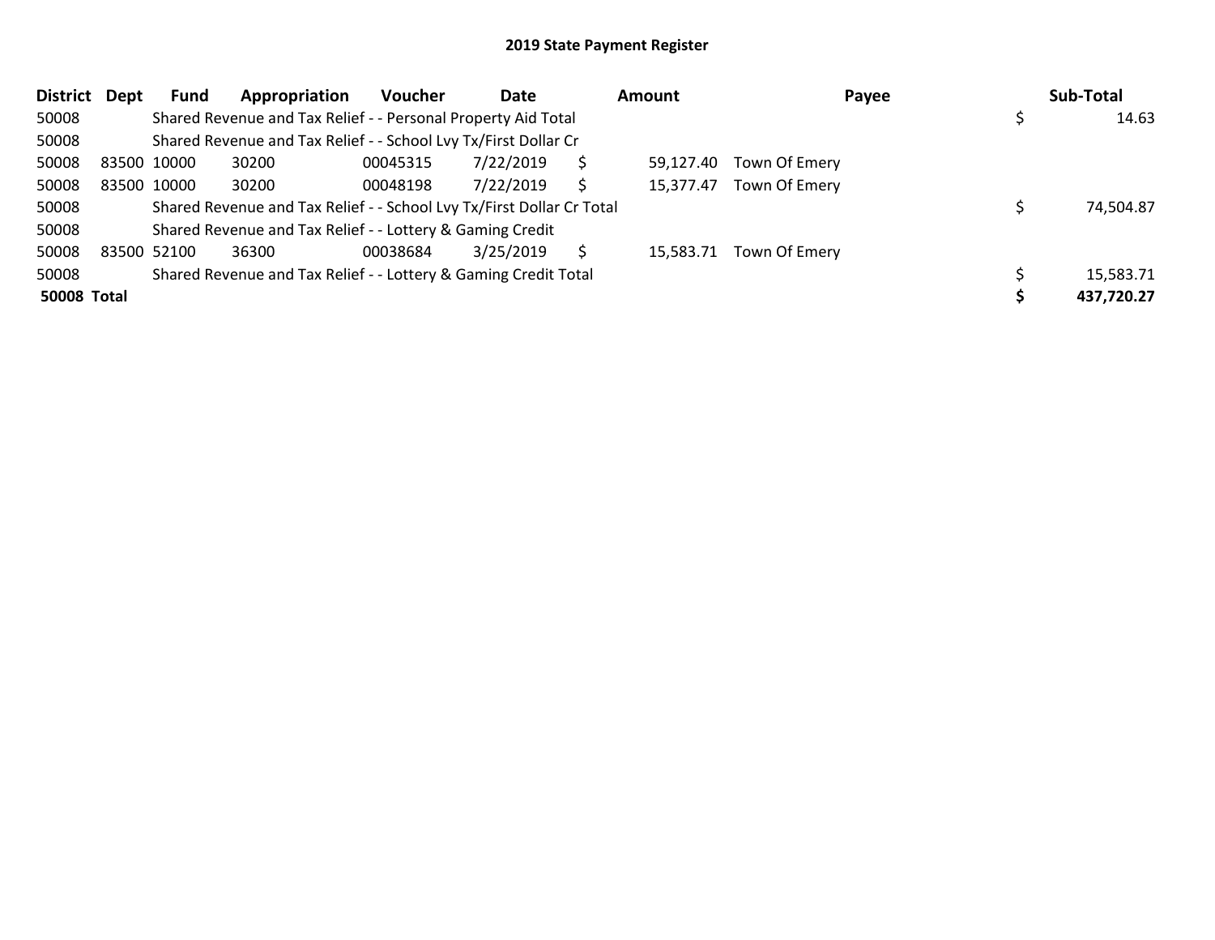## 2019 State Payment Register

| District | Dept | Fund | Appropriation | Voucher | Date | Amount | Payee | Sub-Total |
|---|---|---|---|---|---|---|---|---|
| 50008 | | Shared Revenue and Tax Relief - - Personal Property Aid Total | | | | | | $ 14.63 |
| 50008 | | Shared Revenue and Tax Relief - - School Lvy Tx/First Dollar Cr | | | | | | |
| 50008 | 83500 | 10000 | 30200 | 00045315 | 7/22/2019 | $ 59,127.40 | Town Of Emery | |
| 50008 | 83500 | 10000 | 30200 | 00048198 | 7/22/2019 | $ 15,377.47 | Town Of Emery | |
| 50008 | | Shared Revenue and Tax Relief - - School Lvy Tx/First Dollar Cr Total | | | | | | $ 74,504.87 |
| 50008 | | Shared Revenue and Tax Relief - - Lottery & Gaming Credit | | | | | | |
| 50008 | 83500 | 52100 | 36300 | 00038684 | 3/25/2019 | $ 15,583.71 | Town Of Emery | |
| 50008 | | Shared Revenue and Tax Relief - - Lottery & Gaming Credit Total | | | | | | $ 15,583.71 |
| **50008 Total** | | | | | | | | **$ 437,720.27** |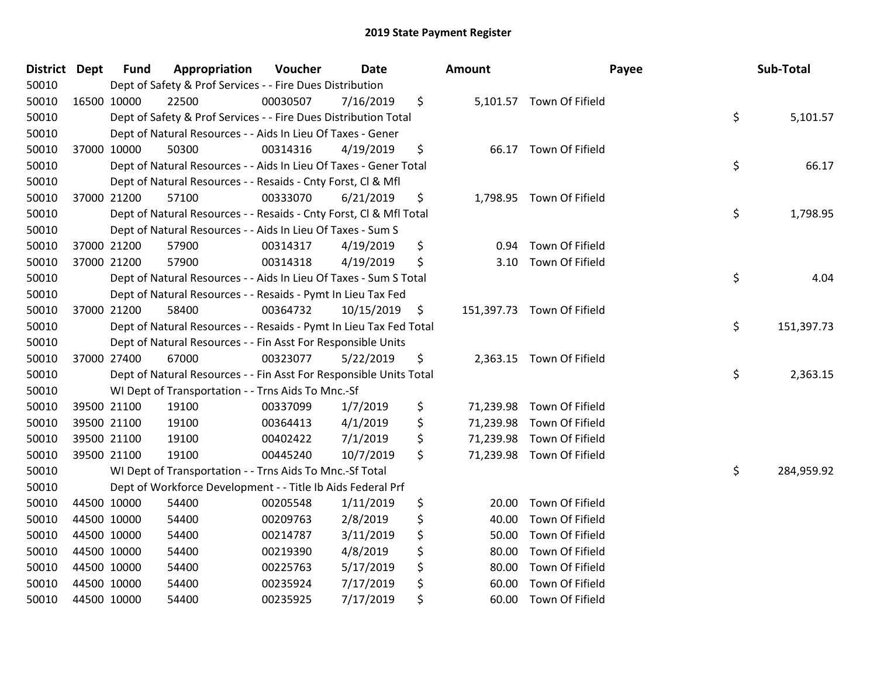# 2019 State Payment Register

| District | Dept | Fund | Appropriation | Voucher | Date | | Amount | Payee | | Sub-Total |
|---|---|---|---|---|---|---|---|---|---|---|
| 50010 | | Dept of Safety & Prof Services - - Fire Dues Distribution | | | | | | | | |
| 50010 | 16500 | 10000 | 22500 | 00030507 | 7/16/2019 | $ | 5,101.57 | Town Of Fifield | | |
| 50010 | | Dept of Safety & Prof Services - - Fire Dues Distribution Total | | | | | | | $ | 5,101.57 |
| 50010 | | Dept of Natural Resources - - Aids In Lieu Of Taxes - Gener | | | | | | | | |
| 50010 | 37000 | 10000 | 50300 | 00314316 | 4/19/2019 | $ | 66.17 | Town Of Fifield | | |
| 50010 | | Dept of Natural Resources - - Aids In Lieu Of Taxes - Gener Total | | | | | | | $ | 66.17 |
| 50010 | | Dept of Natural Resources - - Resaids - Cnty Forst, Cl & Mfl | | | | | | | | |
| 50010 | 37000 | 21200 | 57100 | 00333070 | 6/21/2019 | $ | 1,798.95 | Town Of Fifield | | |
| 50010 | | Dept of Natural Resources - - Resaids - Cnty Forst, Cl & Mfl Total | | | | | | | $ | 1,798.95 |
| 50010 | | Dept of Natural Resources - - Aids In Lieu Of Taxes - Sum S | | | | | | | | |
| 50010 | 37000 | 21200 | 57900 | 00314317 | 4/19/2019 | $ | 0.94 | Town Of Fifield | | |
| 50010 | 37000 | 21200 | 57900 | 00314318 | 4/19/2019 | $ | 3.10 | Town Of Fifield | | |
| 50010 | | Dept of Natural Resources - - Aids In Lieu Of Taxes - Sum S Total | | | | | | | $ | 4.04 |
| 50010 | | Dept of Natural Resources - - Resaids - Pymt In Lieu Tax Fed | | | | | | | | |
| 50010 | 37000 | 21200 | 58400 | 00364732 | 10/15/2019 | $ | 151,397.73 | Town Of Fifield | | |
| 50010 | | Dept of Natural Resources - - Resaids - Pymt In Lieu Tax Fed Total | | | | | | | $ | 151,397.73 |
| 50010 | | Dept of Natural Resources - - Fin Asst For Responsible Units | | | | | | | | |
| 50010 | 37000 | 27400 | 67000 | 00323077 | 5/22/2019 | $ | 2,363.15 | Town Of Fifield | | |
| 50010 | | Dept of Natural Resources - - Fin Asst For Responsible Units Total | | | | | | | $ | 2,363.15 |
| 50010 | | WI Dept of Transportation - - Trns Aids To Mnc.-Sf | | | | | | | | |
| 50010 | 39500 | 21100 | 19100 | 00337099 | 1/7/2019 | $ | 71,239.98 | Town Of Fifield | | |
| 50010 | 39500 | 21100 | 19100 | 00364413 | 4/1/2019 | $ | 71,239.98 | Town Of Fifield | | |
| 50010 | 39500 | 21100 | 19100 | 00402422 | 7/1/2019 | $ | 71,239.98 | Town Of Fifield | | |
| 50010 | 39500 | 21100 | 19100 | 00445240 | 10/7/2019 | $ | 71,239.98 | Town Of Fifield | | |
| 50010 | | WI Dept of Transportation - - Trns Aids To Mnc.-Sf Total | | | | | | | $ | 284,959.92 |
| 50010 | | Dept of Workforce Development - - Title Ib Aids Federal Prf | | | | | | | | |
| 50010 | 44500 | 10000 | 54400 | 00205548 | 1/11/2019 | $ | 20.00 | Town Of Fifield | | |
| 50010 | 44500 | 10000 | 54400 | 00209763 | 2/8/2019 | $ | 40.00 | Town Of Fifield | | |
| 50010 | 44500 | 10000 | 54400 | 00214787 | 3/11/2019 | $ | 50.00 | Town Of Fifield | | |
| 50010 | 44500 | 10000 | 54400 | 00219390 | 4/8/2019 | $ | 80.00 | Town Of Fifield | | |
| 50010 | 44500 | 10000 | 54400 | 00225763 | 5/17/2019 | $ | 80.00 | Town Of Fifield | | |
| 50010 | 44500 | 10000 | 54400 | 00235924 | 7/17/2019 | $ | 60.00 | Town Of Fifield | | |
| 50010 | 44500 | 10000 | 54400 | 00235925 | 7/17/2019 | $ | 60.00 | Town Of Fifield | | |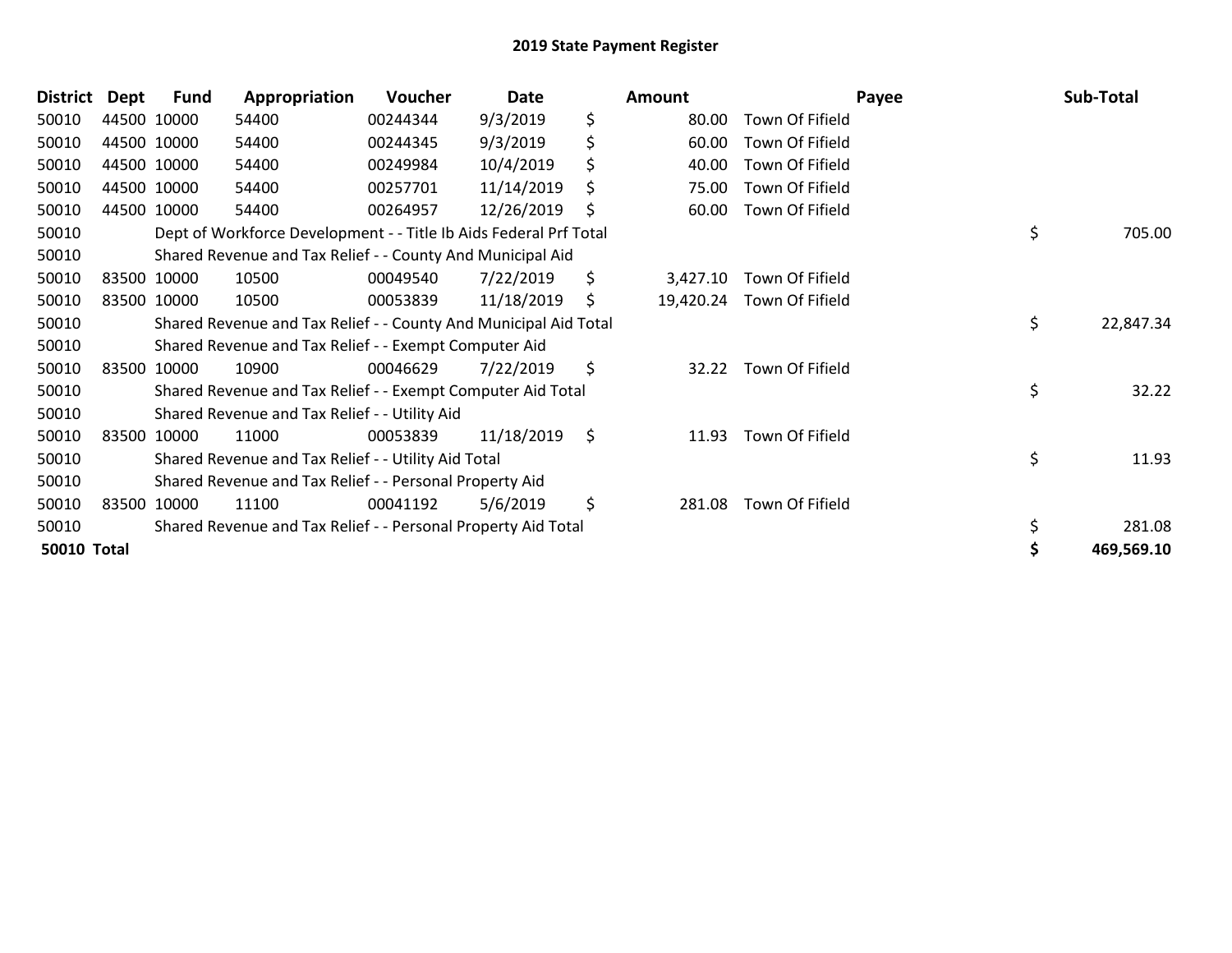# 2019 State Payment Register

| District | Dept | Fund | Appropriation | Voucher | Date | Amount | Payee | Sub-Total |
|---|---|---|---|---|---|---|---|---|
| 50010 | 44500 | 10000 | 54400 | 00244344 | 9/3/2019 | $ 80.00 | Town Of Fifield | |
| 50010 | 44500 | 10000 | 54400 | 00244345 | 9/3/2019 | $ 60.00 | Town Of Fifield | |
| 50010 | 44500 | 10000 | 54400 | 00249984 | 10/4/2019 | $ 40.00 | Town Of Fifield | |
| 50010 | 44500 | 10000 | 54400 | 00257701 | 11/14/2019 | $ 75.00 | Town Of Fifield | |
| 50010 | 44500 | 10000 | 54400 | 00264957 | 12/26/2019 | $ 60.00 | Town Of Fifield | |
| 50010 | | Dept of Workforce Development - - Title Ib Aids Federal Prf Total | | | | | | $ 705.00 |
| 50010 | | Shared Revenue and Tax Relief - - County And Municipal Aid | | | | | | |
| 50010 | 83500 | 10000 | 10500 | 00049540 | 7/22/2019 | $ 3,427.10 | Town Of Fifield | |
| 50010 | 83500 | 10000 | 10500 | 00053839 | 11/18/2019 | $ 19,420.24 | Town Of Fifield | |
| 50010 | | Shared Revenue and Tax Relief - - County And Municipal Aid Total | | | | | | $ 22,847.34 |
| 50010 | | Shared Revenue and Tax Relief - - Exempt Computer Aid | | | | | | |
| 50010 | 83500 | 10000 | 10900 | 00046629 | 7/22/2019 | $ 32.22 | Town Of Fifield | |
| 50010 | | Shared Revenue and Tax Relief - - Exempt Computer Aid Total | | | | | | $ 32.22 |
| 50010 | | Shared Revenue and Tax Relief - - Utility Aid | | | | | | |
| 50010 | 83500 | 10000 | 11000 | 00053839 | 11/18/2019 | $ 11.93 | Town Of Fifield | |
| 50010 | | Shared Revenue and Tax Relief - - Utility Aid Total | | | | | | $ 11.93 |
| 50010 | | Shared Revenue and Tax Relief - - Personal Property Aid | | | | | | |
| 50010 | 83500 | 10000 | 11100 | 00041192 | 5/6/2019 | $ 281.08 | Town Of Fifield | |
| 50010 | | Shared Revenue and Tax Relief - - Personal Property Aid Total | | | | | | $ 281.08 |
| **50010 Total** | | | | | | | | **$ 469,569.10** |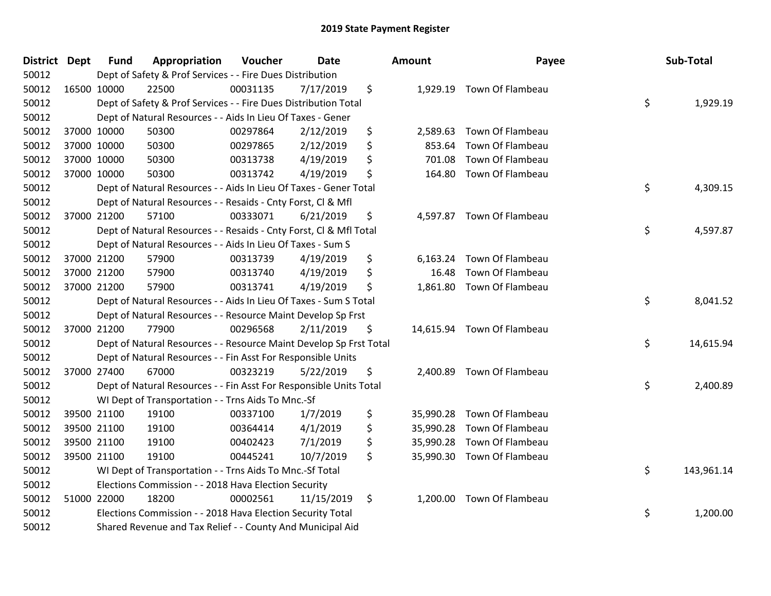# 2019 State Payment Register

| District | Dept | Fund | Appropriation | Voucher | Date | Amount | Payee | Sub-Total |
|---|---|---|---|---|---|---|---|---|
| 50012 | | Dept of Safety & Prof Services - - Fire Dues Distribution | | | | | | |
| 50012 | 16500 | 10000 | 22500 | 00031135 | 7/17/2019 | $ 1,929.19 | Town Of Flambeau | |
| 50012 | | Dept of Safety & Prof Services - - Fire Dues Distribution Total | | | | | | $ 1,929.19 |
| 50012 | | Dept of Natural Resources - - Aids In Lieu Of Taxes - Gener | | | | | | |
| 50012 | 37000 | 10000 | 50300 | 00297864 | 2/12/2019 | $ 2,589.63 | Town Of Flambeau | |
| 50012 | 37000 | 10000 | 50300 | 00297865 | 2/12/2019 | $ 853.64 | Town Of Flambeau | |
| 50012 | 37000 | 10000 | 50300 | 00313738 | 4/19/2019 | $ 701.08 | Town Of Flambeau | |
| 50012 | 37000 | 10000 | 50300 | 00313742 | 4/19/2019 | $ 164.80 | Town Of Flambeau | |
| 50012 | | Dept of Natural Resources - - Aids In Lieu Of Taxes - Gener Total | | | | | | $ 4,309.15 |
| 50012 | | Dept of Natural Resources - - Resaids - Cnty Forst, Cl & Mfl | | | | | | |
| 50012 | 37000 | 21200 | 57100 | 00333071 | 6/21/2019 | $ 4,597.87 | Town Of Flambeau | |
| 50012 | | Dept of Natural Resources - - Resaids - Cnty Forst, Cl & Mfl Total | | | | | | $ 4,597.87 |
| 50012 | | Dept of Natural Resources - - Aids In Lieu Of Taxes - Sum S | | | | | | |
| 50012 | 37000 | 21200 | 57900 | 00313739 | 4/19/2019 | $ 6,163.24 | Town Of Flambeau | |
| 50012 | 37000 | 21200 | 57900 | 00313740 | 4/19/2019 | $ 16.48 | Town Of Flambeau | |
| 50012 | 37000 | 21200 | 57900 | 00313741 | 4/19/2019 | $ 1,861.80 | Town Of Flambeau | |
| 50012 | | Dept of Natural Resources - - Aids In Lieu Of Taxes - Sum S Total | | | | | | $ 8,041.52 |
| 50012 | | Dept of Natural Resources - - Resource Maint Develop Sp Frst | | | | | | |
| 50012 | 37000 | 21200 | 77900 | 00296568 | 2/11/2019 | $ 14,615.94 | Town Of Flambeau | |
| 50012 | | Dept of Natural Resources - - Resource Maint Develop Sp Frst Total | | | | | | $ 14,615.94 |
| 50012 | | Dept of Natural Resources - - Fin Asst For Responsible Units | | | | | | |
| 50012 | 37000 | 27400 | 67000 | 00323219 | 5/22/2019 | $ 2,400.89 | Town Of Flambeau | |
| 50012 | | Dept of Natural Resources - - Fin Asst For Responsible Units Total | | | | | | $ 2,400.89 |
| 50012 | | WI Dept of Transportation - - Trns Aids To Mnc.-Sf | | | | | | |
| 50012 | 39500 | 21100 | 19100 | 00337100 | 1/7/2019 | $ 35,990.28 | Town Of Flambeau | |
| 50012 | 39500 | 21100 | 19100 | 00364414 | 4/1/2019 | $ 35,990.28 | Town Of Flambeau | |
| 50012 | 39500 | 21100 | 19100 | 00402423 | 7/1/2019 | $ 35,990.28 | Town Of Flambeau | |
| 50012 | 39500 | 21100 | 19100 | 00445241 | 10/7/2019 | $ 35,990.30 | Town Of Flambeau | |
| 50012 | | WI Dept of Transportation - - Trns Aids To Mnc.-Sf Total | | | | | | $ 143,961.14 |
| 50012 | | Elections Commission - - 2018 Hava Election Security | | | | | | |
| 50012 | 51000 | 22000 | 18200 | 00002561 | 11/15/2019 | $ 1,200.00 | Town Of Flambeau | |
| 50012 | | Elections Commission - - 2018 Hava Election Security Total | | | | | | $ 1,200.00 |
| 50012 | | Shared Revenue and Tax Relief - - County And Municipal Aid | | | | | | |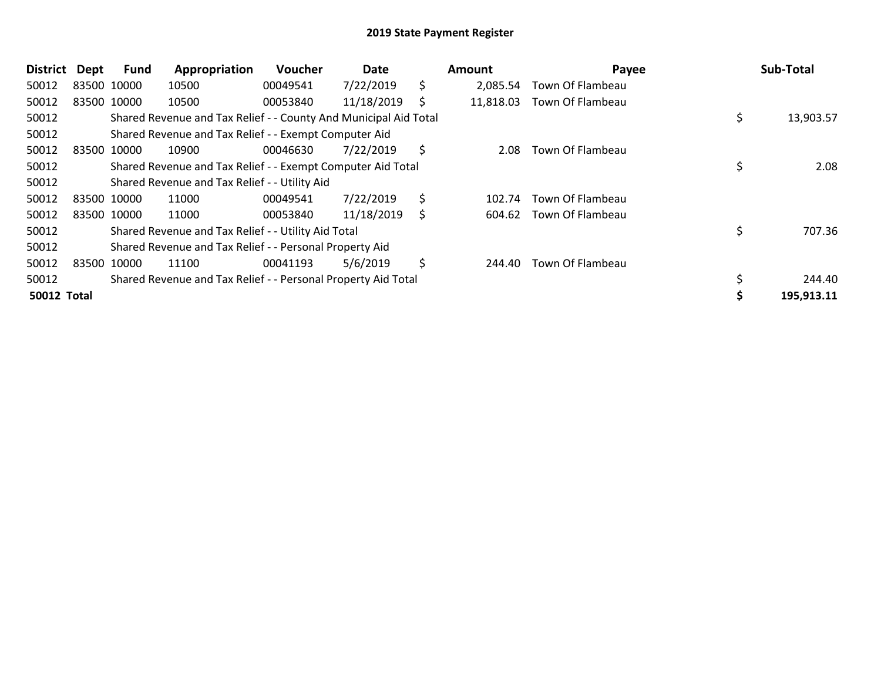## 2019 State Payment Register

| District | Dept | Fund | Appropriation | Voucher | Date | Amount | Payee | Sub-Total |
|---|---|---|---|---|---|---|---|---|
| 50012 | 83500 | 10000 | 10500 | 00049541 | 7/22/2019 | $ 2,085.54 | Town Of Flambeau | |
| 50012 | 83500 | 10000 | 10500 | 00053840 | 11/18/2019 | $ 11,818.03 | Town Of Flambeau | |
| 50012 | | Shared Revenue and Tax Relief - - County And Municipal Aid Total | | | | | | $ 13,903.57 |
| 50012 | | Shared Revenue and Tax Relief - - Exempt Computer Aid | | | | | | |
| 50012 | 83500 | 10000 | 10900 | 00046630 | 7/22/2019 | $ 2.08 | Town Of Flambeau | |
| 50012 | | Shared Revenue and Tax Relief - - Exempt Computer Aid Total | | | | | | $ 2.08 |
| 50012 | | Shared Revenue and Tax Relief - - Utility Aid | | | | | | |
| 50012 | 83500 | 10000 | 11000 | 00049541 | 7/22/2019 | $ 102.74 | Town Of Flambeau | |
| 50012 | 83500 | 10000 | 11000 | 00053840 | 11/18/2019 | $ 604.62 | Town Of Flambeau | |
| 50012 | | Shared Revenue and Tax Relief - - Utility Aid Total | | | | | | $ 707.36 |
| 50012 | | Shared Revenue and Tax Relief - - Personal Property Aid | | | | | | |
| 50012 | 83500 | 10000 | 11100 | 00041193 | 5/6/2019 | $ 244.40 | Town Of Flambeau | |
| 50012 | | Shared Revenue and Tax Relief - - Personal Property Aid Total | | | | | | $ 244.40 |
| **50012** | **Total** | | | | | | | **$ 195,913.11** |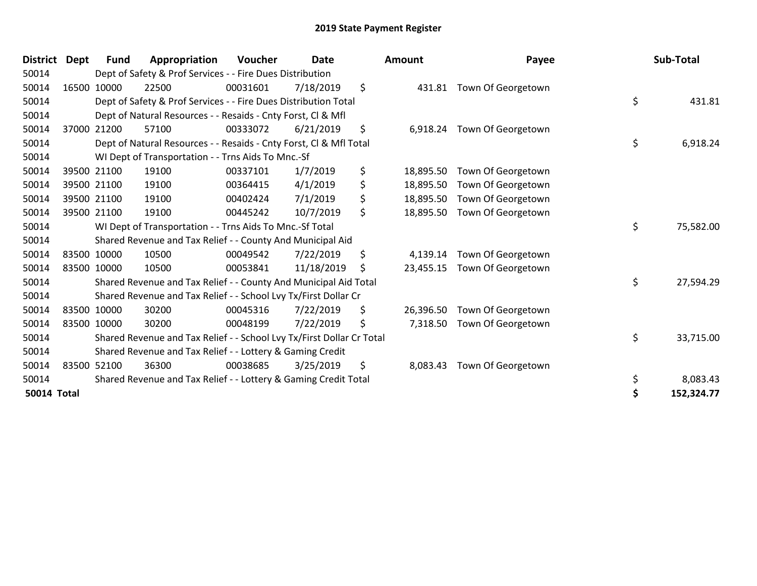# 2019 State Payment Register

| District | Dept | Fund | Appropriation | Voucher | Date | Amount | Payee | Sub-Total |
|---|---|---|---|---|---|---|---|---|
| 50014 | | Dept of Safety & Prof Services - - Fire Dues Distribution | | | | | | |
| 50014 | 16500 | 10000 | 22500 | 00031601 | 7/18/2019 | $ 431.81 | Town Of Georgetown | |
| 50014 | | Dept of Safety & Prof Services - - Fire Dues Distribution Total | | | | | | $ 431.81 |
| 50014 | | Dept of Natural Resources - - Resaids - Cnty Forst, Cl & Mfl | | | | | | |
| 50014 | 37000 | 21200 | 57100 | 00333072 | 6/21/2019 | $ 6,918.24 | Town Of Georgetown | |
| 50014 | | Dept of Natural Resources - - Resaids - Cnty Forst, Cl & Mfl Total | | | | | | $ 6,918.24 |
| 50014 | | WI Dept of Transportation - - Trns Aids To Mnc.-Sf | | | | | | |
| 50014 | 39500 | 21100 | 19100 | 00337101 | 1/7/2019 | $ 18,895.50 | Town Of Georgetown | |
| 50014 | 39500 | 21100 | 19100 | 00364415 | 4/1/2019 | $ 18,895.50 | Town Of Georgetown | |
| 50014 | 39500 | 21100 | 19100 | 00402424 | 7/1/2019 | $ 18,895.50 | Town Of Georgetown | |
| 50014 | 39500 | 21100 | 19100 | 00445242 | 10/7/2019 | $ 18,895.50 | Town Of Georgetown | |
| 50014 | | WI Dept of Transportation - - Trns Aids To Mnc.-Sf Total | | | | | | $ 75,582.00 |
| 50014 | | Shared Revenue and Tax Relief - - County And Municipal Aid | | | | | | |
| 50014 | 83500 | 10000 | 10500 | 00049542 | 7/22/2019 | $ 4,139.14 | Town Of Georgetown | |
| 50014 | 83500 | 10000 | 10500 | 00053841 | 11/18/2019 | $ 23,455.15 | Town Of Georgetown | |
| 50014 | | Shared Revenue and Tax Relief - - County And Municipal Aid Total | | | | | | $ 27,594.29 |
| 50014 | | Shared Revenue and Tax Relief - - School Lvy Tx/First Dollar Cr | | | | | | |
| 50014 | 83500 | 10000 | 30200 | 00045316 | 7/22/2019 | $ 26,396.50 | Town Of Georgetown | |
| 50014 | 83500 | 10000 | 30200 | 00048199 | 7/22/2019 | $ 7,318.50 | Town Of Georgetown | |
| 50014 | | Shared Revenue and Tax Relief - - School Lvy Tx/First Dollar Cr Total | | | | | | $ 33,715.00 |
| 50014 | | Shared Revenue and Tax Relief - - Lottery & Gaming Credit | | | | | | |
| 50014 | 83500 | 52100 | 36300 | 00038685 | 3/25/2019 | $ 8,083.43 | Town Of Georgetown | |
| 50014 | | Shared Revenue and Tax Relief - - Lottery & Gaming Credit Total | | | | | | $ 8,083.43 |
| **50014 Total** | | | | | | | | **$ 152,324.77** |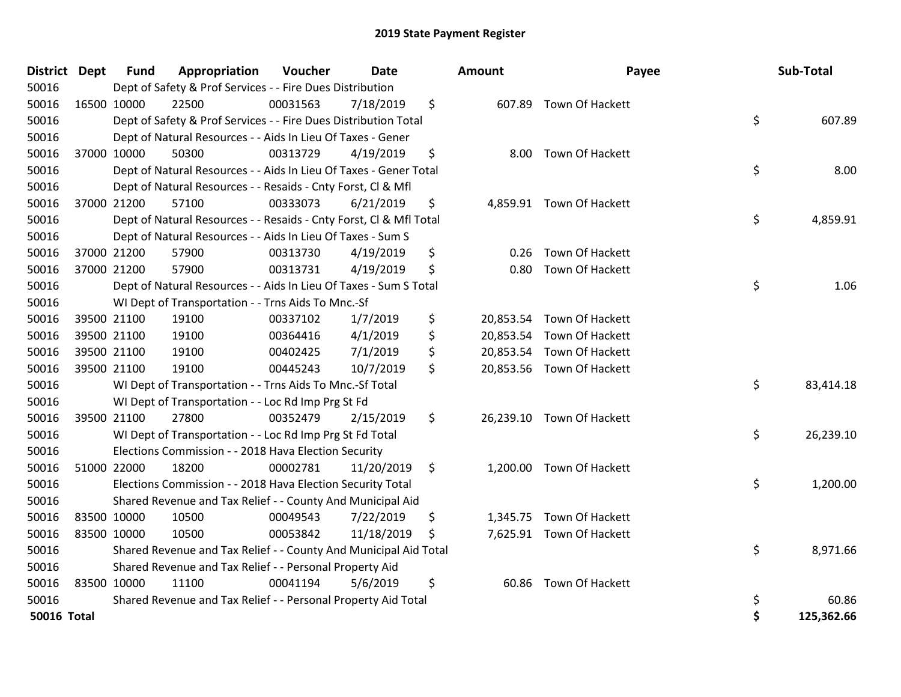# 2019 State Payment Register

| District | Dept | Fund | Appropriation | Voucher | Date | Amount | Payee | Sub-Total |
|---|---|---|---|---|---|---|---|---|
| 50016 | | Dept of Safety & Prof Services - - Fire Dues Distribution | | | | | | |
| 50016 | 16500 | 10000 | 22500 | 00031563 | 7/18/2019 | $ 607.89 | Town Of Hackett | |
| 50016 | | Dept of Safety & Prof Services - - Fire Dues Distribution Total | | | | | | $ 607.89 |
| 50016 | | Dept of Natural Resources - - Aids In Lieu Of Taxes - Gener | | | | | | |
| 50016 | 37000 | 10000 | 50300 | 00313729 | 4/19/2019 | $ 8.00 | Town Of Hackett | |
| 50016 | | Dept of Natural Resources - - Aids In Lieu Of Taxes - Gener Total | | | | | | $ 8.00 |
| 50016 | | Dept of Natural Resources - - Resaids - Cnty Forst, Cl & Mfl | | | | | | |
| 50016 | 37000 | 21200 | 57100 | 00333073 | 6/21/2019 | $ 4,859.91 | Town Of Hackett | |
| 50016 | | Dept of Natural Resources - - Resaids - Cnty Forst, Cl & Mfl Total | | | | | | $ 4,859.91 |
| 50016 | | Dept of Natural Resources - - Aids In Lieu Of Taxes - Sum S | | | | | | |
| 50016 | 37000 | 21200 | 57900 | 00313730 | 4/19/2019 | $ 0.26 | Town Of Hackett | |
| 50016 | 37000 | 21200 | 57900 | 00313731 | 4/19/2019 | $ 0.80 | Town Of Hackett | |
| 50016 | | Dept of Natural Resources - - Aids In Lieu Of Taxes - Sum S Total | | | | | | $ 1.06 |
| 50016 | | WI Dept of Transportation - - Trns Aids To Mnc.-Sf | | | | | | |
| 50016 | 39500 | 21100 | 19100 | 00337102 | 1/7/2019 | $ 20,853.54 | Town Of Hackett | |
| 50016 | 39500 | 21100 | 19100 | 00364416 | 4/1/2019 | $ 20,853.54 | Town Of Hackett | |
| 50016 | 39500 | 21100 | 19100 | 00402425 | 7/1/2019 | $ 20,853.54 | Town Of Hackett | |
| 50016 | 39500 | 21100 | 19100 | 00445243 | 10/7/2019 | $ 20,853.56 | Town Of Hackett | |
| 50016 | | WI Dept of Transportation - - Trns Aids To Mnc.-Sf Total | | | | | | $ 83,414.18 |
| 50016 | | WI Dept of Transportation - - Loc Rd Imp Prg St Fd | | | | | | |
| 50016 | 39500 | 21100 | 27800 | 00352479 | 2/15/2019 | $ 26,239.10 | Town Of Hackett | |
| 50016 | | WI Dept of Transportation - - Loc Rd Imp Prg St Fd Total | | | | | | $ 26,239.10 |
| 50016 | | Elections Commission - - 2018 Hava Election Security | | | | | | |
| 50016 | 51000 | 22000 | 18200 | 00002781 | 11/20/2019 | $ 1,200.00 | Town Of Hackett | |
| 50016 | | Elections Commission - - 2018 Hava Election Security Total | | | | | | $ 1,200.00 |
| 50016 | | Shared Revenue and Tax Relief - - County And Municipal Aid | | | | | | |
| 50016 | 83500 | 10000 | 10500 | 00049543 | 7/22/2019 | $ 1,345.75 | Town Of Hackett | |
| 50016 | 83500 | 10000 | 10500 | 00053842 | 11/18/2019 | $ 7,625.91 | Town Of Hackett | |
| 50016 | | Shared Revenue and Tax Relief - - County And Municipal Aid Total | | | | | | $ 8,971.66 |
| 50016 | | Shared Revenue and Tax Relief - - Personal Property Aid | | | | | | |
| 50016 | 83500 | 10000 | 11100 | 00041194 | 5/6/2019 | $ 60.86 | Town Of Hackett | |
| 50016 | | Shared Revenue and Tax Relief - - Personal Property Aid Total | | | | | | $ 60.86 |
| **50016 Total** | | | | | | | | **$ 125,362.66** |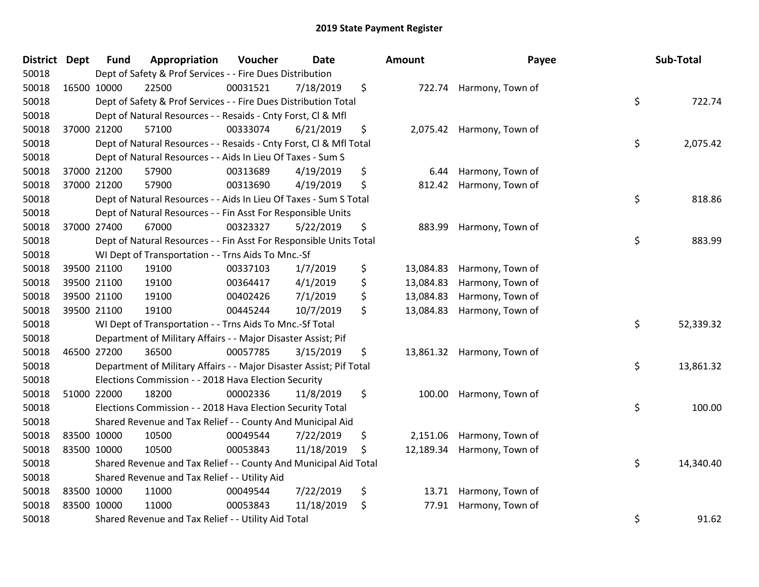# 2019 State Payment Register

| District | Dept | Fund | Appropriation | Voucher | Date | Amount | Payee | Sub-Total |
|---|---|---|---|---|---|---|---|---|
| 50018 | | Dept of Safety & Prof Services - - Fire Dues Distribution | | | | | | |
| 50018 | 16500 | 10000 | 22500 | 00031521 | 7/18/2019 | $ 722.74 | Harmony, Town of | |
| 50018 | | Dept of Safety & Prof Services - - Fire Dues Distribution Total | | | | | | $ 722.74 |
| 50018 | | Dept of Natural Resources - - Resaids - Cnty Forst, Cl & Mfl | | | | | | |
| 50018 | 37000 | 21200 | 57100 | 00333074 | 6/21/2019 | $ 2,075.42 | Harmony, Town of | |
| 50018 | | Dept of Natural Resources - - Resaids - Cnty Forst, Cl & Mfl Total | | | | | | $ 2,075.42 |
| 50018 | | Dept of Natural Resources - - Aids In Lieu Of Taxes - Sum S | | | | | | |
| 50018 | 37000 | 21200 | 57900 | 00313689 | 4/19/2019 | $ 6.44 | Harmony, Town of | |
| 50018 | 37000 | 21200 | 57900 | 00313690 | 4/19/2019 | $ 812.42 | Harmony, Town of | |
| 50018 | | Dept of Natural Resources - - Aids In Lieu Of Taxes - Sum S Total | | | | | | $ 818.86 |
| 50018 | | Dept of Natural Resources - - Fin Asst For Responsible Units | | | | | | |
| 50018 | 37000 | 27400 | 67000 | 00323327 | 5/22/2019 | $ 883.99 | Harmony, Town of | |
| 50018 | | Dept of Natural Resources - - Fin Asst For Responsible Units Total | | | | | | $ 883.99 |
| 50018 | | WI Dept of Transportation - - Trns Aids To Mnc.-Sf | | | | | | |
| 50018 | 39500 | 21100 | 19100 | 00337103 | 1/7/2019 | $ 13,084.83 | Harmony, Town of | |
| 50018 | 39500 | 21100 | 19100 | 00364417 | 4/1/2019 | $ 13,084.83 | Harmony, Town of | |
| 50018 | 39500 | 21100 | 19100 | 00402426 | 7/1/2019 | $ 13,084.83 | Harmony, Town of | |
| 50018 | 39500 | 21100 | 19100 | 00445244 | 10/7/2019 | $ 13,084.83 | Harmony, Town of | |
| 50018 | | WI Dept of Transportation - - Trns Aids To Mnc.-Sf Total | | | | | | $ 52,339.32 |
| 50018 | | Department of Military Affairs - - Major Disaster Assist; Pif | | | | | | |
| 50018 | 46500 | 27200 | 36500 | 00057785 | 3/15/2019 | $ 13,861.32 | Harmony, Town of | |
| 50018 | | Department of Military Affairs - - Major Disaster Assist; Pif Total | | | | | | $ 13,861.32 |
| 50018 | | Elections Commission - - 2018 Hava Election Security | | | | | | |
| 50018 | 51000 | 22000 | 18200 | 00002336 | 11/8/2019 | $ 100.00 | Harmony, Town of | |
| 50018 | | Elections Commission - - 2018 Hava Election Security Total | | | | | | $ 100.00 |
| 50018 | | Shared Revenue and Tax Relief - - County And Municipal Aid | | | | | | |
| 50018 | 83500 | 10000 | 10500 | 00049544 | 7/22/2019 | $ 2,151.06 | Harmony, Town of | |
| 50018 | 83500 | 10000 | 10500 | 00053843 | 11/18/2019 | $ 12,189.34 | Harmony, Town of | |
| 50018 | | Shared Revenue and Tax Relief - - County And Municipal Aid Total | | | | | | $ 14,340.40 |
| 50018 | | Shared Revenue and Tax Relief - - Utility Aid | | | | | | |
| 50018 | 83500 | 10000 | 11000 | 00049544 | 7/22/2019 | $ 13.71 | Harmony, Town of | |
| 50018 | 83500 | 10000 | 11000 | 00053843 | 11/18/2019 | $ 77.91 | Harmony, Town of | |
| 50018 | | Shared Revenue and Tax Relief - - Utility Aid Total | | | | | | $ 91.62 |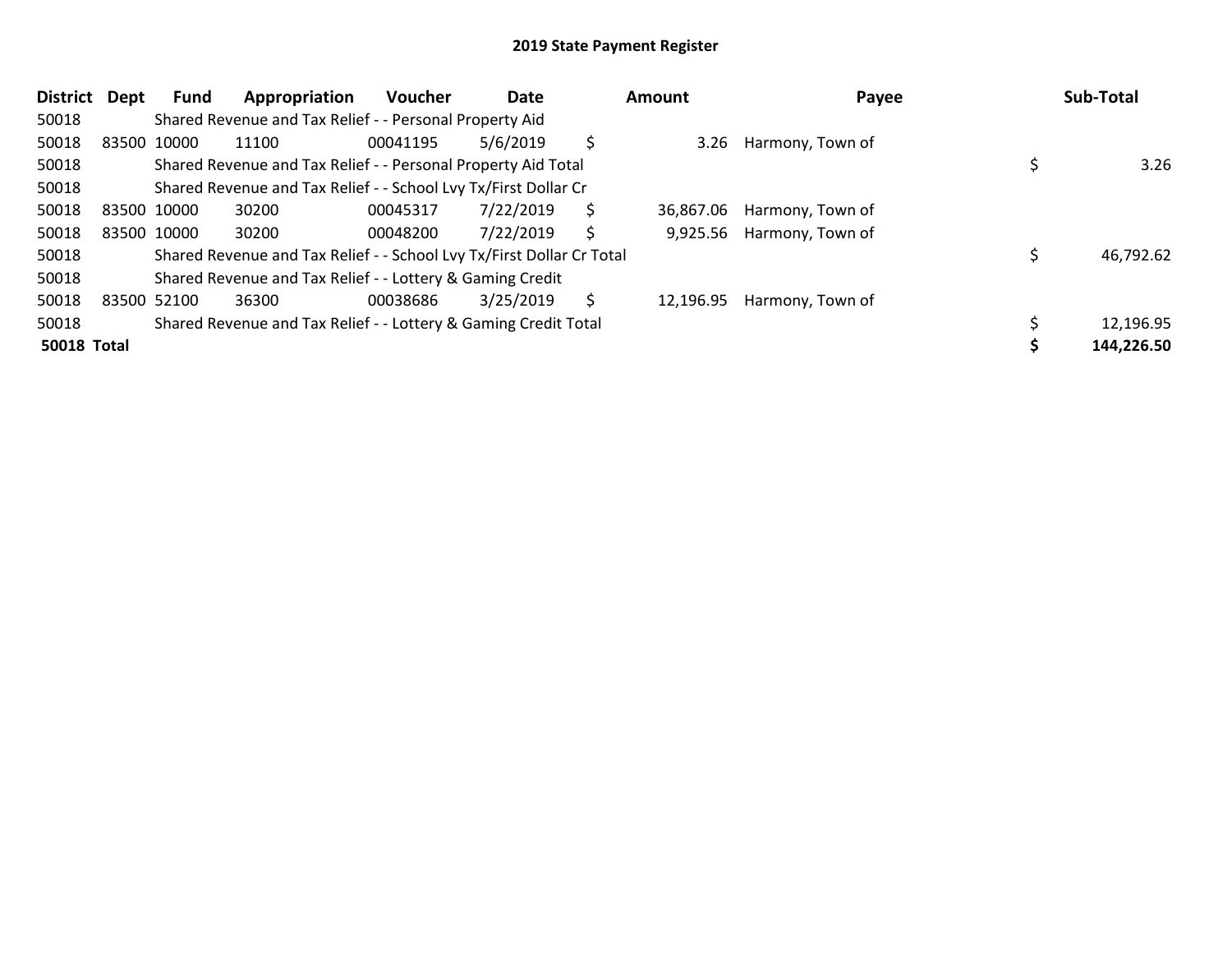# 2019 State Payment Register

| District | Dept | Fund | Appropriation | Voucher | Date | Amount | Payee | Sub-Total |
|---|---|---|---|---|---|---|---|---|
| 50018 | | Shared Revenue and Tax Relief - - Personal Property Aid | | | | | | |
| 50018 | 83500 | 10000 | 11100 | 00041195 | 5/6/2019 | $ 3.26 | Harmony, Town of | |
| 50018 | | Shared Revenue and Tax Relief - - Personal Property Aid Total | | | | | | $ 3.26 |
| 50018 | | Shared Revenue and Tax Relief - - School Lvy Tx/First Dollar Cr | | | | | | |
| 50018 | 83500 | 10000 | 30200 | 00045317 | 7/22/2019 | $ 36,867.06 | Harmony, Town of | |
| 50018 | 83500 | 10000 | 30200 | 00048200 | 7/22/2019 | $ 9,925.56 | Harmony, Town of | |
| 50018 | | Shared Revenue and Tax Relief - - School Lvy Tx/First Dollar Cr Total | | | | | | $ 46,792.62 |
| 50018 | | Shared Revenue and Tax Relief - - Lottery & Gaming Credit | | | | | | |
| 50018 | 83500 | 52100 | 36300 | 00038686 | 3/25/2019 | $ 12,196.95 | Harmony, Town of | |
| 50018 | | Shared Revenue and Tax Relief - - Lottery & Gaming Credit Total | | | | | | $ 12,196.95 |
| **50018 Total** | | | | | | | | **$ 144,226.50** |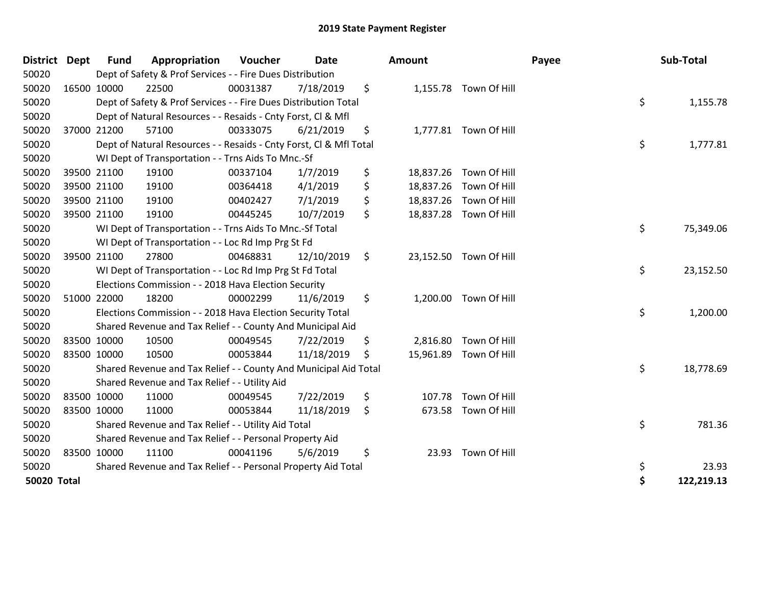# 2019 State Payment Register

| District | Dept | Fund | Appropriation | Voucher | Date | Amount | Payee | Sub-Total |
|---|---|---|---|---|---|---|---|---|
| 50020 | Dept of Safety & Prof Services - - Fire Dues Distribution | | | | | | | |
| 50020 | 16500 | 10000 | 22500 | 00031387 | 7/18/2019 | $ 1,155.78 | Town Of Hill | |
| 50020 | Dept of Safety & Prof Services - - Fire Dues Distribution Total | | | | | | | $ 1,155.78 |
| 50020 | Dept of Natural Resources - - Resaids - Cnty Forst, Cl & Mfl | | | | | | | |
| 50020 | 37000 | 21200 | 57100 | 00333075 | 6/21/2019 | $ 1,777.81 | Town Of Hill | |
| 50020 | Dept of Natural Resources - - Resaids - Cnty Forst, Cl & Mfl Total | | | | | | | $ 1,777.81 |
| 50020 | WI Dept of Transportation - - Trns Aids To Mnc.-Sf | | | | | | | |
| 50020 | 39500 | 21100 | 19100 | 00337104 | 1/7/2019 | $ 18,837.26 | Town Of Hill | |
| 50020 | 39500 | 21100 | 19100 | 00364418 | 4/1/2019 | $ 18,837.26 | Town Of Hill | |
| 50020 | 39500 | 21100 | 19100 | 00402427 | 7/1/2019 | $ 18,837.26 | Town Of Hill | |
| 50020 | 39500 | 21100 | 19100 | 00445245 | 10/7/2019 | $ 18,837.28 | Town Of Hill | |
| 50020 | WI Dept of Transportation - - Trns Aids To Mnc.-Sf Total | | | | | | | $ 75,349.06 |
| 50020 | WI Dept of Transportation - - Loc Rd Imp Prg St Fd | | | | | | | |
| 50020 | 39500 | 21100 | 27800 | 00468831 | 12/10/2019 | $ 23,152.50 | Town Of Hill | |
| 50020 | WI Dept of Transportation - - Loc Rd Imp Prg St Fd Total | | | | | | | $ 23,152.50 |
| 50020 | Elections Commission - - 2018 Hava Election Security | | | | | | | |
| 50020 | 51000 | 22000 | 18200 | 00002299 | 11/6/2019 | $ 1,200.00 | Town Of Hill | |
| 50020 | Elections Commission - - 2018 Hava Election Security Total | | | | | | | $ 1,200.00 |
| 50020 | Shared Revenue and Tax Relief - - County And Municipal Aid | | | | | | | |
| 50020 | 83500 | 10000 | 10500 | 00049545 | 7/22/2019 | $ 2,816.80 | Town Of Hill | |
| 50020 | 83500 | 10000 | 10500 | 00053844 | 11/18/2019 | $ 15,961.89 | Town Of Hill | |
| 50020 | Shared Revenue and Tax Relief - - County And Municipal Aid Total | | | | | | | $ 18,778.69 |
| 50020 | Shared Revenue and Tax Relief - - Utility Aid | | | | | | | |
| 50020 | 83500 | 10000 | 11000 | 00049545 | 7/22/2019 | $ 107.78 | Town Of Hill | |
| 50020 | 83500 | 10000 | 11000 | 00053844 | 11/18/2019 | $ 673.58 | Town Of Hill | |
| 50020 | Shared Revenue and Tax Relief - - Utility Aid Total | | | | | | | $ 781.36 |
| 50020 | Shared Revenue and Tax Relief - - Personal Property Aid | | | | | | | |
| 50020 | 83500 | 10000 | 11100 | 00041196 | 5/6/2019 | $ 23.93 | Town Of Hill | |
| 50020 | Shared Revenue and Tax Relief - - Personal Property Aid Total | | | | | | | $ 23.93 |
| **50020 Total** | | | | | | | | **$ 122,219.13** |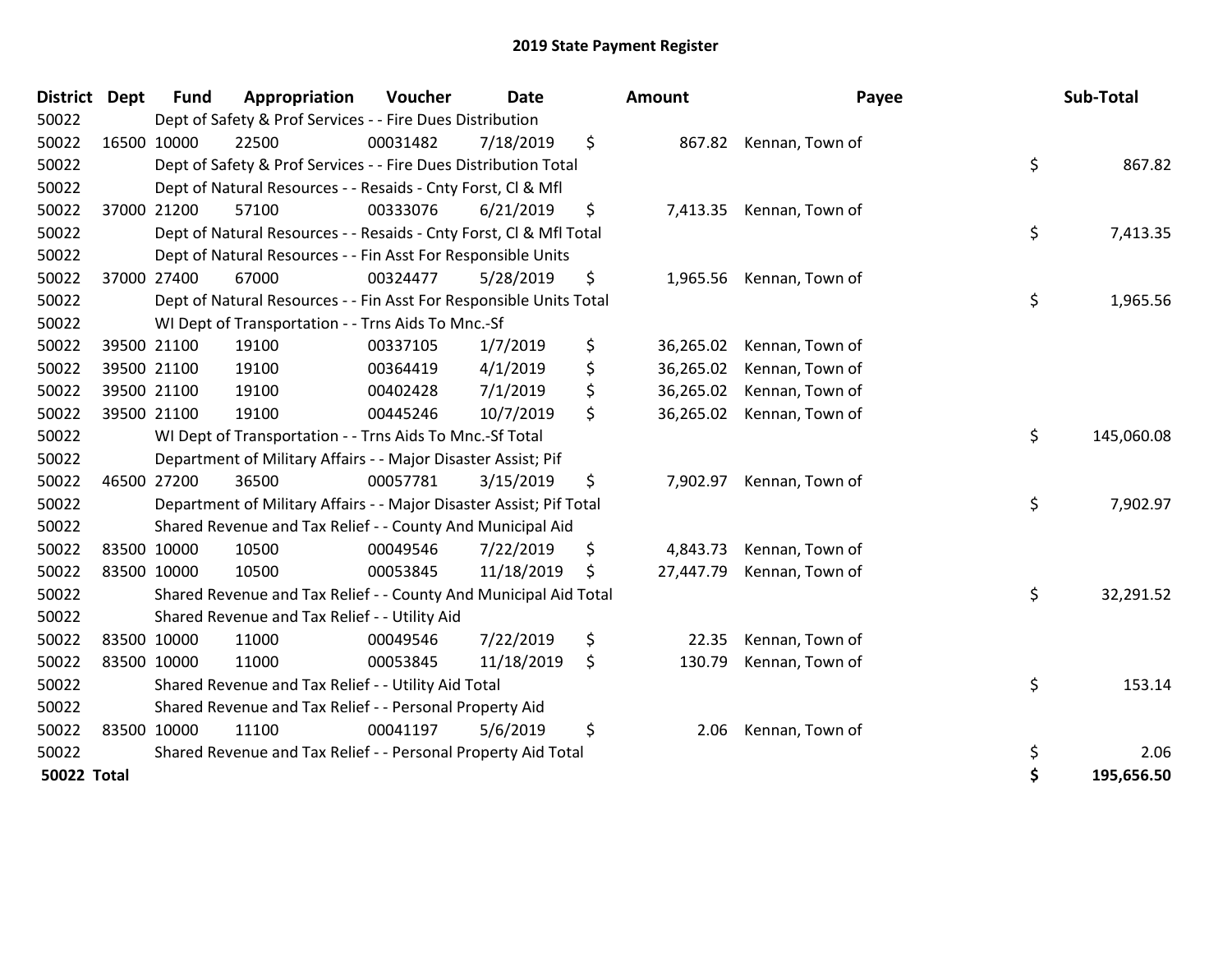## 2019 State Payment Register

| District | Dept | Fund | Appropriation | Voucher | Date | Amount | Payee | Sub-Total |
|---|---|---|---|---|---|---|---|---|
| 50022 | | Dept of Safety & Prof Services - - Fire Dues Distribution | | | | | | |
| 50022 | 16500 | 10000 | 22500 | 00031482 | 7/18/2019 | $ 867.82 | Kennan, Town of | |
| 50022 | | Dept of Safety & Prof Services - - Fire Dues Distribution Total | | | | | | $ 867.82 |
| 50022 | | Dept of Natural Resources - - Resaids - Cnty Forst, Cl & Mfl | | | | | | |
| 50022 | 37000 | 21200 | 57100 | 00333076 | 6/21/2019 | $ 7,413.35 | Kennan, Town of | |
| 50022 | | Dept of Natural Resources - - Resaids - Cnty Forst, Cl & Mfl Total | | | | | | $ 7,413.35 |
| 50022 | | Dept of Natural Resources - - Fin Asst For Responsible Units | | | | | | |
| 50022 | 37000 | 27400 | 67000 | 00324477 | 5/28/2019 | $ 1,965.56 | Kennan, Town of | |
| 50022 | | Dept of Natural Resources - - Fin Asst For Responsible Units Total | | | | | | $ 1,965.56 |
| 50022 | | WI Dept of Transportation - - Trns Aids To Mnc.-Sf | | | | | | |
| 50022 | 39500 | 21100 | 19100 | 00337105 | 1/7/2019 | $ 36,265.02 | Kennan, Town of | |
| 50022 | 39500 | 21100 | 19100 | 00364419 | 4/1/2019 | $ 36,265.02 | Kennan, Town of | |
| 50022 | 39500 | 21100 | 19100 | 00402428 | 7/1/2019 | $ 36,265.02 | Kennan, Town of | |
| 50022 | 39500 | 21100 | 19100 | 00445246 | 10/7/2019 | $ 36,265.02 | Kennan, Town of | |
| 50022 | | WI Dept of Transportation - - Trns Aids To Mnc.-Sf Total | | | | | | $ 145,060.08 |
| 50022 | | Department of Military Affairs - - Major Disaster Assist; Pif | | | | | | |
| 50022 | 46500 | 27200 | 36500 | 00057781 | 3/15/2019 | $ 7,902.97 | Kennan, Town of | |
| 50022 | | Department of Military Affairs - - Major Disaster Assist; Pif Total | | | | | | $ 7,902.97 |
| 50022 | | Shared Revenue and Tax Relief - - County And Municipal Aid | | | | | | |
| 50022 | 83500 | 10000 | 10500 | 00049546 | 7/22/2019 | $ 4,843.73 | Kennan, Town of | |
| 50022 | 83500 | 10000 | 10500 | 00053845 | 11/18/2019 | $ 27,447.79 | Kennan, Town of | |
| 50022 | | Shared Revenue and Tax Relief - - County And Municipal Aid Total | | | | | | $ 32,291.52 |
| 50022 | | Shared Revenue and Tax Relief - - Utility Aid | | | | | | |
| 50022 | 83500 | 10000 | 11000 | 00049546 | 7/22/2019 | $ 22.35 | Kennan, Town of | |
| 50022 | 83500 | 10000 | 11000 | 00053845 | 11/18/2019 | $ 130.79 | Kennan, Town of | |
| 50022 | | Shared Revenue and Tax Relief - - Utility Aid Total | | | | | | $ 153.14 |
| 50022 | | Shared Revenue and Tax Relief - - Personal Property Aid | | | | | | |
| 50022 | 83500 | 10000 | 11100 | 00041197 | 5/6/2019 | $ 2.06 | Kennan, Town of | |
| 50022 | | Shared Revenue and Tax Relief - - Personal Property Aid Total | | | | | | $ 2.06 |
| **50022 Total** | | | | | | | | **$ 195,656.50** |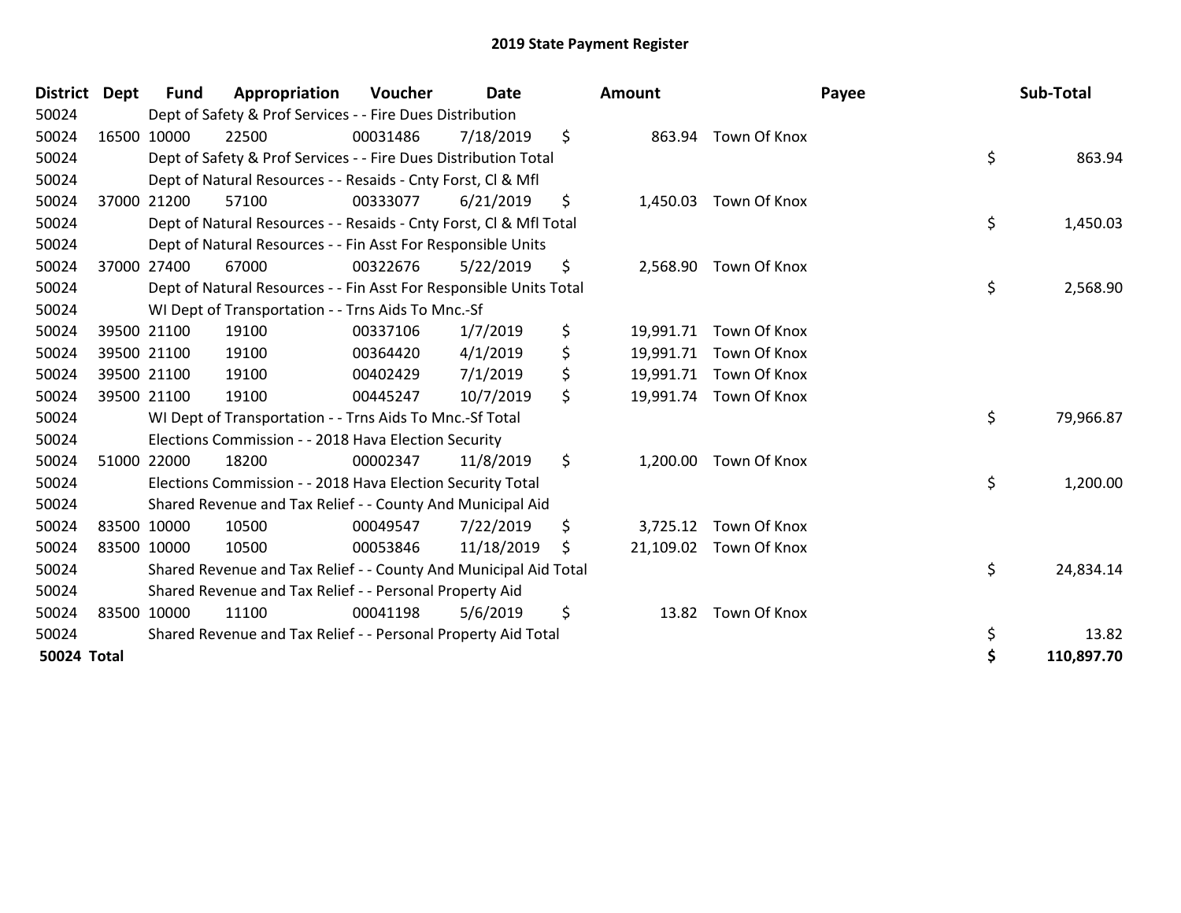# 2019 State Payment Register

| District | Dept | Fund | Appropriation | Voucher | Date | Amount | Payee | Sub-Total |
|---|---|---|---|---|---|---|---|---|
| 50024 | | Dept of Safety & Prof Services - - Fire Dues Distribution | | | | | | |
| 50024 | 16500 | 10000 | 22500 | 00031486 | 7/18/2019 | $ 863.94 | Town Of Knox | |
| 50024 | | Dept of Safety & Prof Services - - Fire Dues Distribution Total | | | | | | $ 863.94 |
| 50024 | | Dept of Natural Resources - - Resaids - Cnty Forst, Cl & Mfl | | | | | | |
| 50024 | 37000 | 21200 | 57100 | 00333077 | 6/21/2019 | $ 1,450.03 | Town Of Knox | |
| 50024 | | Dept of Natural Resources - - Resaids - Cnty Forst, Cl & Mfl Total | | | | | | $ 1,450.03 |
| 50024 | | Dept of Natural Resources - - Fin Asst For Responsible Units | | | | | | |
| 50024 | 37000 | 27400 | 67000 | 00322676 | 5/22/2019 | $ 2,568.90 | Town Of Knox | |
| 50024 | | Dept of Natural Resources - - Fin Asst For Responsible Units Total | | | | | | $ 2,568.90 |
| 50024 | | WI Dept of Transportation - - Trns Aids To Mnc.-Sf | | | | | | |
| 50024 | 39500 | 21100 | 19100 | 00337106 | 1/7/2019 | $ 19,991.71 | Town Of Knox | |
| 50024 | 39500 | 21100 | 19100 | 00364420 | 4/1/2019 | $ 19,991.71 | Town Of Knox | |
| 50024 | 39500 | 21100 | 19100 | 00402429 | 7/1/2019 | $ 19,991.71 | Town Of Knox | |
| 50024 | 39500 | 21100 | 19100 | 00445247 | 10/7/2019 | $ 19,991.74 | Town Of Knox | |
| 50024 | | WI Dept of Transportation - - Trns Aids To Mnc.-Sf Total | | | | | | $ 79,966.87 |
| 50024 | | Elections Commission - - 2018 Hava Election Security | | | | | | |
| 50024 | 51000 | 22000 | 18200 | 00002347 | 11/8/2019 | $ 1,200.00 | Town Of Knox | |
| 50024 | | Elections Commission - - 2018 Hava Election Security Total | | | | | | $ 1,200.00 |
| 50024 | | Shared Revenue and Tax Relief - - County And Municipal Aid | | | | | | |
| 50024 | 83500 | 10000 | 10500 | 00049547 | 7/22/2019 | $ 3,725.12 | Town Of Knox | |
| 50024 | 83500 | 10000 | 10500 | 00053846 | 11/18/2019 | $ 21,109.02 | Town Of Knox | |
| 50024 | | Shared Revenue and Tax Relief - - County And Municipal Aid Total | | | | | | $ 24,834.14 |
| 50024 | | Shared Revenue and Tax Relief - - Personal Property Aid | | | | | | |
| 50024 | 83500 | 10000 | 11100 | 00041198 | 5/6/2019 | $ 13.82 | Town Of Knox | |
| 50024 | | Shared Revenue and Tax Relief - - Personal Property Aid Total | | | | | | $ 13.82 |
| **50024 Total** | | | | | | | | **$ 110,897.70** |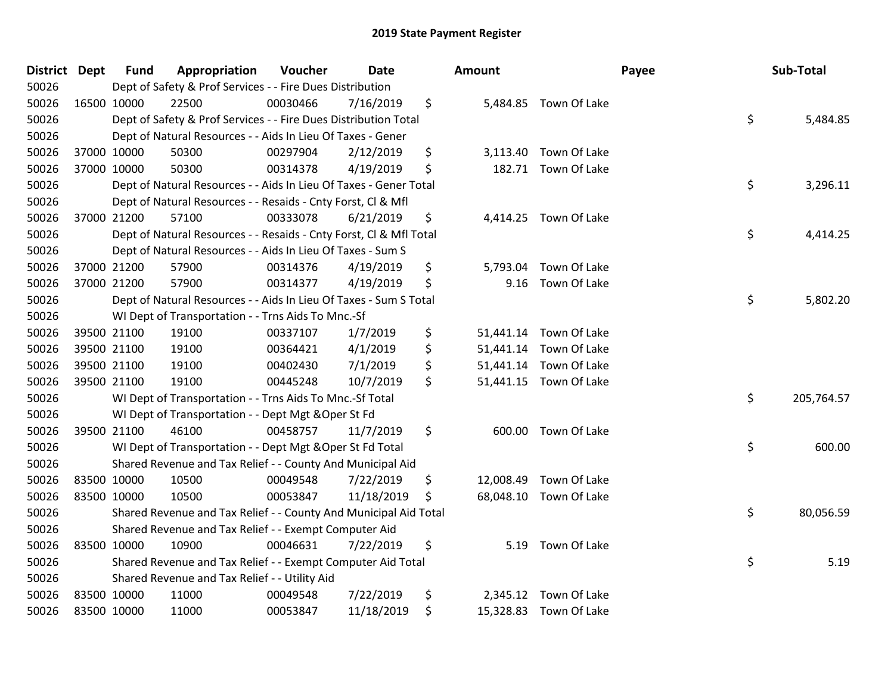# 2019 State Payment Register

| District | Dept | Fund | Appropriation | Voucher | Date | Amount | Payee | Sub-Total |
|---|---|---|---|---|---|---|---|---|
| 50026 | | Dept of Safety & Prof Services - - Fire Dues Distribution | | | | | | |
| 50026 | 16500 | 10000 | 22500 | 00030466 | 7/16/2019 | $ 5,484.85 | Town Of Lake | |
| 50026 | | Dept of Safety & Prof Services - - Fire Dues Distribution Total | | | | | | $ 5,484.85 |
| 50026 | | Dept of Natural Resources - - Aids In Lieu Of Taxes - Gener | | | | | | |
| 50026 | 37000 | 10000 | 50300 | 00297904 | 2/12/2019 | $ 3,113.40 | Town Of Lake | |
| 50026 | 37000 | 10000 | 50300 | 00314378 | 4/19/2019 | $ 182.71 | Town Of Lake | |
| 50026 | | Dept of Natural Resources - - Aids In Lieu Of Taxes - Gener Total | | | | | | $ 3,296.11 |
| 50026 | | Dept of Natural Resources - - Resaids - Cnty Forst, Cl & Mfl | | | | | | |
| 50026 | 37000 | 21200 | 57100 | 00333078 | 6/21/2019 | $ 4,414.25 | Town Of Lake | |
| 50026 | | Dept of Natural Resources - - Resaids - Cnty Forst, Cl & Mfl Total | | | | | | $ 4,414.25 |
| 50026 | | Dept of Natural Resources - - Aids In Lieu Of Taxes - Sum S | | | | | | |
| 50026 | 37000 | 21200 | 57900 | 00314376 | 4/19/2019 | $ 5,793.04 | Town Of Lake | |
| 50026 | 37000 | 21200 | 57900 | 00314377 | 4/19/2019 | $ 9.16 | Town Of Lake | |
| 50026 | | Dept of Natural Resources - - Aids In Lieu Of Taxes - Sum S Total | | | | | | $ 5,802.20 |
| 50026 | | WI Dept of Transportation - - Trns Aids To Mnc.-Sf | | | | | | |
| 50026 | 39500 | 21100 | 19100 | 00337107 | 1/7/2019 | $ 51,441.14 | Town Of Lake | |
| 50026 | 39500 | 21100 | 19100 | 00364421 | 4/1/2019 | $ 51,441.14 | Town Of Lake | |
| 50026 | 39500 | 21100 | 19100 | 00402430 | 7/1/2019 | $ 51,441.14 | Town Of Lake | |
| 50026 | 39500 | 21100 | 19100 | 00445248 | 10/7/2019 | $ 51,441.15 | Town Of Lake | |
| 50026 | | WI Dept of Transportation - - Trns Aids To Mnc.-Sf Total | | | | | | $ 205,764.57 |
| 50026 | | WI Dept of Transportation - - Dept Mgt &Oper St Fd | | | | | | |
| 50026 | 39500 | 21100 | 46100 | 00458757 | 11/7/2019 | $ 600.00 | Town Of Lake | |
| 50026 | | WI Dept of Transportation - - Dept Mgt &Oper St Fd Total | | | | | | $ 600.00 |
| 50026 | | Shared Revenue and Tax Relief - - County And Municipal Aid | | | | | | |
| 50026 | 83500 | 10000 | 10500 | 00049548 | 7/22/2019 | $ 12,008.49 | Town Of Lake | |
| 50026 | 83500 | 10000 | 10500 | 00053847 | 11/18/2019 | $ 68,048.10 | Town Of Lake | |
| 50026 | | Shared Revenue and Tax Relief - - County And Municipal Aid Total | | | | | | $ 80,056.59 |
| 50026 | | Shared Revenue and Tax Relief - - Exempt Computer Aid | | | | | | |
| 50026 | 83500 | 10000 | 10900 | 00046631 | 7/22/2019 | $ 5.19 | Town Of Lake | |
| 50026 | | Shared Revenue and Tax Relief - - Exempt Computer Aid Total | | | | | | $ 5.19 |
| 50026 | | Shared Revenue and Tax Relief - - Utility Aid | | | | | | |
| 50026 | 83500 | 10000 | 11000 | 00049548 | 7/22/2019 | $ 2,345.12 | Town Of Lake | |
| 50026 | 83500 | 10000 | 11000 | 00053847 | 11/18/2019 | $ 15,328.83 | Town Of Lake | |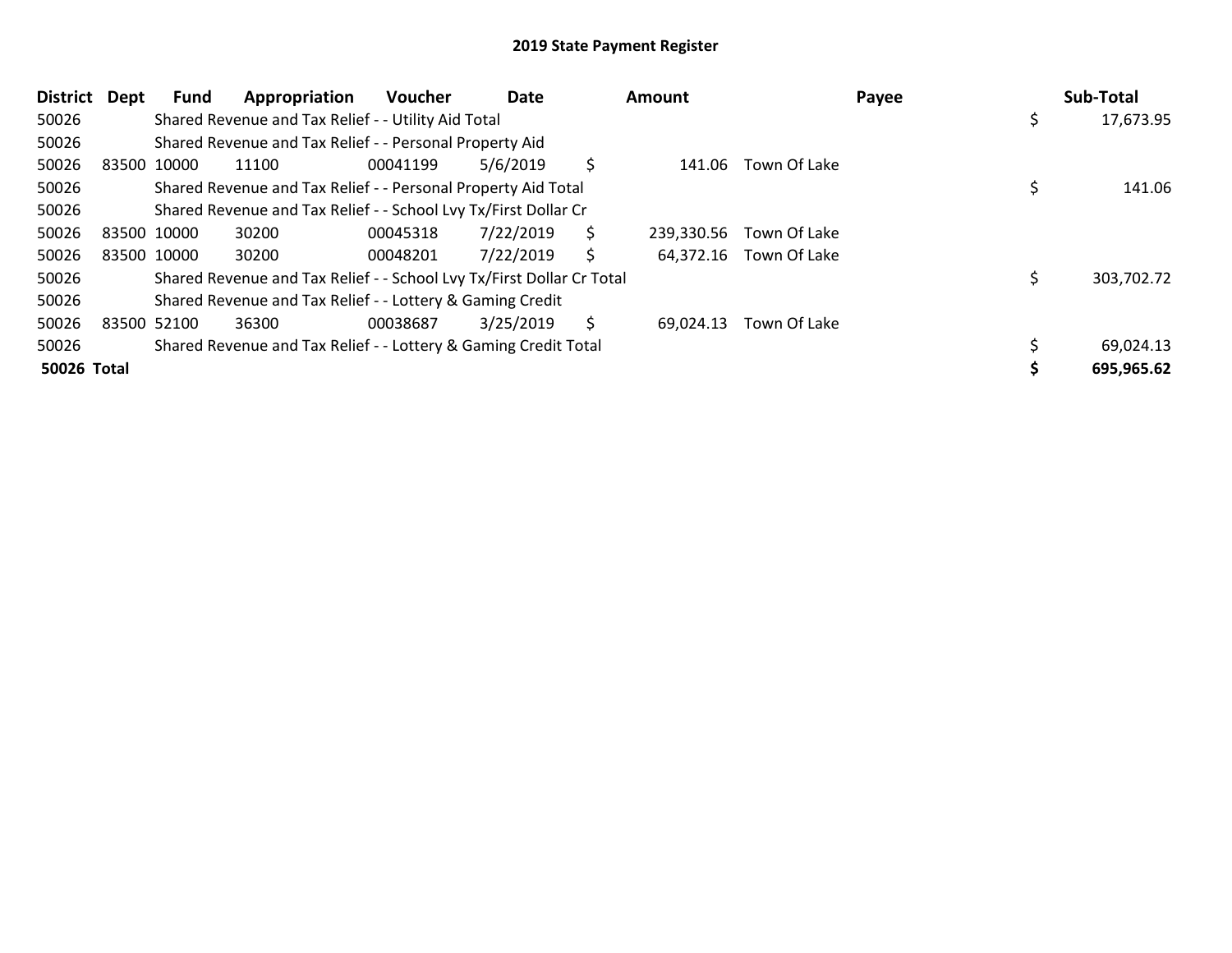## 2019 State Payment Register

| District | Dept | Fund | Appropriation | Voucher | Date | Amount | Payee | Sub-Total |
|---|---|---|---|---|---|---|---|---|
| 50026 | | Shared Revenue and Tax Relief - - Utility Aid Total | | | | | | $ 17,673.95 |
| 50026 | | Shared Revenue and Tax Relief - - Personal Property Aid | | | | | | |
| 50026 | 83500 | 10000 | 11100 | 00041199 | 5/6/2019 | $ 141.06 | Town Of Lake | |
| 50026 | | Shared Revenue and Tax Relief - - Personal Property Aid Total | | | | | | $ 141.06 |
| 50026 | | Shared Revenue and Tax Relief - - School Lvy Tx/First Dollar Cr | | | | | | |
| 50026 | 83500 | 10000 | 30200 | 00045318 | 7/22/2019 | $ 239,330.56 | Town Of Lake | |
| 50026 | 83500 | 10000 | 30200 | 00048201 | 7/22/2019 | $ 64,372.16 | Town Of Lake | |
| 50026 | | Shared Revenue and Tax Relief - - School Lvy Tx/First Dollar Cr Total | | | | | | $ 303,702.72 |
| 50026 | | Shared Revenue and Tax Relief - - Lottery & Gaming Credit | | | | | | |
| 50026 | 83500 | 52100 | 36300 | 00038687 | 3/25/2019 | $ 69,024.13 | Town Of Lake | |
| 50026 | | Shared Revenue and Tax Relief - - Lottery & Gaming Credit Total | | | | | | $ 69,024.13 |
| **50026 Total** | | | | | | | | **$ 695,965.62** |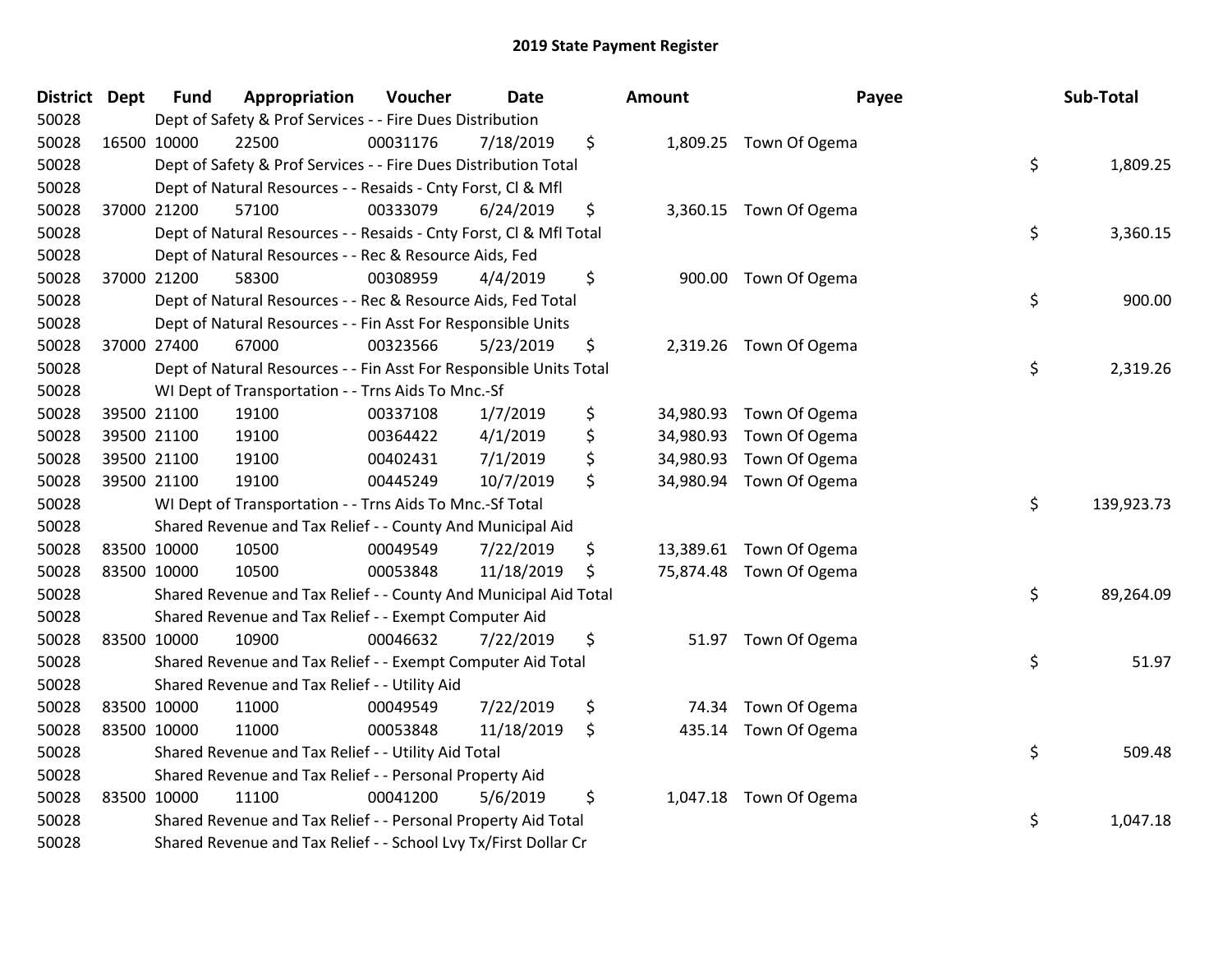# 2019 State Payment Register

| District | Dept | Fund | Appropriation | Voucher | Date | Amount | Payee | Sub-Total |
|---|---|---|---|---|---|---|---|---|
| 50028 | | Dept of Safety & Prof Services - - Fire Dues Distribution | | | | | | |
| 50028 | 16500 | 10000 | 22500 | 00031176 | 7/18/2019 | $ 1,809.25 | Town Of Ogema | |
| 50028 | | Dept of Safety & Prof Services - - Fire Dues Distribution Total | | | | | | $ 1,809.25 |
| 50028 | | Dept of Natural Resources - - Resaids - Cnty Forst, Cl & Mfl | | | | | | |
| 50028 | 37000 | 21200 | 57100 | 00333079 | 6/24/2019 | $ 3,360.15 | Town Of Ogema | |
| 50028 | | Dept of Natural Resources - - Resaids - Cnty Forst, Cl & Mfl Total | | | | | | $ 3,360.15 |
| 50028 | | Dept of Natural Resources - - Rec & Resource Aids, Fed | | | | | | |
| 50028 | 37000 | 21200 | 58300 | 00308959 | 4/4/2019 | $ 900.00 | Town Of Ogema | |
| 50028 | | Dept of Natural Resources - - Rec & Resource Aids, Fed Total | | | | | | $ 900.00 |
| 50028 | | Dept of Natural Resources - - Fin Asst For Responsible Units | | | | | | |
| 50028 | 37000 | 27400 | 67000 | 00323566 | 5/23/2019 | $ 2,319.26 | Town Of Ogema | |
| 50028 | | Dept of Natural Resources - - Fin Asst For Responsible Units Total | | | | | | $ 2,319.26 |
| 50028 | | WI Dept of Transportation - - Trns Aids To Mnc.-Sf | | | | | | |
| 50028 | 39500 | 21100 | 19100 | 00337108 | 1/7/2019 | $ 34,980.93 | Town Of Ogema | |
| 50028 | 39500 | 21100 | 19100 | 00364422 | 4/1/2019 | $ 34,980.93 | Town Of Ogema | |
| 50028 | 39500 | 21100 | 19100 | 00402431 | 7/1/2019 | $ 34,980.93 | Town Of Ogema | |
| 50028 | 39500 | 21100 | 19100 | 00445249 | 10/7/2019 | $ 34,980.94 | Town Of Ogema | |
| 50028 | | WI Dept of Transportation - - Trns Aids To Mnc.-Sf Total | | | | | | $ 139,923.73 |
| 50028 | | Shared Revenue and Tax Relief - - County And Municipal Aid | | | | | | |
| 50028 | 83500 | 10000 | 10500 | 00049549 | 7/22/2019 | $ 13,389.61 | Town Of Ogema | |
| 50028 | 83500 | 10000 | 10500 | 00053848 | 11/18/2019 | $ 75,874.48 | Town Of Ogema | |
| 50028 | | Shared Revenue and Tax Relief - - County And Municipal Aid Total | | | | | | $ 89,264.09 |
| 50028 | | Shared Revenue and Tax Relief - - Exempt Computer Aid | | | | | | |
| 50028 | 83500 | 10000 | 10900 | 00046632 | 7/22/2019 | $ 51.97 | Town Of Ogema | |
| 50028 | | Shared Revenue and Tax Relief - - Exempt Computer Aid Total | | | | | | $ 51.97 |
| 50028 | | Shared Revenue and Tax Relief - - Utility Aid | | | | | | |
| 50028 | 83500 | 10000 | 11000 | 00049549 | 7/22/2019 | $ 74.34 | Town Of Ogema | |
| 50028 | 83500 | 10000 | 11000 | 00053848 | 11/18/2019 | $ 435.14 | Town Of Ogema | |
| 50028 | | Shared Revenue and Tax Relief - - Utility Aid Total | | | | | | $ 509.48 |
| 50028 | | Shared Revenue and Tax Relief - - Personal Property Aid | | | | | | |
| 50028 | 83500 | 10000 | 11100 | 00041200 | 5/6/2019 | $ 1,047.18 | Town Of Ogema | |
| 50028 | | Shared Revenue and Tax Relief - - Personal Property Aid Total | | | | | | $ 1,047.18 |
| 50028 | | Shared Revenue and Tax Relief - - School Lvy Tx/First Dollar Cr | | | | | | |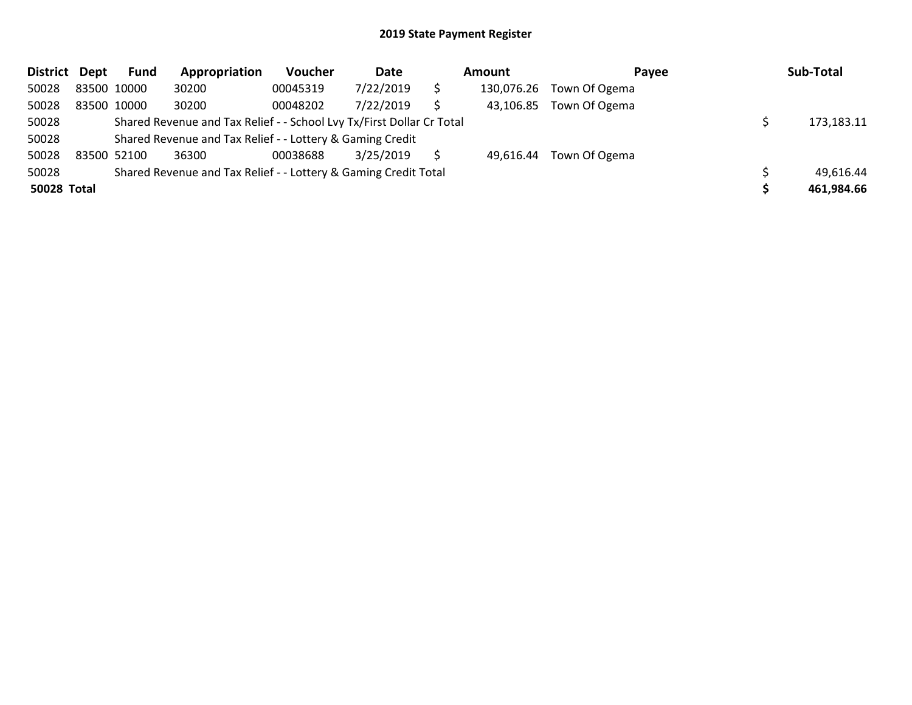## 2019 State Payment Register

| District | Dept | Fund | Appropriation | Voucher | Date | | Amount | Payee | | Sub-Total |
|---|---|---|---|---|---|---|---|---|---|---|
| 50028 | 83500 | 10000 | 30200 | 00045319 | 7/22/2019 | $ | 130,076.26 | Town Of Ogema | | |
| 50028 | 83500 | 10000 | 30200 | 00048202 | 7/22/2019 | $ | 43,106.85 | Town Of Ogema | | |
| 50028 | | Shared Revenue and Tax Relief - - School Lvy Tx/First Dollar Cr Total | | | | | | | $ | 173,183.11 |
| 50028 | | Shared Revenue and Tax Relief - - Lottery & Gaming Credit | | | | | | | | |
| 50028 | 83500 | 52100 | 36300 | 00038688 | 3/25/2019 | $ | 49,616.44 | Town Of Ogema | | |
| 50028 | | Shared Revenue and Tax Relief - - Lottery & Gaming Credit Total | | | | | | | $ | 49,616.44 |
| **50028 Total** | | | | | | | | | **$** | **461,984.66** |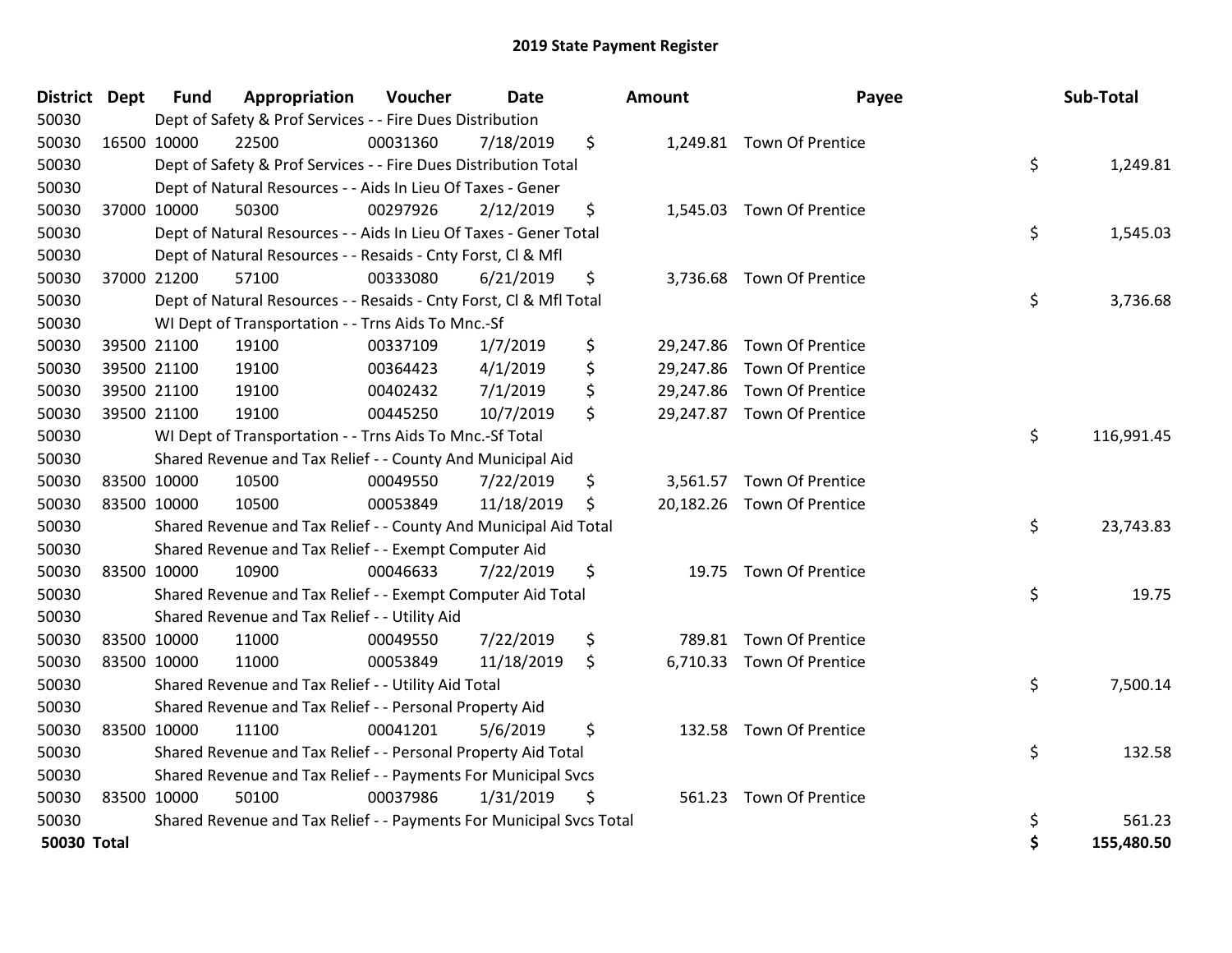# 2019 State Payment Register

| District | Dept | Fund | Appropriation | Voucher | Date | Amount | Payee | Sub-Total |
|---|---|---|---|---|---|---|---|---|
| 50030 | | Dept of Safety & Prof Services - - Fire Dues Distribution | | | | | | |
| 50030 | 16500 | 10000 | 22500 | 00031360 | 7/18/2019 | $ 1,249.81 | Town Of Prentice | |
| 50030 | | Dept of Safety & Prof Services - - Fire Dues Distribution Total | | | | | | $ 1,249.81 |
| 50030 | | Dept of Natural Resources - - Aids In Lieu Of Taxes - Gener | | | | | | |
| 50030 | 37000 | 10000 | 50300 | 00297926 | 2/12/2019 | $ 1,545.03 | Town Of Prentice | |
| 50030 | | Dept of Natural Resources - - Aids In Lieu Of Taxes - Gener Total | | | | | | $ 1,545.03 |
| 50030 | | Dept of Natural Resources - - Resaids - Cnty Forst, Cl & Mfl | | | | | | |
| 50030 | 37000 | 21200 | 57100 | 00333080 | 6/21/2019 | $ 3,736.68 | Town Of Prentice | |
| 50030 | | Dept of Natural Resources - - Resaids - Cnty Forst, Cl & Mfl Total | | | | | | $ 3,736.68 |
| 50030 | | WI Dept of Transportation - - Trns Aids To Mnc.-Sf | | | | | | |
| 50030 | 39500 | 21100 | 19100 | 00337109 | 1/7/2019 | $ 29,247.86 | Town Of Prentice | |
| 50030 | 39500 | 21100 | 19100 | 00364423 | 4/1/2019 | $ 29,247.86 | Town Of Prentice | |
| 50030 | 39500 | 21100 | 19100 | 00402432 | 7/1/2019 | $ 29,247.86 | Town Of Prentice | |
| 50030 | 39500 | 21100 | 19100 | 00445250 | 10/7/2019 | $ 29,247.87 | Town Of Prentice | |
| 50030 | | WI Dept of Transportation - - Trns Aids To Mnc.-Sf Total | | | | | | $ 116,991.45 |
| 50030 | | Shared Revenue and Tax Relief - - County And Municipal Aid | | | | | | |
| 50030 | 83500 | 10000 | 10500 | 00049550 | 7/22/2019 | $ 3,561.57 | Town Of Prentice | |
| 50030 | 83500 | 10000 | 10500 | 00053849 | 11/18/2019 | $ 20,182.26 | Town Of Prentice | |
| 50030 | | Shared Revenue and Tax Relief - - County And Municipal Aid Total | | | | | | $ 23,743.83 |
| 50030 | | Shared Revenue and Tax Relief - - Exempt Computer Aid | | | | | | |
| 50030 | 83500 | 10000 | 10900 | 00046633 | 7/22/2019 | $ 19.75 | Town Of Prentice | |
| 50030 | | Shared Revenue and Tax Relief - - Exempt Computer Aid Total | | | | | | $ 19.75 |
| 50030 | | Shared Revenue and Tax Relief - - Utility Aid | | | | | | |
| 50030 | 83500 | 10000 | 11000 | 00049550 | 7/22/2019 | $ 789.81 | Town Of Prentice | |
| 50030 | 83500 | 10000 | 11000 | 00053849 | 11/18/2019 | $ 6,710.33 | Town Of Prentice | |
| 50030 | | Shared Revenue and Tax Relief - - Utility Aid Total | | | | | | $ 7,500.14 |
| 50030 | | Shared Revenue and Tax Relief - - Personal Property Aid | | | | | | |
| 50030 | 83500 | 10000 | 11100 | 00041201 | 5/6/2019 | $ 132.58 | Town Of Prentice | |
| 50030 | | Shared Revenue and Tax Relief - - Personal Property Aid Total | | | | | | $ 132.58 |
| 50030 | | Shared Revenue and Tax Relief - - Payments For Municipal Svcs | | | | | | |
| 50030 | 83500 | 10000 | 50100 | 00037986 | 1/31/2019 | $ 561.23 | Town Of Prentice | |
| 50030 | | Shared Revenue and Tax Relief - - Payments For Municipal Svcs Total | | | | | | $ 561.23 |
| **50030 Total** | | | | | | | | **$ 155,480.50** |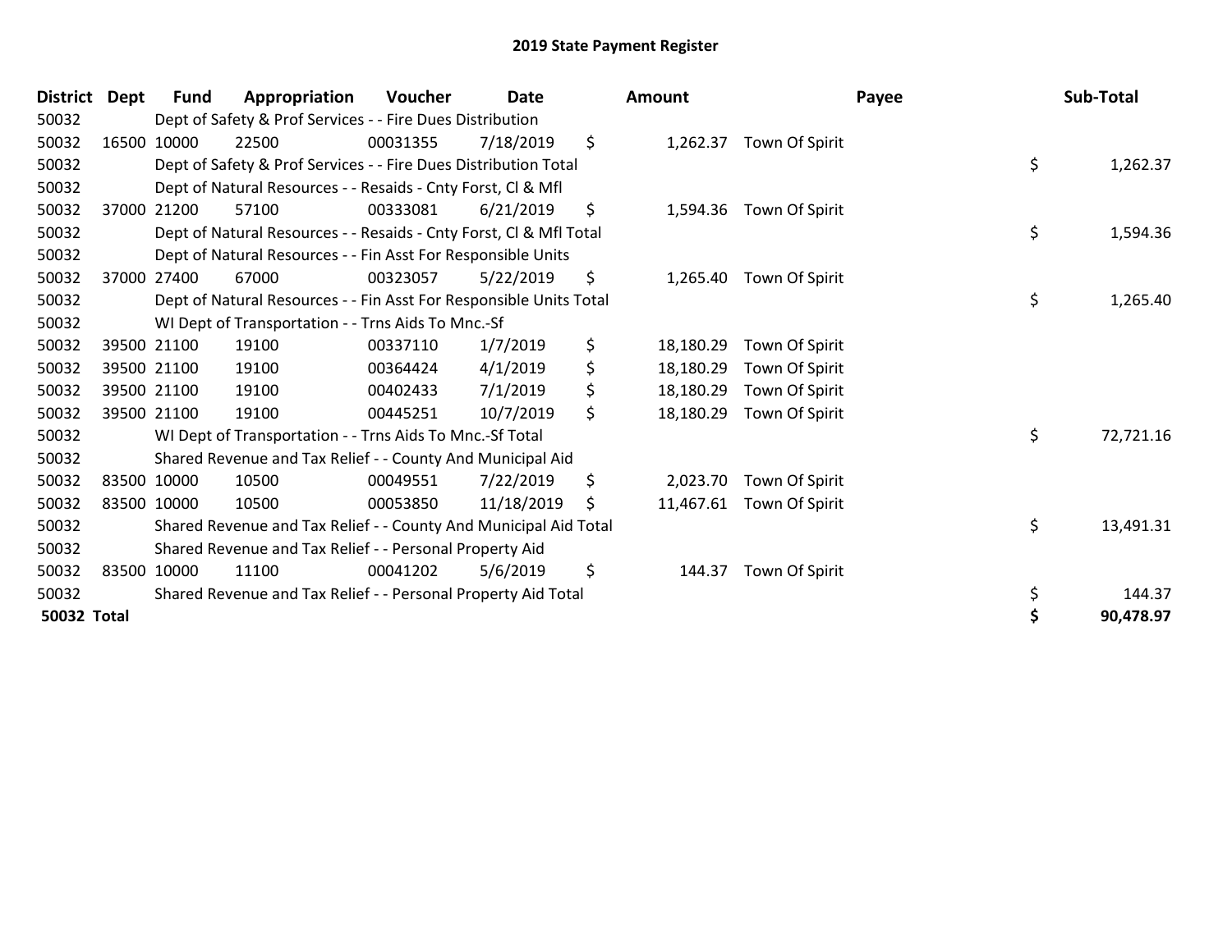# 2019 State Payment Register

| District | Dept | Fund | Appropriation | Voucher | Date | Amount | Payee | Sub-Total |
|---|---|---|---|---|---|---|---|---|
| 50032 | | Dept of Safety & Prof Services - - Fire Dues Distribution | | | | | | |
| 50032 | 16500 | 10000 | 22500 | 00031355 | 7/18/2019 | $ 1,262.37 | Town Of Spirit | |
| 50032 | | Dept of Safety & Prof Services - - Fire Dues Distribution Total | | | | | | $ 1,262.37 |
| 50032 | | Dept of Natural Resources - - Resaids - Cnty Forst, Cl & Mfl | | | | | | |
| 50032 | 37000 | 21200 | 57100 | 00333081 | 6/21/2019 | $ 1,594.36 | Town Of Spirit | |
| 50032 | | Dept of Natural Resources - - Resaids - Cnty Forst, Cl & Mfl Total | | | | | | $ 1,594.36 |
| 50032 | | Dept of Natural Resources - - Fin Asst For Responsible Units | | | | | | |
| 50032 | 37000 | 27400 | 67000 | 00323057 | 5/22/2019 | $ 1,265.40 | Town Of Spirit | |
| 50032 | | Dept of Natural Resources - - Fin Asst For Responsible Units Total | | | | | | $ 1,265.40 |
| 50032 | | WI Dept of Transportation - - Trns Aids To Mnc.-Sf | | | | | | |
| 50032 | 39500 | 21100 | 19100 | 00337110 | 1/7/2019 | $ 18,180.29 | Town Of Spirit | |
| 50032 | 39500 | 21100 | 19100 | 00364424 | 4/1/2019 | $ 18,180.29 | Town Of Spirit | |
| 50032 | 39500 | 21100 | 19100 | 00402433 | 7/1/2019 | $ 18,180.29 | Town Of Spirit | |
| 50032 | 39500 | 21100 | 19100 | 00445251 | 10/7/2019 | $ 18,180.29 | Town Of Spirit | |
| 50032 | | WI Dept of Transportation - - Trns Aids To Mnc.-Sf Total | | | | | | $ 72,721.16 |
| 50032 | | Shared Revenue and Tax Relief - - County And Municipal Aid | | | | | | |
| 50032 | 83500 | 10000 | 10500 | 00049551 | 7/22/2019 | $ 2,023.70 | Town Of Spirit | |
| 50032 | 83500 | 10000 | 10500 | 00053850 | 11/18/2019 | $ 11,467.61 | Town Of Spirit | |
| 50032 | | Shared Revenue and Tax Relief - - County And Municipal Aid Total | | | | | | $ 13,491.31 |
| 50032 | | Shared Revenue and Tax Relief - - Personal Property Aid | | | | | | |
| 50032 | 83500 | 10000 | 11100 | 00041202 | 5/6/2019 | $ 144.37 | Town Of Spirit | |
| 50032 | | Shared Revenue and Tax Relief - - Personal Property Aid Total | | | | | | $ 144.37 |
| **50032 Total** | | | | | | | | **$ 90,478.97** |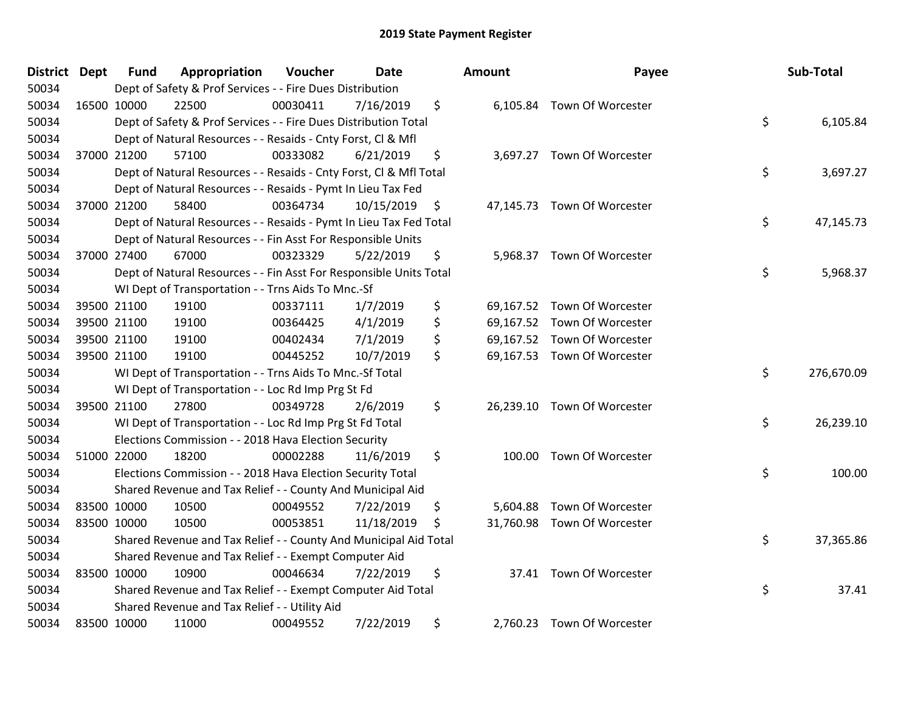# 2019 State Payment Register

| District | Dept | Fund | Appropriation | Voucher | Date | Amount | Payee | Sub-Total |
|---|---|---|---|---|---|---|---|---|
| 50034 | | Dept of Safety & Prof Services - - Fire Dues Distribution | | | | | | |
| 50034 | 16500 | 10000 | 22500 | 00030411 | 7/16/2019 | $ 6,105.84 | Town Of Worcester | |
| 50034 | | Dept of Safety & Prof Services - - Fire Dues Distribution Total | | | | | | $ 6,105.84 |
| 50034 | | Dept of Natural Resources - - Resaids - Cnty Forst, Cl & Mfl | | | | | | |
| 50034 | 37000 | 21200 | 57100 | 00333082 | 6/21/2019 | $ 3,697.27 | Town Of Worcester | |
| 50034 | | Dept of Natural Resources - - Resaids - Cnty Forst, Cl & Mfl Total | | | | | | $ 3,697.27 |
| 50034 | | Dept of Natural Resources - - Resaids - Pymt In Lieu Tax Fed | | | | | | |
| 50034 | 37000 | 21200 | 58400 | 00364734 | 10/15/2019 | $ 47,145.73 | Town Of Worcester | |
| 50034 | | Dept of Natural Resources - - Resaids - Pymt In Lieu Tax Fed Total | | | | | | $ 47,145.73 |
| 50034 | | Dept of Natural Resources - - Fin Asst For Responsible Units | | | | | | |
| 50034 | 37000 | 27400 | 67000 | 00323329 | 5/22/2019 | $ 5,968.37 | Town Of Worcester | |
| 50034 | | Dept of Natural Resources - - Fin Asst For Responsible Units Total | | | | | | $ 5,968.37 |
| 50034 | | WI Dept of Transportation - - Trns Aids To Mnc.-Sf | | | | | | |
| 50034 | 39500 | 21100 | 19100 | 00337111 | 1/7/2019 | $ 69,167.52 | Town Of Worcester | |
| 50034 | 39500 | 21100 | 19100 | 00364425 | 4/1/2019 | $ 69,167.52 | Town Of Worcester | |
| 50034 | 39500 | 21100 | 19100 | 00402434 | 7/1/2019 | $ 69,167.52 | Town Of Worcester | |
| 50034 | 39500 | 21100 | 19100 | 00445252 | 10/7/2019 | $ 69,167.53 | Town Of Worcester | |
| 50034 | | WI Dept of Transportation - - Trns Aids To Mnc.-Sf Total | | | | | | $ 276,670.09 |
| 50034 | | WI Dept of Transportation - - Loc Rd Imp Prg St Fd | | | | | | |
| 50034 | 39500 | 21100 | 27800 | 00349728 | 2/6/2019 | $ 26,239.10 | Town Of Worcester | |
| 50034 | | WI Dept of Transportation - - Loc Rd Imp Prg St Fd Total | | | | | | $ 26,239.10 |
| 50034 | | Elections Commission - - 2018 Hava Election Security | | | | | | |
| 50034 | 51000 | 22000 | 18200 | 00002288 | 11/6/2019 | $ 100.00 | Town Of Worcester | |
| 50034 | | Elections Commission - - 2018 Hava Election Security Total | | | | | | $ 100.00 |
| 50034 | | Shared Revenue and Tax Relief - - County And Municipal Aid | | | | | | |
| 50034 | 83500 | 10000 | 10500 | 00049552 | 7/22/2019 | $ 5,604.88 | Town Of Worcester | |
| 50034 | 83500 | 10000 | 10500 | 00053851 | 11/18/2019 | $ 31,760.98 | Town Of Worcester | |
| 50034 | | Shared Revenue and Tax Relief - - County And Municipal Aid Total | | | | | | $ 37,365.86 |
| 50034 | | Shared Revenue and Tax Relief - - Exempt Computer Aid | | | | | | |
| 50034 | 83500 | 10000 | 10900 | 00046634 | 7/22/2019 | $ 37.41 | Town Of Worcester | |
| 50034 | | Shared Revenue and Tax Relief - - Exempt Computer Aid Total | | | | | | $ 37.41 |
| 50034 | | Shared Revenue and Tax Relief - - Utility Aid | | | | | | |
| 50034 | 83500 | 10000 | 11000 | 00049552 | 7/22/2019 | $ 2,760.23 | Town Of Worcester | |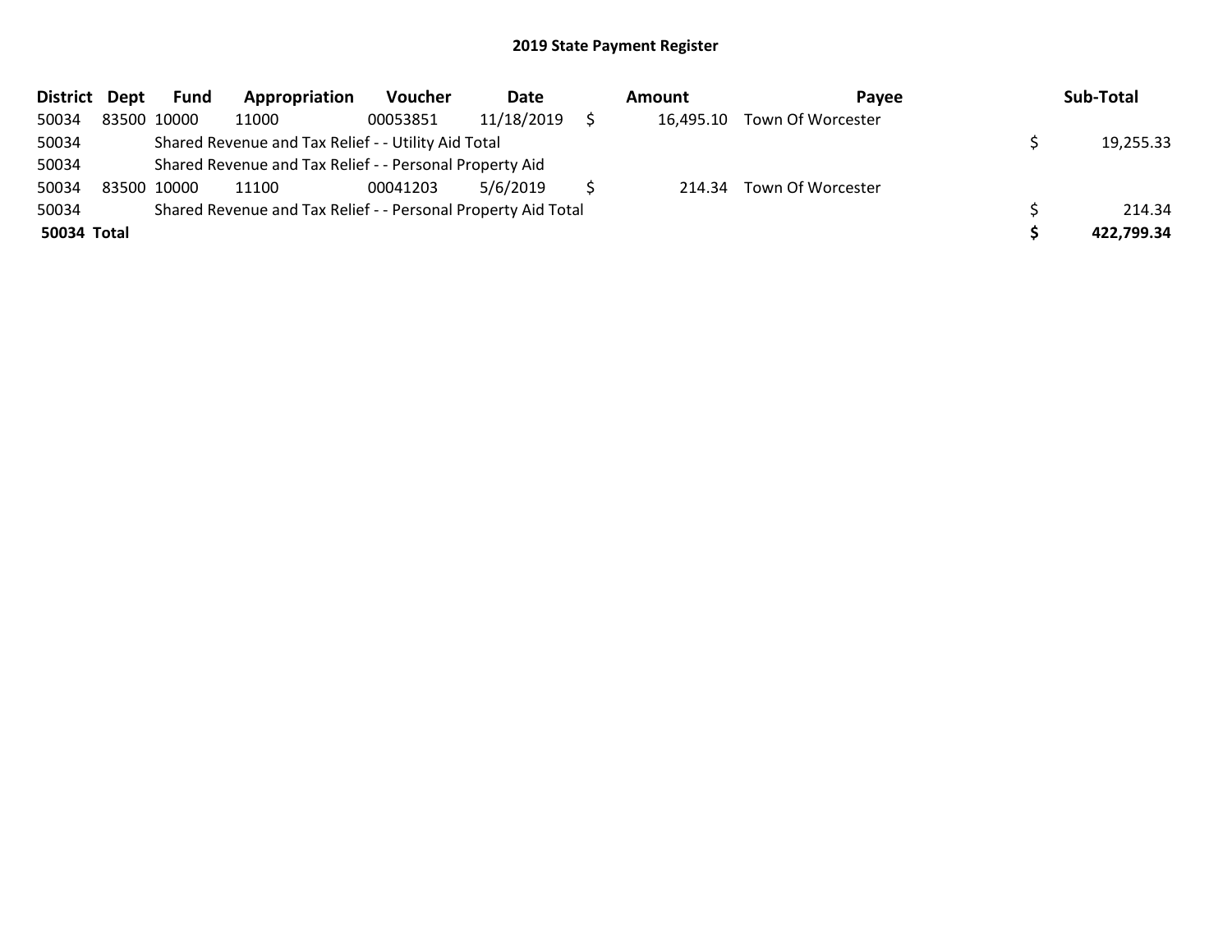## 2019 State Payment Register

| District | Dept | Fund | Appropriation | Voucher | Date | Amount | Payee | Sub-Total |
|---|---|---|---|---|---|---|---|---|
| 50034 | 83500 | 10000 | 11000 | 00053851 | 11/18/2019 | $ 16,495.10 | Town Of Worcester | |
| 50034 | | Shared Revenue and Tax Relief - - Utility Aid Total | | | | | | $ 19,255.33 |
| 50034 | | Shared Revenue and Tax Relief - - Personal Property Aid | | | | | | |
| 50034 | 83500 | 10000 | 11100 | 00041203 | 5/6/2019 | $ 214.34 | Town Of Worcester | |
| 50034 | | Shared Revenue and Tax Relief - - Personal Property Aid Total | | | | | | $ 214.34 |
| **50034 Total** | | | | | | | | **$ 422,799.34** |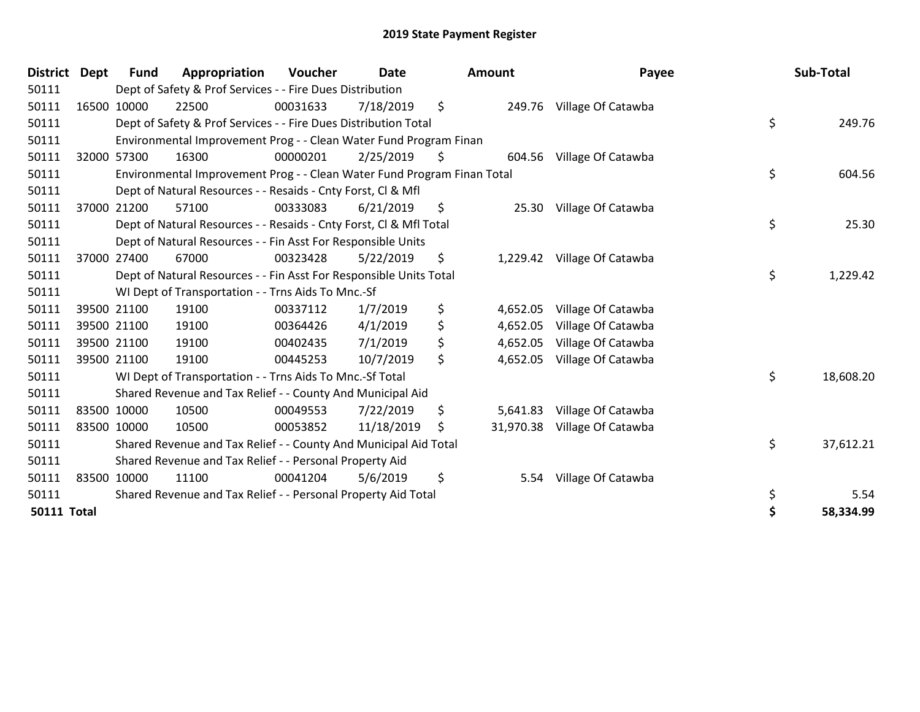# 2019 State Payment Register

| District | Dept | Fund | Appropriation | Voucher | Date | Amount | Payee | Sub-Total |
|---|---|---|---|---|---|---|---|---|
| 50111 | | Dept of Safety & Prof Services - - Fire Dues Distribution | | | | | | |
| 50111 | 16500 | 10000 | 22500 | 00031633 | 7/18/2019 | $ 249.76 | Village Of Catawba | |
| 50111 | | Dept of Safety & Prof Services - - Fire Dues Distribution Total | | | | | | $ 249.76 |
| 50111 | | Environmental Improvement Prog - - Clean Water Fund Program Finan | | | | | | |
| 50111 | 32000 | 57300 | 16300 | 00000201 | 2/25/2019 | $ 604.56 | Village Of Catawba | |
| 50111 | | Environmental Improvement Prog - - Clean Water Fund Program Finan Total | | | | | | $ 604.56 |
| 50111 | | Dept of Natural Resources - - Resaids - Cnty Forst, Cl & Mfl | | | | | | |
| 50111 | 37000 | 21200 | 57100 | 00333083 | 6/21/2019 | $ 25.30 | Village Of Catawba | |
| 50111 | | Dept of Natural Resources - - Resaids - Cnty Forst, Cl & Mfl Total | | | | | | $ 25.30 |
| 50111 | | Dept of Natural Resources - - Fin Asst For Responsible Units | | | | | | |
| 50111 | 37000 | 27400 | 67000 | 00323428 | 5/22/2019 | $ 1,229.42 | Village Of Catawba | |
| 50111 | | Dept of Natural Resources - - Fin Asst For Responsible Units Total | | | | | | $ 1,229.42 |
| 50111 | | WI Dept of Transportation - - Trns Aids To Mnc.-Sf | | | | | | |
| 50111 | 39500 | 21100 | 19100 | 00337112 | 1/7/2019 | $ 4,652.05 | Village Of Catawba | |
| 50111 | 39500 | 21100 | 19100 | 00364426 | 4/1/2019 | $ 4,652.05 | Village Of Catawba | |
| 50111 | 39500 | 21100 | 19100 | 00402435 | 7/1/2019 | $ 4,652.05 | Village Of Catawba | |
| 50111 | 39500 | 21100 | 19100 | 00445253 | 10/7/2019 | $ 4,652.05 | Village Of Catawba | |
| 50111 | | WI Dept of Transportation - - Trns Aids To Mnc.-Sf Total | | | | | | $ 18,608.20 |
| 50111 | | Shared Revenue and Tax Relief - - County And Municipal Aid | | | | | | |
| 50111 | 83500 | 10000 | 10500 | 00049553 | 7/22/2019 | $ 5,641.83 | Village Of Catawba | |
| 50111 | 83500 | 10000 | 10500 | 00053852 | 11/18/2019 | $ 31,970.38 | Village Of Catawba | |
| 50111 | | Shared Revenue and Tax Relief - - County And Municipal Aid Total | | | | | | $ 37,612.21 |
| 50111 | | Shared Revenue and Tax Relief - - Personal Property Aid | | | | | | |
| 50111 | 83500 | 10000 | 11100 | 00041204 | 5/6/2019 | $ 5.54 | Village Of Catawba | |
| 50111 | | Shared Revenue and Tax Relief - - Personal Property Aid Total | | | | | | $ 5.54 |
| **50111 Total** | | | | | | | | **$ 58,334.99** |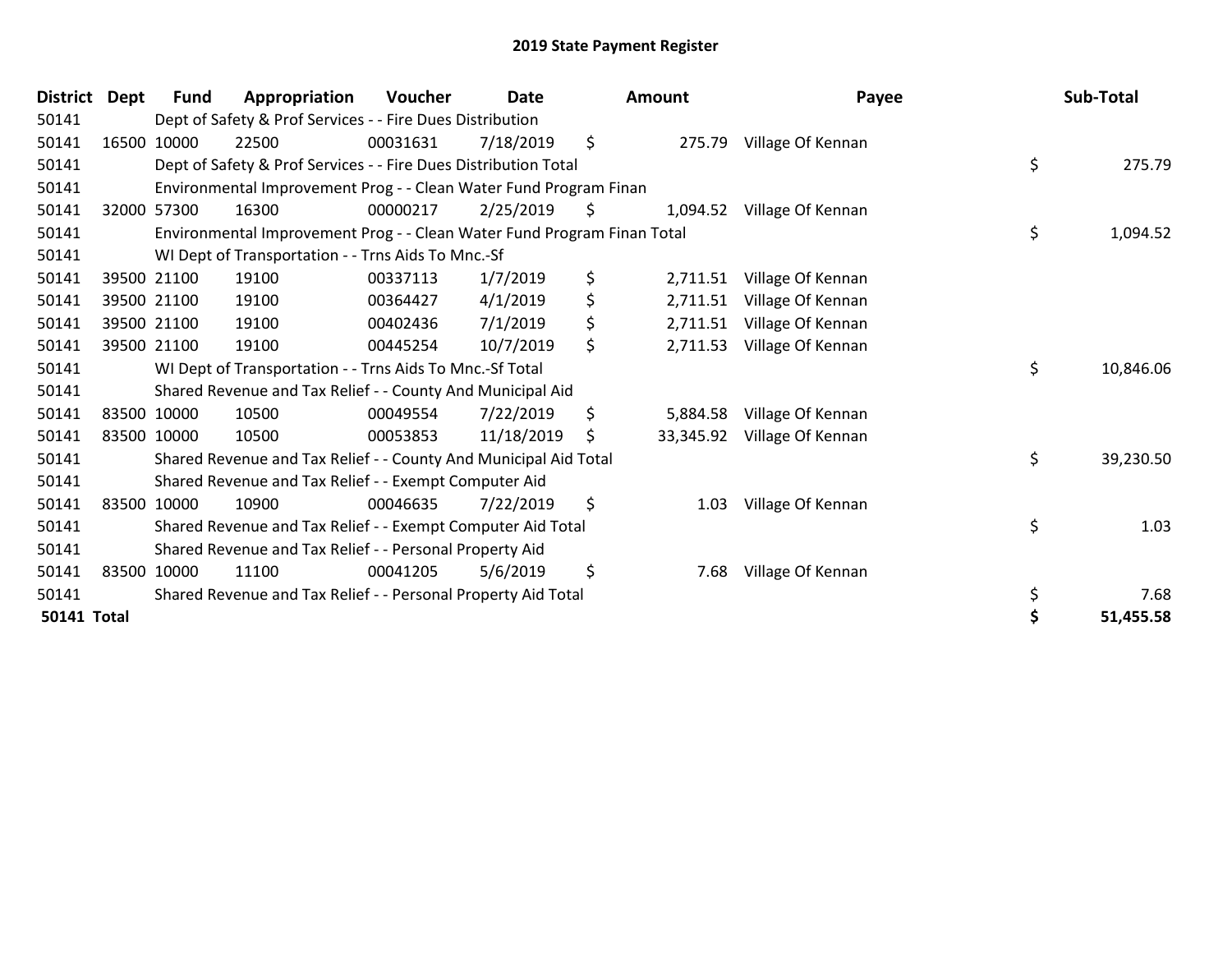# 2019 State Payment Register

| District | Dept | Fund | Appropriation | Voucher | Date | Amount | Payee | Sub-Total |
|---|---|---|---|---|---|---|---|---|
| 50141 | | Dept of Safety & Prof Services - - Fire Dues Distribution | | | | | | |
| 50141 | 16500 | 10000 | 22500 | 00031631 | 7/18/2019 | $ 275.79 | Village Of Kennan | |
| 50141 | | Dept of Safety & Prof Services - - Fire Dues Distribution Total | | | | | | $ 275.79 |
| 50141 | | Environmental Improvement Prog - - Clean Water Fund Program Finan | | | | | | |
| 50141 | 32000 | 57300 | 16300 | 00000217 | 2/25/2019 | $ 1,094.52 | Village Of Kennan | |
| 50141 | | Environmental Improvement Prog - - Clean Water Fund Program Finan Total | | | | | | $ 1,094.52 |
| 50141 | | WI Dept of Transportation - - Trns Aids To Mnc.-Sf | | | | | | |
| 50141 | 39500 | 21100 | 19100 | 00337113 | 1/7/2019 | $ 2,711.51 | Village Of Kennan | |
| 50141 | 39500 | 21100 | 19100 | 00364427 | 4/1/2019 | $ 2,711.51 | Village Of Kennan | |
| 50141 | 39500 | 21100 | 19100 | 00402436 | 7/1/2019 | $ 2,711.51 | Village Of Kennan | |
| 50141 | 39500 | 21100 | 19100 | 00445254 | 10/7/2019 | $ 2,711.53 | Village Of Kennan | |
| 50141 | | WI Dept of Transportation - - Trns Aids To Mnc.-Sf Total | | | | | | $ 10,846.06 |
| 50141 | | Shared Revenue and Tax Relief - - County And Municipal Aid | | | | | | |
| 50141 | 83500 | 10000 | 10500 | 00049554 | 7/22/2019 | $ 5,884.58 | Village Of Kennan | |
| 50141 | 83500 | 10000 | 10500 | 00053853 | 11/18/2019 | $ 33,345.92 | Village Of Kennan | |
| 50141 | | Shared Revenue and Tax Relief - - County And Municipal Aid Total | | | | | | $ 39,230.50 |
| 50141 | | Shared Revenue and Tax Relief - - Exempt Computer Aid | | | | | | |
| 50141 | 83500 | 10000 | 10900 | 00046635 | 7/22/2019 | $ 1.03 | Village Of Kennan | |
| 50141 | | Shared Revenue and Tax Relief - - Exempt Computer Aid Total | | | | | | $ 1.03 |
| 50141 | | Shared Revenue and Tax Relief - - Personal Property Aid | | | | | | |
| 50141 | 83500 | 10000 | 11100 | 00041205 | 5/6/2019 | $ 7.68 | Village Of Kennan | |
| 50141 | | Shared Revenue and Tax Relief - - Personal Property Aid Total | | | | | | $ 7.68 |
| **50141 Total** | | | | | | | | **$ 51,455.58** |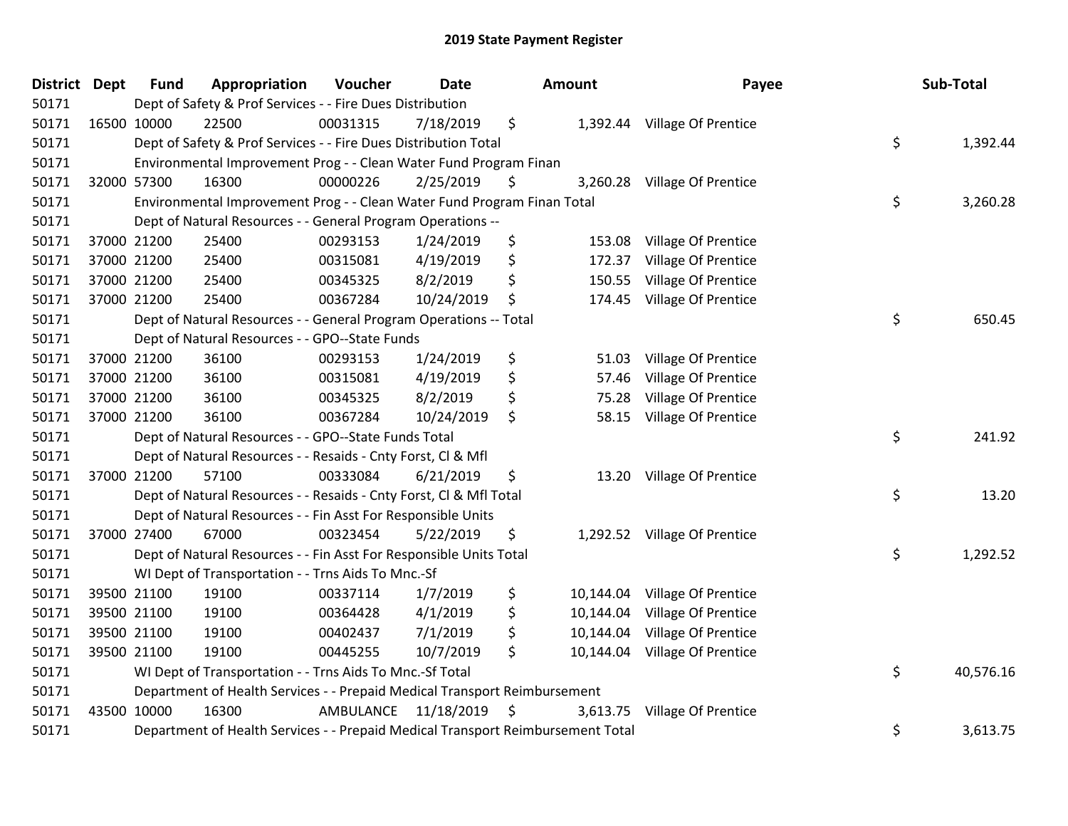# 2019 State Payment Register

| District | Dept | Fund | Appropriation | Voucher | Date | Amount | Payee | Sub-Total |
|---|---|---|---|---|---|---|---|---|
| 50171 | Dept of Safety & Prof Services - - Fire Dues Distribution | | | | | | | |
| 50171 | 16500 | 10000 | 22500 | 00031315 | 7/18/2019 | $ 1,392.44 | Village Of Prentice | |
| 50171 | Dept of Safety & Prof Services - - Fire Dues Distribution Total | | | | | | | $ 1,392.44 |
| 50171 | Environmental Improvement Prog - - Clean Water Fund Program Finan | | | | | | | |
| 50171 | 32000 | 57300 | 16300 | 00000226 | 2/25/2019 | $ 3,260.28 | Village Of Prentice | |
| 50171 | Environmental Improvement Prog - - Clean Water Fund Program Finan Total | | | | | | | $ 3,260.28 |
| 50171 | Dept of Natural Resources - - General Program Operations -- | | | | | | | |
| 50171 | 37000 | 21200 | 25400 | 00293153 | 1/24/2019 | $ 153.08 | Village Of Prentice | |
| 50171 | 37000 | 21200 | 25400 | 00315081 | 4/19/2019 | $ 172.37 | Village Of Prentice | |
| 50171 | 37000 | 21200 | 25400 | 00345325 | 8/2/2019 | $ 150.55 | Village Of Prentice | |
| 50171 | 37000 | 21200 | 25400 | 00367284 | 10/24/2019 | $ 174.45 | Village Of Prentice | |
| 50171 | Dept of Natural Resources - - General Program Operations -- Total | | | | | | | $ 650.45 |
| 50171 | Dept of Natural Resources - - GPO--State Funds | | | | | | | |
| 50171 | 37000 | 21200 | 36100 | 00293153 | 1/24/2019 | $ 51.03 | Village Of Prentice | |
| 50171 | 37000 | 21200 | 36100 | 00315081 | 4/19/2019 | $ 57.46 | Village Of Prentice | |
| 50171 | 37000 | 21200 | 36100 | 00345325 | 8/2/2019 | $ 75.28 | Village Of Prentice | |
| 50171 | 37000 | 21200 | 36100 | 00367284 | 10/24/2019 | $ 58.15 | Village Of Prentice | |
| 50171 | Dept of Natural Resources - - GPO--State Funds Total | | | | | | | $ 241.92 |
| 50171 | Dept of Natural Resources - - Resaids - Cnty Forst, Cl & Mfl | | | | | | | |
| 50171 | 37000 | 21200 | 57100 | 00333084 | 6/21/2019 | $ 13.20 | Village Of Prentice | |
| 50171 | Dept of Natural Resources - - Resaids - Cnty Forst, Cl & Mfl Total | | | | | | | $ 13.20 |
| 50171 | Dept of Natural Resources - - Fin Asst For Responsible Units | | | | | | | |
| 50171 | 37000 | 27400 | 67000 | 00323454 | 5/22/2019 | $ 1,292.52 | Village Of Prentice | |
| 50171 | Dept of Natural Resources - - Fin Asst For Responsible Units Total | | | | | | | $ 1,292.52 |
| 50171 | WI Dept of Transportation - - Trns Aids To Mnc.-Sf | | | | | | | |
| 50171 | 39500 | 21100 | 19100 | 00337114 | 1/7/2019 | $ 10,144.04 | Village Of Prentice | |
| 50171 | 39500 | 21100 | 19100 | 00364428 | 4/1/2019 | $ 10,144.04 | Village Of Prentice | |
| 50171 | 39500 | 21100 | 19100 | 00402437 | 7/1/2019 | $ 10,144.04 | Village Of Prentice | |
| 50171 | 39500 | 21100 | 19100 | 00445255 | 10/7/2019 | $ 10,144.04 | Village Of Prentice | |
| 50171 | WI Dept of Transportation - - Trns Aids To Mnc.-Sf Total | | | | | | | $ 40,576.16 |
| 50171 | Department of Health Services - - Prepaid Medical Transport Reimbursement | | | | | | | |
| 50171 | 43500 | 10000 | 16300 | AMBULANCE | 11/18/2019 | $ 3,613.75 | Village Of Prentice | |
| 50171 | Department of Health Services - - Prepaid Medical Transport Reimbursement Total | | | | | | | $ 3,613.75 |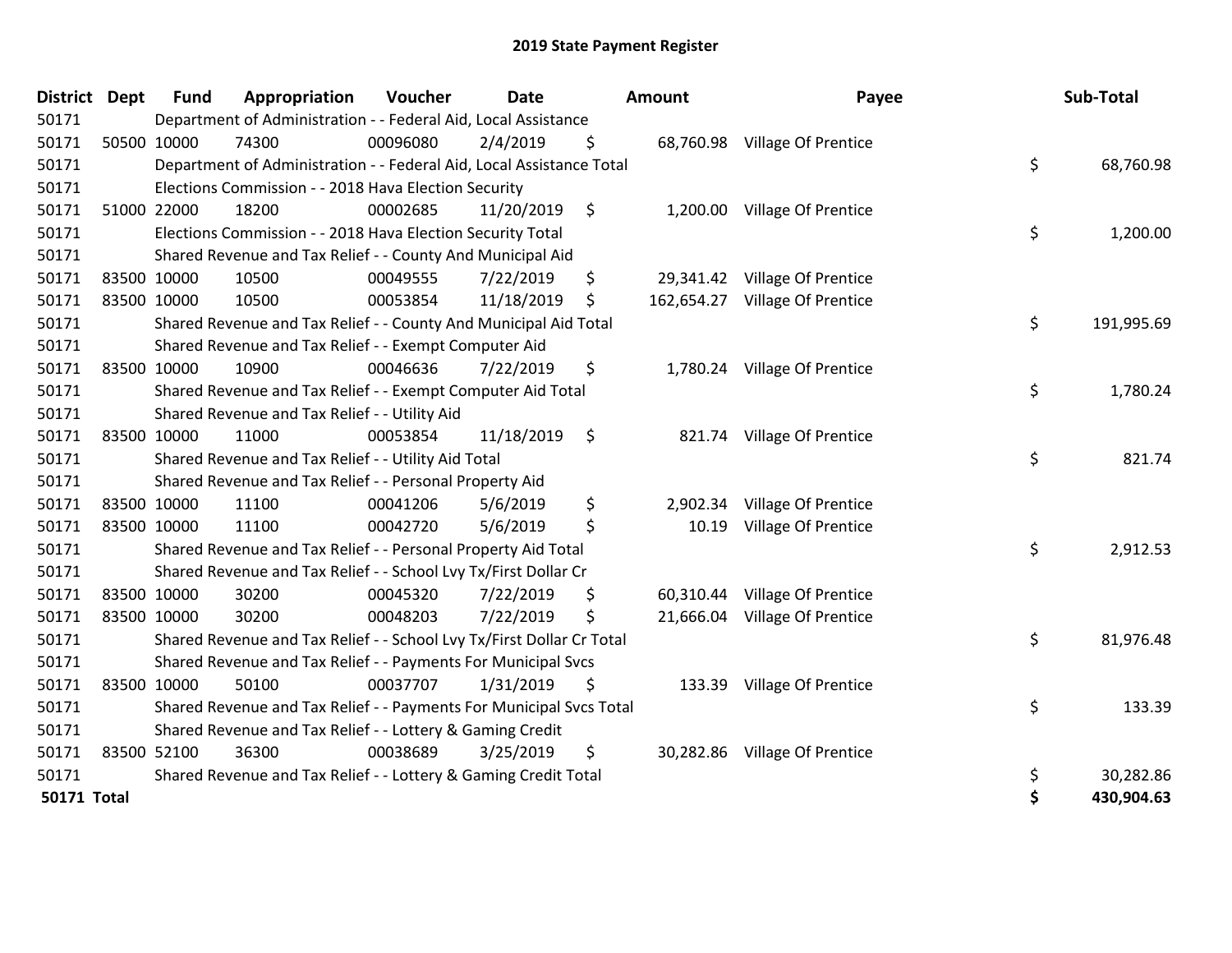# 2019 State Payment Register

| District | Dept | Fund | Appropriation | Voucher | Date | Amount | Payee | Sub-Total |
|---|---|---|---|---|---|---|---|---|
| 50171 | | Department of Administration - - Federal Aid, Local Assistance | | | | | | |
| 50171 | 50500 | 10000 | 74300 | 00096080 | 2/4/2019 | $ 68,760.98 | Village Of Prentice | |
| 50171 | | Department of Administration - - Federal Aid, Local Assistance Total | | | | | | $ 68,760.98 |
| 50171 | | Elections Commission - - 2018 Hava Election Security | | | | | | |
| 50171 | 51000 | 22000 | 18200 | 00002685 | 11/20/2019 | $ 1,200.00 | Village Of Prentice | |
| 50171 | | Elections Commission - - 2018 Hava Election Security Total | | | | | | $ 1,200.00 |
| 50171 | | Shared Revenue and Tax Relief - - County And Municipal Aid | | | | | | |
| 50171 | 83500 | 10000 | 10500 | 00049555 | 7/22/2019 | $ 29,341.42 | Village Of Prentice | |
| 50171 | 83500 | 10000 | 10500 | 00053854 | 11/18/2019 | $ 162,654.27 | Village Of Prentice | |
| 50171 | | Shared Revenue and Tax Relief - - County And Municipal Aid Total | | | | | | $ 191,995.69 |
| 50171 | | Shared Revenue and Tax Relief - - Exempt Computer Aid | | | | | | |
| 50171 | 83500 | 10000 | 10900 | 00046636 | 7/22/2019 | $ 1,780.24 | Village Of Prentice | |
| 50171 | | Shared Revenue and Tax Relief - - Exempt Computer Aid Total | | | | | | $ 1,780.24 |
| 50171 | | Shared Revenue and Tax Relief - - Utility Aid | | | | | | |
| 50171 | 83500 | 10000 | 11000 | 00053854 | 11/18/2019 | $ 821.74 | Village Of Prentice | |
| 50171 | | Shared Revenue and Tax Relief - - Utility Aid Total | | | | | | $ 821.74 |
| 50171 | | Shared Revenue and Tax Relief - - Personal Property Aid | | | | | | |
| 50171 | 83500 | 10000 | 11100 | 00041206 | 5/6/2019 | $ 2,902.34 | Village Of Prentice | |
| 50171 | 83500 | 10000 | 11100 | 00042720 | 5/6/2019 | $ 10.19 | Village Of Prentice | |
| 50171 | | Shared Revenue and Tax Relief - - Personal Property Aid Total | | | | | | $ 2,912.53 |
| 50171 | | Shared Revenue and Tax Relief - - School Lvy Tx/First Dollar Cr | | | | | | |
| 50171 | 83500 | 10000 | 30200 | 00045320 | 7/22/2019 | $ 60,310.44 | Village Of Prentice | |
| 50171 | 83500 | 10000 | 30200 | 00048203 | 7/22/2019 | $ 21,666.04 | Village Of Prentice | |
| 50171 | | Shared Revenue and Tax Relief - - School Lvy Tx/First Dollar Cr Total | | | | | | $ 81,976.48 |
| 50171 | | Shared Revenue and Tax Relief - - Payments For Municipal Svcs | | | | | | |
| 50171 | 83500 | 10000 | 50100 | 00037707 | 1/31/2019 | $ 133.39 | Village Of Prentice | |
| 50171 | | Shared Revenue and Tax Relief - - Payments For Municipal Svcs Total | | | | | | $ 133.39 |
| 50171 | | Shared Revenue and Tax Relief - - Lottery & Gaming Credit | | | | | | |
| 50171 | 83500 | 52100 | 36300 | 00038689 | 3/25/2019 | $ 30,282.86 | Village Of Prentice | |
| 50171 | | Shared Revenue and Tax Relief - - Lottery & Gaming Credit Total | | | | | | $ 30,282.86 |
| **50171 Total** | | | | | | | | **$ 430,904.63** |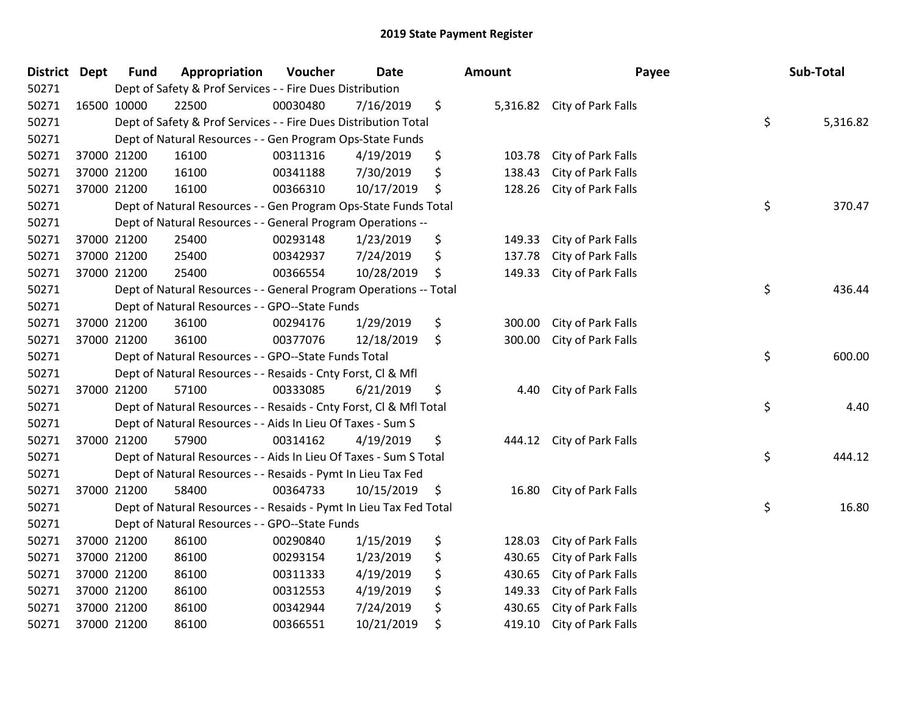## 2019 State Payment Register

| District | Dept | Fund | Appropriation | Voucher | Date | Amount | Payee | Sub-Total |
|---|---|---|---|---|---|---|---|---|
| 50271 | | Dept of Safety & Prof Services - - Fire Dues Distribution | | | | | | |
| 50271 | 16500 | 10000 | 22500 | 00030480 | 7/16/2019 | $ 5,316.82 | City of Park Falls | |
| 50271 | | Dept of Safety & Prof Services - - Fire Dues Distribution Total | | | | | | $ 5,316.82 |
| 50271 | | Dept of Natural Resources - - Gen Program Ops-State Funds | | | | | | |
| 50271 | 37000 | 21200 | 16100 | 00311316 | 4/19/2019 | $ 103.78 | City of Park Falls | |
| 50271 | 37000 | 21200 | 16100 | 00341188 | 7/30/2019 | $ 138.43 | City of Park Falls | |
| 50271 | 37000 | 21200 | 16100 | 00366310 | 10/17/2019 | $ 128.26 | City of Park Falls | |
| 50271 | | Dept of Natural Resources - - Gen Program Ops-State Funds Total | | | | | | $ 370.47 |
| 50271 | | Dept of Natural Resources - - General Program Operations -- | | | | | | |
| 50271 | 37000 | 21200 | 25400 | 00293148 | 1/23/2019 | $ 149.33 | City of Park Falls | |
| 50271 | 37000 | 21200 | 25400 | 00342937 | 7/24/2019 | $ 137.78 | City of Park Falls | |
| 50271 | 37000 | 21200 | 25400 | 00366554 | 10/28/2019 | $ 149.33 | City of Park Falls | |
| 50271 | | Dept of Natural Resources - - General Program Operations -- Total | | | | | | $ 436.44 |
| 50271 | | Dept of Natural Resources - - GPO--State Funds | | | | | | |
| 50271 | 37000 | 21200 | 36100 | 00294176 | 1/29/2019 | $ 300.00 | City of Park Falls | |
| 50271 | 37000 | 21200 | 36100 | 00377076 | 12/18/2019 | $ 300.00 | City of Park Falls | |
| 50271 | | Dept of Natural Resources - - GPO--State Funds Total | | | | | | $ 600.00 |
| 50271 | | Dept of Natural Resources - - Resaids - Cnty Forst, Cl & Mfl | | | | | | |
| 50271 | 37000 | 21200 | 57100 | 00333085 | 6/21/2019 | $ 4.40 | City of Park Falls | |
| 50271 | | Dept of Natural Resources - - Resaids - Cnty Forst, Cl & Mfl Total | | | | | | $ 4.40 |
| 50271 | | Dept of Natural Resources - - Aids In Lieu Of Taxes - Sum S | | | | | | |
| 50271 | 37000 | 21200 | 57900 | 00314162 | 4/19/2019 | $ 444.12 | City of Park Falls | |
| 50271 | | Dept of Natural Resources - - Aids In Lieu Of Taxes - Sum S Total | | | | | | $ 444.12 |
| 50271 | | Dept of Natural Resources - - Resaids - Pymt In Lieu Tax Fed | | | | | | |
| 50271 | 37000 | 21200 | 58400 | 00364733 | 10/15/2019 | $ 16.80 | City of Park Falls | |
| 50271 | | Dept of Natural Resources - - Resaids - Pymt In Lieu Tax Fed Total | | | | | | $ 16.80 |
| 50271 | | Dept of Natural Resources - - GPO--State Funds | | | | | | |
| 50271 | 37000 | 21200 | 86100 | 00290840 | 1/15/2019 | $ 128.03 | City of Park Falls | |
| 50271 | 37000 | 21200 | 86100 | 00293154 | 1/23/2019 | $ 430.65 | City of Park Falls | |
| 50271 | 37000 | 21200 | 86100 | 00311333 | 4/19/2019 | $ 430.65 | City of Park Falls | |
| 50271 | 37000 | 21200 | 86100 | 00312553 | 4/19/2019 | $ 149.33 | City of Park Falls | |
| 50271 | 37000 | 21200 | 86100 | 00342944 | 7/24/2019 | $ 430.65 | City of Park Falls | |
| 50271 | 37000 | 21200 | 86100 | 00366551 | 10/21/2019 | $ 419.10 | City of Park Falls | |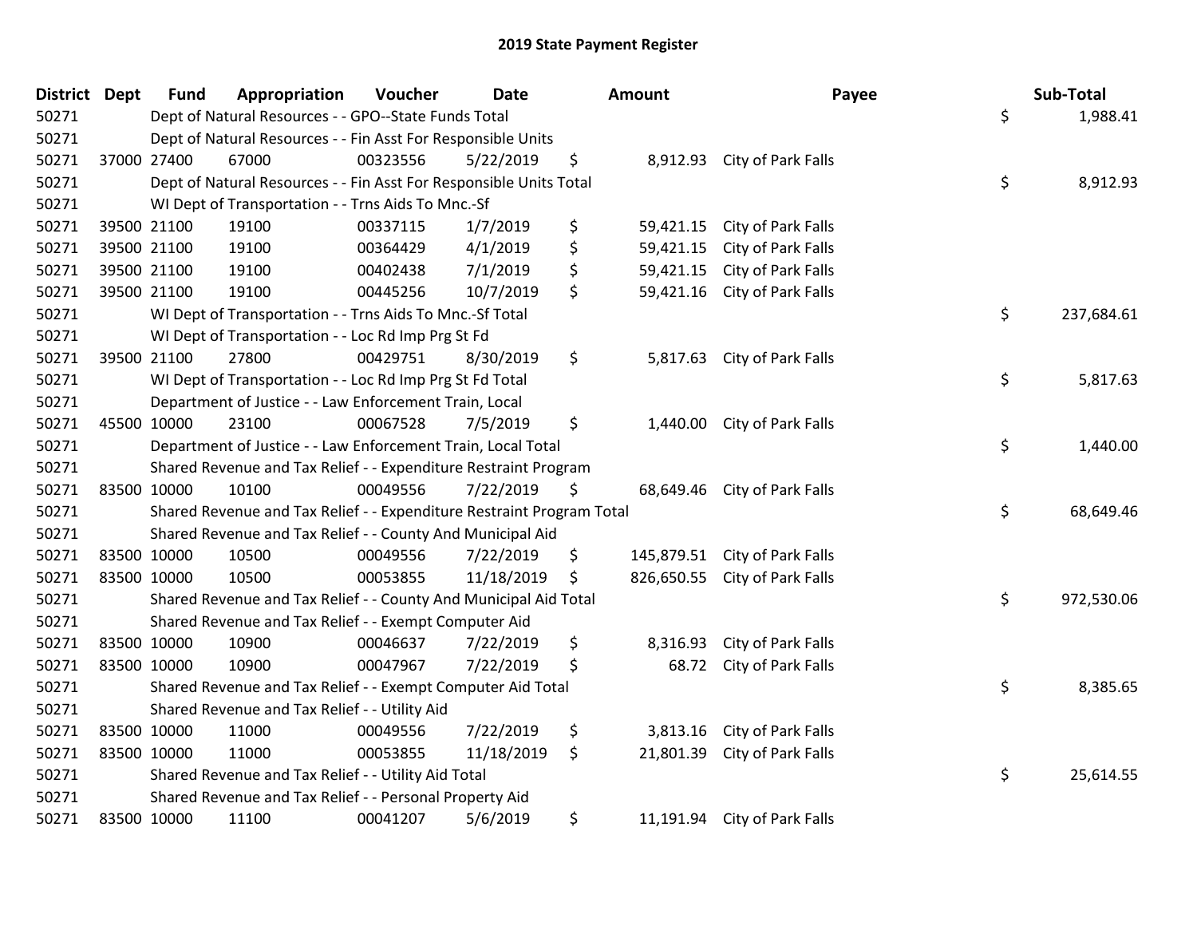## 2019 State Payment Register

| District | Dept | Fund | Appropriation | Voucher | Date | Amount | Payee | Sub-Total |
|---|---|---|---|---|---|---|---|---|
| 50271 | | Dept of Natural Resources - - GPO--State Funds Total | | | | | | $ 1,988.41 |
| 50271 | | Dept of Natural Resources - - Fin Asst For Responsible Units | | | | | | |
| 50271 | 37000 | 27400 | 67000 | 00323556 | 5/22/2019 | $ 8,912.93 | City of Park Falls | |
| 50271 | | Dept of Natural Resources - - Fin Asst For Responsible Units Total | | | | | | $ 8,912.93 |
| 50271 | | WI Dept of Transportation - - Trns Aids To Mnc.-Sf | | | | | | |
| 50271 | 39500 | 21100 | 19100 | 00337115 | 1/7/2019 | $ 59,421.15 | City of Park Falls | |
| 50271 | 39500 | 21100 | 19100 | 00364429 | 4/1/2019 | $ 59,421.15 | City of Park Falls | |
| 50271 | 39500 | 21100 | 19100 | 00402438 | 7/1/2019 | $ 59,421.15 | City of Park Falls | |
| 50271 | 39500 | 21100 | 19100 | 00445256 | 10/7/2019 | $ 59,421.16 | City of Park Falls | |
| 50271 | | WI Dept of Transportation - - Trns Aids To Mnc.-Sf Total | | | | | | $ 237,684.61 |
| 50271 | | WI Dept of Transportation - - Loc Rd Imp Prg St Fd | | | | | | |
| 50271 | 39500 | 21100 | 27800 | 00429751 | 8/30/2019 | $ 5,817.63 | City of Park Falls | |
| 50271 | | WI Dept of Transportation - - Loc Rd Imp Prg St Fd Total | | | | | | $ 5,817.63 |
| 50271 | | Department of Justice - - Law Enforcement Train, Local | | | | | | |
| 50271 | 45500 | 10000 | 23100 | 00067528 | 7/5/2019 | $ 1,440.00 | City of Park Falls | |
| 50271 | | Department of Justice - - Law Enforcement Train, Local Total | | | | | | $ 1,440.00 |
| 50271 | | Shared Revenue and Tax Relief - - Expenditure Restraint Program | | | | | | |
| 50271 | 83500 | 10000 | 10100 | 00049556 | 7/22/2019 | $ 68,649.46 | City of Park Falls | |
| 50271 | | Shared Revenue and Tax Relief - - Expenditure Restraint Program Total | | | | | | $ 68,649.46 |
| 50271 | | Shared Revenue and Tax Relief - - County And Municipal Aid | | | | | | |
| 50271 | 83500 | 10000 | 10500 | 00049556 | 7/22/2019 | $ 145,879.51 | City of Park Falls | |
| 50271 | 83500 | 10000 | 10500 | 00053855 | 11/18/2019 | $ 826,650.55 | City of Park Falls | |
| 50271 | | Shared Revenue and Tax Relief - - County And Municipal Aid Total | | | | | | $ 972,530.06 |
| 50271 | | Shared Revenue and Tax Relief - - Exempt Computer Aid | | | | | | |
| 50271 | 83500 | 10000 | 10900 | 00046637 | 7/22/2019 | $ 8,316.93 | City of Park Falls | |
| 50271 | 83500 | 10000 | 10900 | 00047967 | 7/22/2019 | $ 68.72 | City of Park Falls | |
| 50271 | | Shared Revenue and Tax Relief - - Exempt Computer Aid Total | | | | | | $ 8,385.65 |
| 50271 | | Shared Revenue and Tax Relief - - Utility Aid | | | | | | |
| 50271 | 83500 | 10000 | 11000 | 00049556 | 7/22/2019 | $ 3,813.16 | City of Park Falls | |
| 50271 | 83500 | 10000 | 11000 | 00053855 | 11/18/2019 | $ 21,801.39 | City of Park Falls | |
| 50271 | | Shared Revenue and Tax Relief - - Utility Aid Total | | | | | | $ 25,614.55 |
| 50271 | | Shared Revenue and Tax Relief - - Personal Property Aid | | | | | | |
| 50271 | 83500 | 10000 | 11100 | 00041207 | 5/6/2019 | $ 11,191.94 | City of Park Falls | |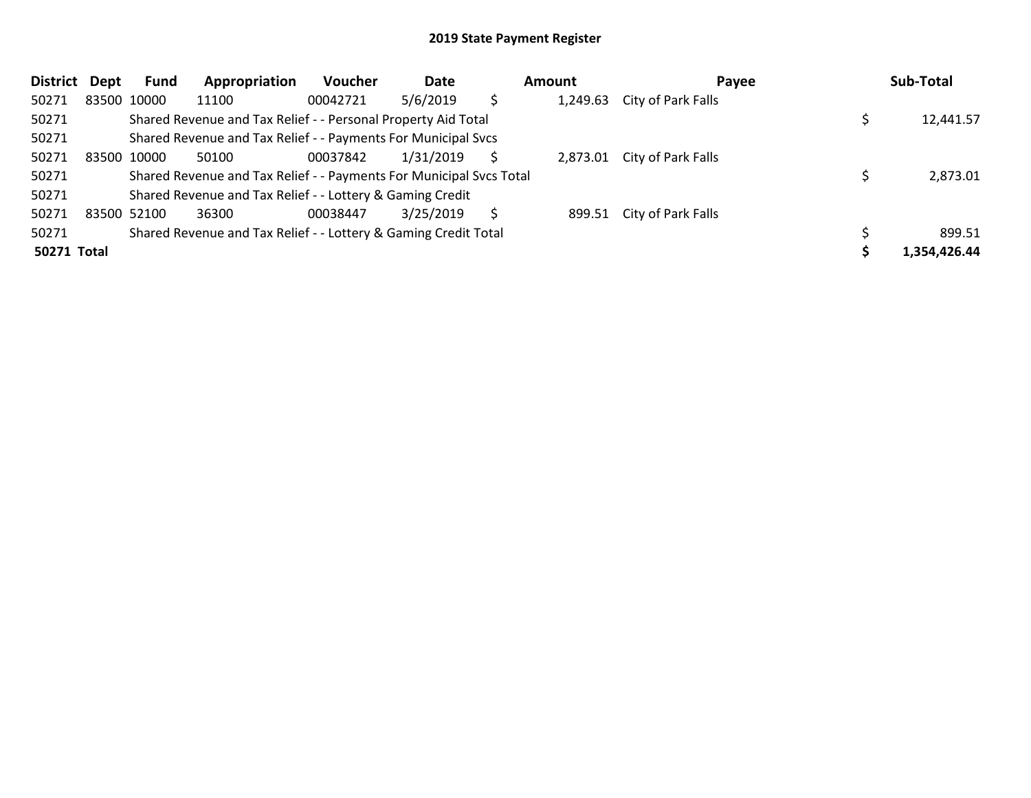# 2019 State Payment Register

| District | Dept | Fund | Appropriation | Voucher | Date | Amount | Payee | Sub-Total |
|---|---|---|---|---|---|---|---|---|
| 50271 | 83500 | 10000 | 11100 | 00042721 | 5/6/2019 | $ 1,249.63 | City of Park Falls | |
| 50271 | | Shared Revenue and Tax Relief - - Personal Property Aid Total | | | | | | $ 12,441.57 |
| 50271 | | Shared Revenue and Tax Relief - - Payments For Municipal Svcs | | | | | | |
| 50271 | 83500 | 10000 | 50100 | 00037842 | 1/31/2019 | $ 2,873.01 | City of Park Falls | |
| 50271 | | Shared Revenue and Tax Relief - - Payments For Municipal Svcs Total | | | | | | $ 2,873.01 |
| 50271 | | Shared Revenue and Tax Relief - - Lottery & Gaming Credit | | | | | | |
| 50271 | 83500 | 52100 | 36300 | 00038447 | 3/25/2019 | $ 899.51 | City of Park Falls | |
| 50271 | | Shared Revenue and Tax Relief - - Lottery & Gaming Credit Total | | | | | | $ 899.51 |
| **50271 Total** | | | | | | | | **$ 1,354,426.44** |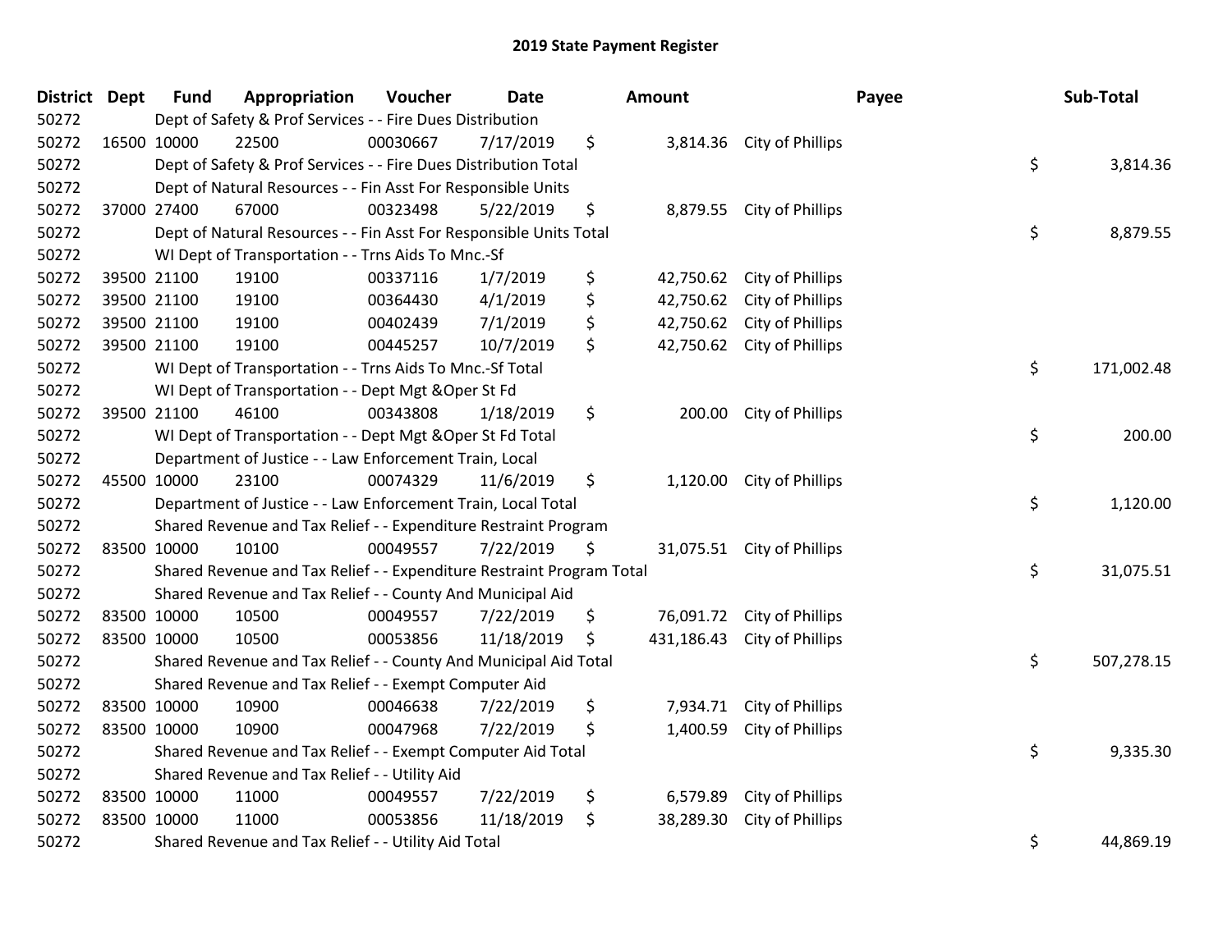# 2019 State Payment Register

| District | Dept | Fund | Appropriation | Voucher | Date | Amount | Payee | Sub-Total |
|---|---|---|---|---|---|---|---|---|
| 50272 | | Dept of Safety & Prof Services - - Fire Dues Distribution | | | | | | |
| 50272 | 16500 | 10000 | 22500 | 00030667 | 7/17/2019 | $ 3,814.36 | City of Phillips | |
| 50272 | | Dept of Safety & Prof Services - - Fire Dues Distribution Total | | | | | | $ 3,814.36 |
| 50272 | | Dept of Natural Resources - - Fin Asst For Responsible Units | | | | | | |
| 50272 | 37000 | 27400 | 67000 | 00323498 | 5/22/2019 | $ 8,879.55 | City of Phillips | |
| 50272 | | Dept of Natural Resources - - Fin Asst For Responsible Units Total | | | | | | $ 8,879.55 |
| 50272 | | WI Dept of Transportation - - Trns Aids To Mnc.-Sf | | | | | | |
| 50272 | 39500 | 21100 | 19100 | 00337116 | 1/7/2019 | $ 42,750.62 | City of Phillips | |
| 50272 | 39500 | 21100 | 19100 | 00364430 | 4/1/2019 | $ 42,750.62 | City of Phillips | |
| 50272 | 39500 | 21100 | 19100 | 00402439 | 7/1/2019 | $ 42,750.62 | City of Phillips | |
| 50272 | 39500 | 21100 | 19100 | 00445257 | 10/7/2019 | $ 42,750.62 | City of Phillips | |
| 50272 | | WI Dept of Transportation - - Trns Aids To Mnc.-Sf Total | | | | | | $ 171,002.48 |
| 50272 | | WI Dept of Transportation - - Dept Mgt &Oper St Fd | | | | | | |
| 50272 | 39500 | 21100 | 46100 | 00343808 | 1/18/2019 | $ 200.00 | City of Phillips | |
| 50272 | | WI Dept of Transportation - - Dept Mgt &Oper St Fd Total | | | | | | $ 200.00 |
| 50272 | | Department of Justice - - Law Enforcement Train, Local | | | | | | |
| 50272 | 45500 | 10000 | 23100 | 00074329 | 11/6/2019 | $ 1,120.00 | City of Phillips | |
| 50272 | | Department of Justice - - Law Enforcement Train, Local Total | | | | | | $ 1,120.00 |
| 50272 | | Shared Revenue and Tax Relief - - Expenditure Restraint Program | | | | | | |
| 50272 | 83500 | 10000 | 10100 | 00049557 | 7/22/2019 | $ 31,075.51 | City of Phillips | |
| 50272 | | Shared Revenue and Tax Relief - - Expenditure Restraint Program Total | | | | | | $ 31,075.51 |
| 50272 | | Shared Revenue and Tax Relief - - County And Municipal Aid | | | | | | |
| 50272 | 83500 | 10000 | 10500 | 00049557 | 7/22/2019 | $ 76,091.72 | City of Phillips | |
| 50272 | 83500 | 10000 | 10500 | 00053856 | 11/18/2019 | $ 431,186.43 | City of Phillips | |
| 50272 | | Shared Revenue and Tax Relief - - County And Municipal Aid Total | | | | | | $ 507,278.15 |
| 50272 | | Shared Revenue and Tax Relief - - Exempt Computer Aid | | | | | | |
| 50272 | 83500 | 10000 | 10900 | 00046638 | 7/22/2019 | $ 7,934.71 | City of Phillips | |
| 50272 | 83500 | 10000 | 10900 | 00047968 | 7/22/2019 | $ 1,400.59 | City of Phillips | |
| 50272 | | Shared Revenue and Tax Relief - - Exempt Computer Aid Total | | | | | | $ 9,335.30 |
| 50272 | | Shared Revenue and Tax Relief - - Utility Aid | | | | | | |
| 50272 | 83500 | 10000 | 11000 | 00049557 | 7/22/2019 | $ 6,579.89 | City of Phillips | |
| 50272 | 83500 | 10000 | 11000 | 00053856 | 11/18/2019 | $ 38,289.30 | City of Phillips | |
| 50272 | | Shared Revenue and Tax Relief - - Utility Aid Total | | | | | | $ 44,869.19 |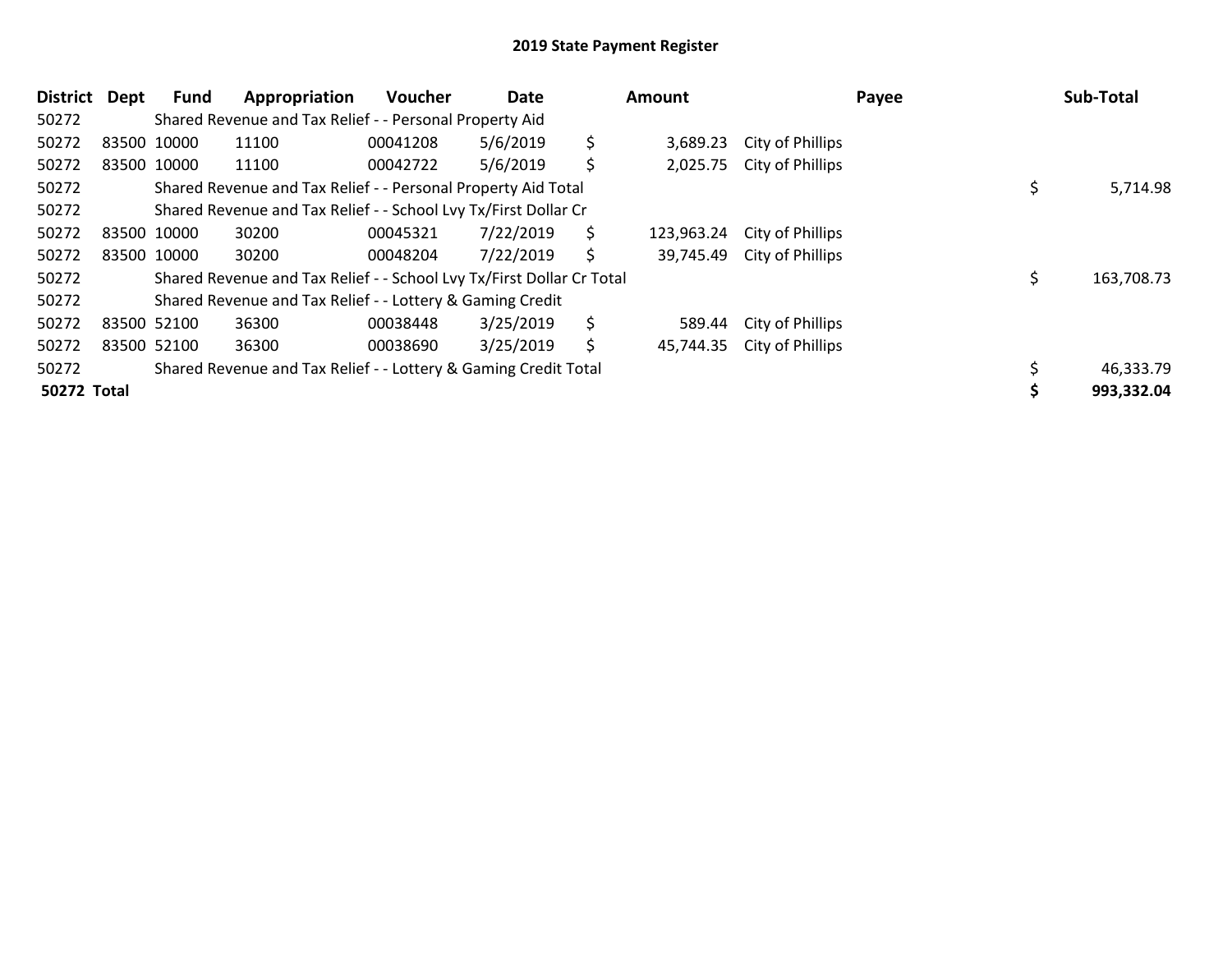# 2019 State Payment Register

| District | Dept | Fund | Appropriation | Voucher | Date | Amount | Payee | Sub-Total |
|---|---|---|---|---|---|---|---|---|
| 50272 | | Shared Revenue and Tax Relief - - Personal Property Aid | | | | | | |
| 50272 | 83500 | 10000 | 11100 | 00041208 | 5/6/2019 | $ 3,689.23 | City of Phillips | |
| 50272 | 83500 | 10000 | 11100 | 00042722 | 5/6/2019 | $ 2,025.75 | City of Phillips | |
| 50272 | | Shared Revenue and Tax Relief - - Personal Property Aid Total | | | | | | $ 5,714.98 |
| 50272 | | Shared Revenue and Tax Relief - - School Lvy Tx/First Dollar Cr | | | | | | |
| 50272 | 83500 | 10000 | 30200 | 00045321 | 7/22/2019 | $ 123,963.24 | City of Phillips | |
| 50272 | 83500 | 10000 | 30200 | 00048204 | 7/22/2019 | $ 39,745.49 | City of Phillips | |
| 50272 | | Shared Revenue and Tax Relief - - School Lvy Tx/First Dollar Cr Total | | | | | | $ 163,708.73 |
| 50272 | | Shared Revenue and Tax Relief - - Lottery & Gaming Credit | | | | | | |
| 50272 | 83500 | 52100 | 36300 | 00038448 | 3/25/2019 | $ 589.44 | City of Phillips | |
| 50272 | 83500 | 52100 | 36300 | 00038690 | 3/25/2019 | $ 45,744.35 | City of Phillips | |
| 50272 | | Shared Revenue and Tax Relief - - Lottery & Gaming Credit Total | | | | | | $ 46,333.79 |
| **50272 Total** | | | | | | | | **$ 993,332.04** |